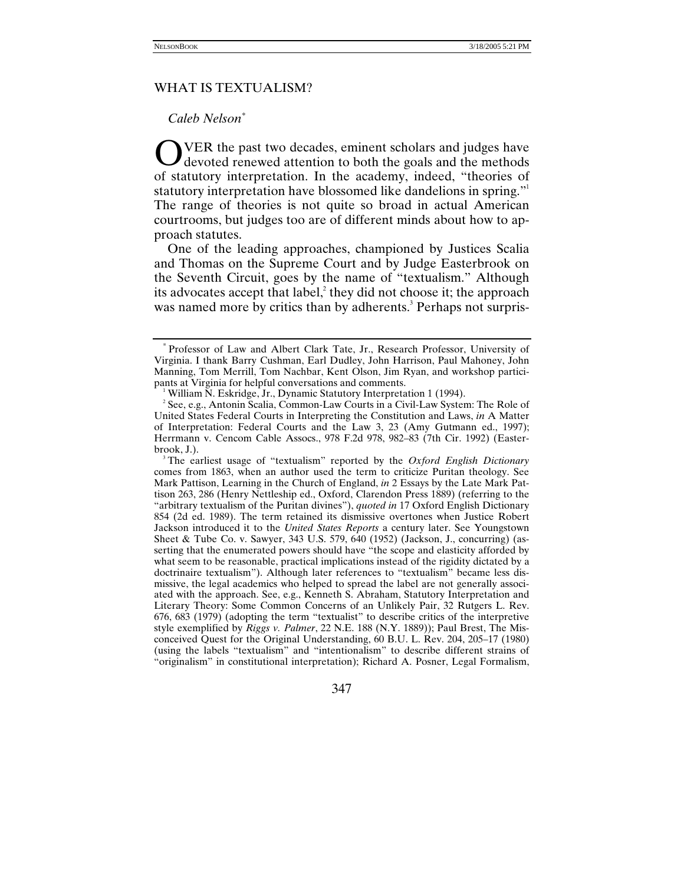# WHAT IS TEXTUALISM?

*Caleb Nelson*[*]

OVER the past two decades, eminent scholars and judges have devoted renewed attention to both the goals and the methods of statutory interpretation. In the academy, indeed, "theories of statutory interpretation have blossomed like dandelions in spring."[1] The range of theories is not quite so broad in actual American courtrooms, but judges too are of different minds about how to approach statutes.

One of the leading approaches, championed by Justices Scalia and Thomas on the Supreme Court and by Judge Easterbrook on the Seventh Circuit, goes by the name of "textualism." Although its advocates accept that label,[2] they did not choose it; the approach was named more by critics than by adherents.[3] Perhaps not surpris-

---

[*] Professor of Law and Albert Clark Tate, Jr., Research Professor, University of Virginia. I thank Barry Cushman, Earl Dudley, John Harrison, Paul Mahoney, John Manning, Tom Merrill, Tom Nachbar, Kent Olson, Jim Ryan, and workshop participants at Virginia for helpful conversations and comments.

[1] William N. Eskridge, Jr., Dynamic Statutory Interpretation 1 (1994).

[2] See, e.g., Antonin Scalia, Common-Law Courts in a Civil-Law System: The Role of United States Federal Courts in Interpreting the Constitution and Laws, *in* A Matter of Interpretation: Federal Courts and the Law 3, 23 (Amy Gutmann ed., 1997); Herrmann v. Cencom Cable Assocs., 978 F.2d 978, 982–83 (7th Cir. 1992) (Easterbrook, J.).

[3] The earliest usage of "textualism" reported by the *Oxford English Dictionary* comes from 1863, when an author used the term to criticize Puritan theology. See Mark Pattison, Learning in the Church of England, *in* 2 Essays by the Late Mark Pattison 263, 286 (Henry Nettleship ed., Oxford, Clarendon Press 1889) (referring to the "arbitrary textualism of the Puritan divines"), *quoted in* 17 Oxford English Dictionary 854 (2d ed. 1989). The term retained its dismissive overtones when Justice Robert Jackson introduced it to the *United States Reports* a century later. See Youngstown Sheet & Tube Co. v. Sawyer, 343 U.S. 579, 640 (1952) (Jackson, J., concurring) (asserting that the enumerated powers should have "the scope and elasticity afforded by what seem to be reasonable, practical implications instead of the rigidity dictated by a doctrinaire textualism"). Although later references to "textualism" became less dismissive, the legal academics who helped to spread the label are not generally associated with the approach. See, e.g., Kenneth S. Abraham, Statutory Interpretation and Literary Theory: Some Common Concerns of an Unlikely Pair, 32 Rutgers L. Rev. 676, 683 (1979) (adopting the term "textualist" to describe critics of the interpretive style exemplified by *Riggs v. Palmer*, 22 N.E. 188 (N.Y. 1889)); Paul Brest, The Misconceived Quest for the Original Understanding, 60 B.U. L. Rev. 204, 205–17 (1980) (using the labels "textualism" and "intentionalism" to describe different strains of "originalism" in constitutional interpretation); Richard A. Posner, Legal Formalism,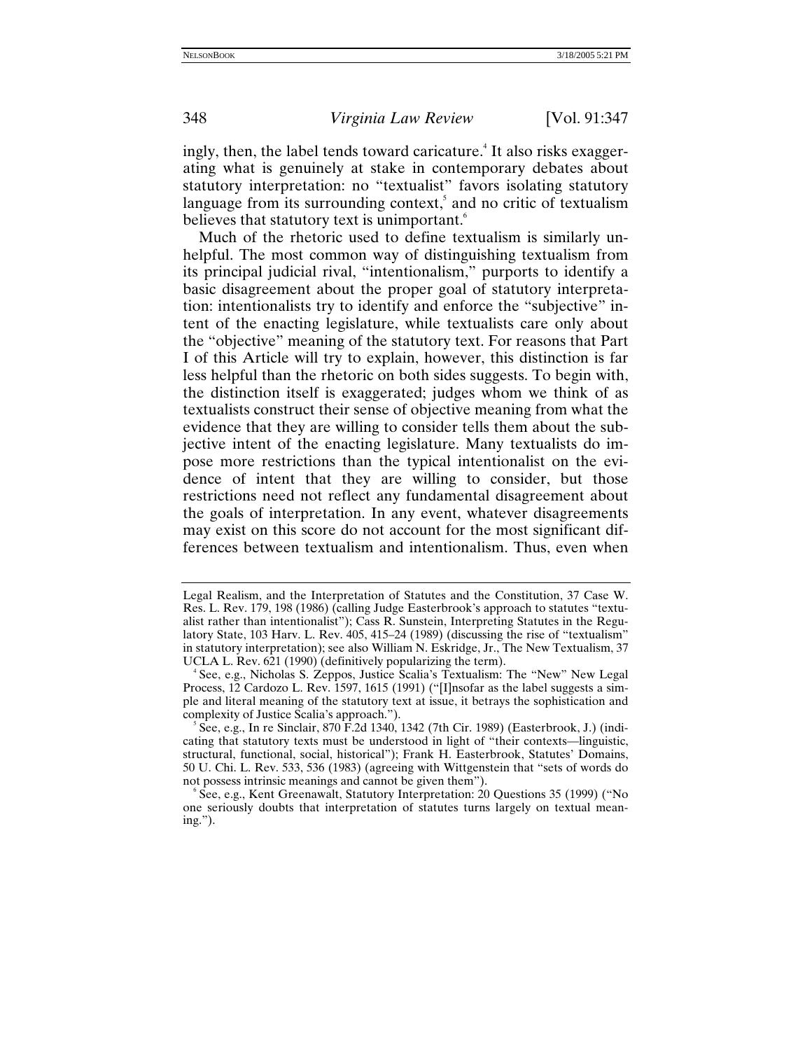ingly, then, the label tends toward caricature.[4] It also risks exaggerating what is genuinely at stake in contemporary debates about statutory interpretation: no "textualist" favors isolating statutory language from its surrounding context,[5] and no critic of textualism believes that statutory text is unimportant.[6]

Much of the rhetoric used to define textualism is similarly unhelpful. The most common way of distinguishing textualism from its principal judicial rival, "intentionalism," purports to identify a basic disagreement about the proper goal of statutory interpretation: intentionalists try to identify and enforce the "subjective" intent of the enacting legislature, while textualists care only about the "objective" meaning of the statutory text. For reasons that Part I of this Article will try to explain, however, this distinction is far less helpful than the rhetoric on both sides suggests. To begin with, the distinction itself is exaggerated; judges whom we think of as textualists construct their sense of objective meaning from what the evidence that they are willing to consider tells them about the subjective intent of the enacting legislature. Many textualists do impose more restrictions than the typical intentionalist on the evidence of intent that they are willing to consider, but those restrictions need not reflect any fundamental disagreement about the goals of interpretation. In any event, whatever disagreements may exist on this score do not account for the most significant differences between textualism and intentionalism. Thus, even when

---

Legal Realism, and the Interpretation of Statutes and the Constitution, 37 Case W. Res. L. Rev. 179, 198 (1986) (calling Judge Easterbrook's approach to statutes "textualist rather than intentionalist"); Cass R. Sunstein, Interpreting Statutes in the Regulatory State, 103 Harv. L. Rev. 405, 415–24 (1989) (discussing the rise of "textualism" in statutory interpretation); see also William N. Eskridge, Jr., The New Textualism, 37 UCLA L. Rev. 621 (1990) (definitively popularizing the term).

[4] See, e.g., Nicholas S. Zeppos, Justice Scalia's Textualism: The "New" New Legal Process, 12 Cardozo L. Rev. 1597, 1615 (1991) ("[I]nsofar as the label suggests a simple and literal meaning of the statutory text at issue, it betrays the sophistication and complexity of Justice Scalia's approach.").

[5] See, e.g., In re Sinclair, 870 F.2d 1340, 1342 (7th Cir. 1989) (Easterbrook, J.) (indicating that statutory texts must be understood in light of "their contexts—linguistic, structural, functional, social, historical"); Frank H. Easterbrook, Statutes' Domains, 50 U. Chi. L. Rev. 533, 536 (1983) (agreeing with Wittgenstein that "sets of words do not possess intrinsic meanings and cannot be given them").

[6] See, e.g., Kent Greenawalt, Statutory Interpretation: 20 Questions 35 (1999) ("No one seriously doubts that interpretation of statutes turns largely on textual meaning.").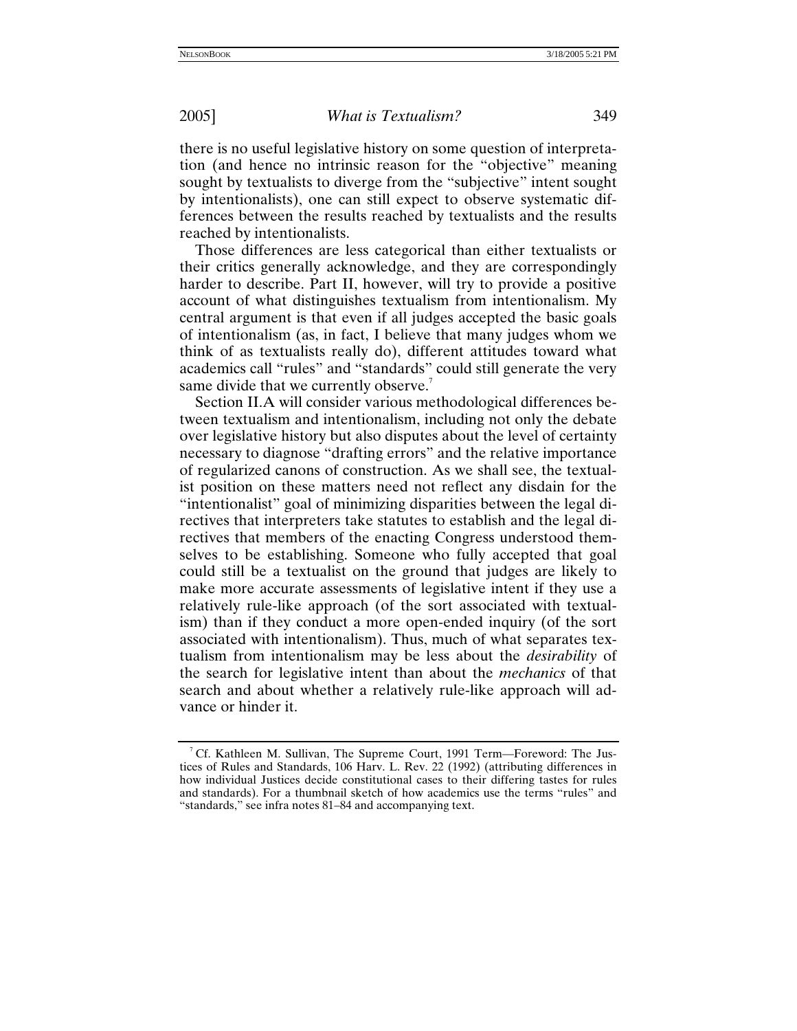there is no useful legislative history on some question of interpretation (and hence no intrinsic reason for the "objective" meaning sought by textualists to diverge from the "subjective" intent sought by intentionalists), one can still expect to observe systematic differences between the results reached by textualists and the results reached by intentionalists.

Those differences are less categorical than either textualists or their critics generally acknowledge, and they are correspondingly harder to describe. Part II, however, will try to provide a positive account of what distinguishes textualism from intentionalism. My central argument is that even if all judges accepted the basic goals of intentionalism (as, in fact, I believe that many judges whom we think of as textualists really do), different attitudes toward what academics call "rules" and "standards" could still generate the very same divide that we currently observe.[7]

Section II.A will consider various methodological differences between textualism and intentionalism, including not only the debate over legislative history but also disputes about the level of certainty necessary to diagnose "drafting errors" and the relative importance of regularized canons of construction. As we shall see, the textualist position on these matters need not reflect any disdain for the "intentionalist" goal of minimizing disparities between the legal directives that interpreters take statutes to establish and the legal directives that members of the enacting Congress understood themselves to be establishing. Someone who fully accepted that goal could still be a textualist on the ground that judges are likely to make more accurate assessments of legislative intent if they use a relatively rule-like approach (of the sort associated with textualism) than if they conduct a more open-ended inquiry (of the sort associated with intentionalism). Thus, much of what separates textualism from intentionalism may be less about the *desirability* of the search for legislative intent than about the *mechanics* of that search and about whether a relatively rule-like approach will advance or hinder it.

[7] Cf. Kathleen M. Sullivan, The Supreme Court, 1991 Term—Foreword: The Justices of Rules and Standards, 106 Harv. L. Rev. 22 (1992) (attributing differences in how individual Justices decide constitutional cases to their differing tastes for rules and standards). For a thumbnail sketch of how academics use the terms "rules" and "standards," see infra notes 81–84 and accompanying text.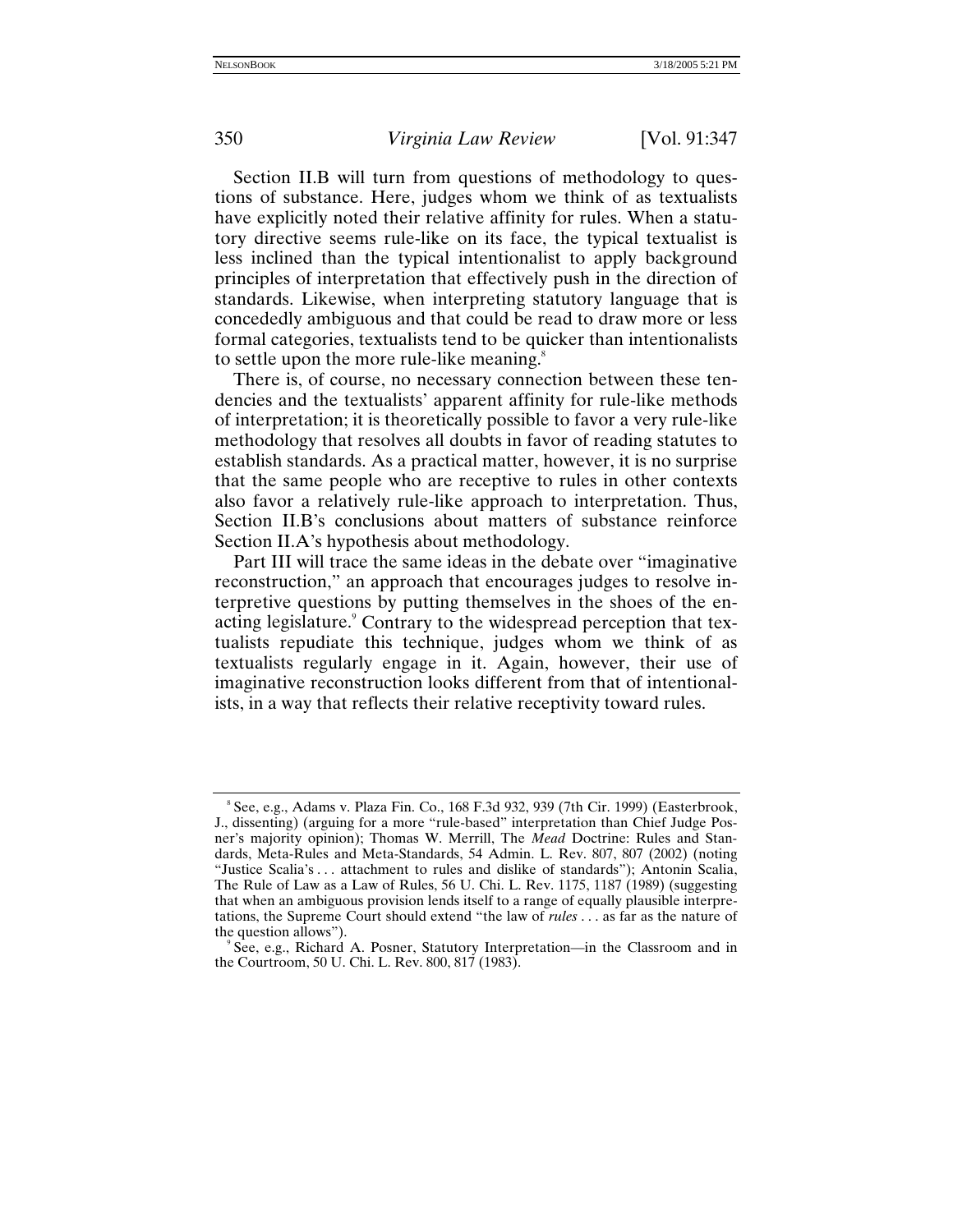Section II.B will turn from questions of methodology to questions of substance. Here, judges whom we think of as textualists have explicitly noted their relative affinity for rules. When a statutory directive seems rule-like on its face, the typical textualist is less inclined than the typical intentionalist to apply background principles of interpretation that effectively push in the direction of standards. Likewise, when interpreting statutory language that is concededly ambiguous and that could be read to draw more or less formal categories, textualists tend to be quicker than intentionalists to settle upon the more rule-like meaning.[8]

There is, of course, no necessary connection between these tendencies and the textualists' apparent affinity for rule-like methods of interpretation; it is theoretically possible to favor a very rule-like methodology that resolves all doubts in favor of reading statutes to establish standards. As a practical matter, however, it is no surprise that the same people who are receptive to rules in other contexts also favor a relatively rule-like approach to interpretation. Thus, Section II.B's conclusions about matters of substance reinforce Section II.A's hypothesis about methodology.

Part III will trace the same ideas in the debate over "imaginative reconstruction," an approach that encourages judges to resolve interpretive questions by putting themselves in the shoes of the enacting legislature.[9] Contrary to the widespread perception that textualists repudiate this technique, judges whom we think of as textualists regularly engage in it. Again, however, their use of imaginative reconstruction looks different from that of intentionalists, in a way that reflects their relative receptivity toward rules.

---

[8] See, e.g., Adams v. Plaza Fin. Co., 168 F.3d 932, 939 (7th Cir. 1999) (Easterbrook, J., dissenting) (arguing for a more "rule-based" interpretation than Chief Judge Posner's majority opinion); Thomas W. Merrill, The *Mead* Doctrine: Rules and Standards, Meta-Rules and Meta-Standards, 54 Admin. L. Rev. 807, 807 (2002) (noting "Justice Scalia's . . . attachment to rules and dislike of standards"); Antonin Scalia, The Rule of Law as a Law of Rules, 56 U. Chi. L. Rev. 1175, 1187 (1989) (suggesting that when an ambiguous provision lends itself to a range of equally plausible interpretations, the Supreme Court should extend "the law of *rules* . . . as far as the nature of the question allows").

[9] See, e.g., Richard A. Posner, Statutory Interpretation—in the Classroom and in the Courtroom, 50 U. Chi. L. Rev. 800, 817 (1983).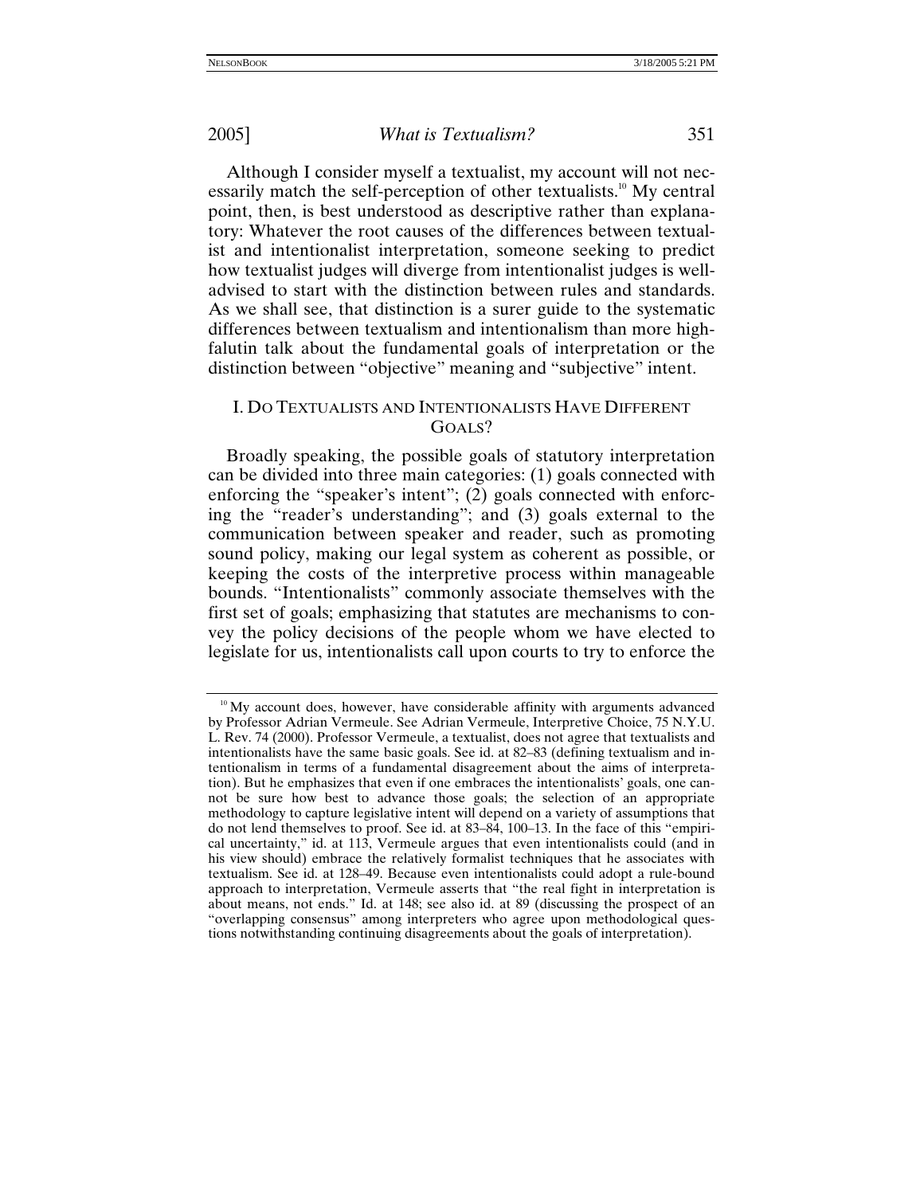Although I consider myself a textualist, my account will not necessarily match the self-perception of other textualists.[10] My central point, then, is best understood as descriptive rather than explanatory: Whatever the root causes of the differences between textualist and intentionalist interpretation, someone seeking to predict how textualist judges will diverge from intentionalist judges is well-advised to start with the distinction between rules and standards. As we shall see, that distinction is a surer guide to the systematic differences between textualism and intentionalism than more highfalutin talk about the fundamental goals of interpretation or the distinction between "objective" meaning and "subjective" intent.

## I. Do Textualists and Intentionalists Have Different Goals?

Broadly speaking, the possible goals of statutory interpretation can be divided into three main categories: (1) goals connected with enforcing the "speaker's intent"; (2) goals connected with enforcing the "reader's understanding"; and (3) goals external to the communication between speaker and reader, such as promoting sound policy, making our legal system as coherent as possible, or keeping the costs of the interpretive process within manageable bounds. "Intentionalists" commonly associate themselves with the first set of goals; emphasizing that statutes are mechanisms to convey the policy decisions of the people whom we have elected to legislate for us, intentionalists call upon courts to try to enforce the

---

[10] My account does, however, have considerable affinity with arguments advanced by Professor Adrian Vermeule. See Adrian Vermeule, Interpretive Choice, 75 N.Y.U. L. Rev. 74 (2000). Professor Vermeule, a textualist, does not agree that textualists and intentionalists have the same basic goals. See id. at 82–83 (defining textualism and intentionalism in terms of a fundamental disagreement about the aims of interpretation). But he emphasizes that even if one embraces the intentionalists' goals, one cannot be sure how best to advance those goals; the selection of an appropriate methodology to capture legislative intent will depend on a variety of assumptions that do not lend themselves to proof. See id. at 83–84, 100–13. In the face of this "empirical uncertainty," id. at 113, Vermeule argues that even intentionalists could (and in his view should) embrace the relatively formalist techniques that he associates with textualism. See id. at 128–49. Because even intentionalists could adopt a rule-bound approach to interpretation, Vermeule asserts that "the real fight in interpretation is about means, not ends." Id. at 148; see also id. at 89 (discussing the prospect of an "overlapping consensus" among interpreters who agree upon methodological questions notwithstanding continuing disagreements about the goals of interpretation).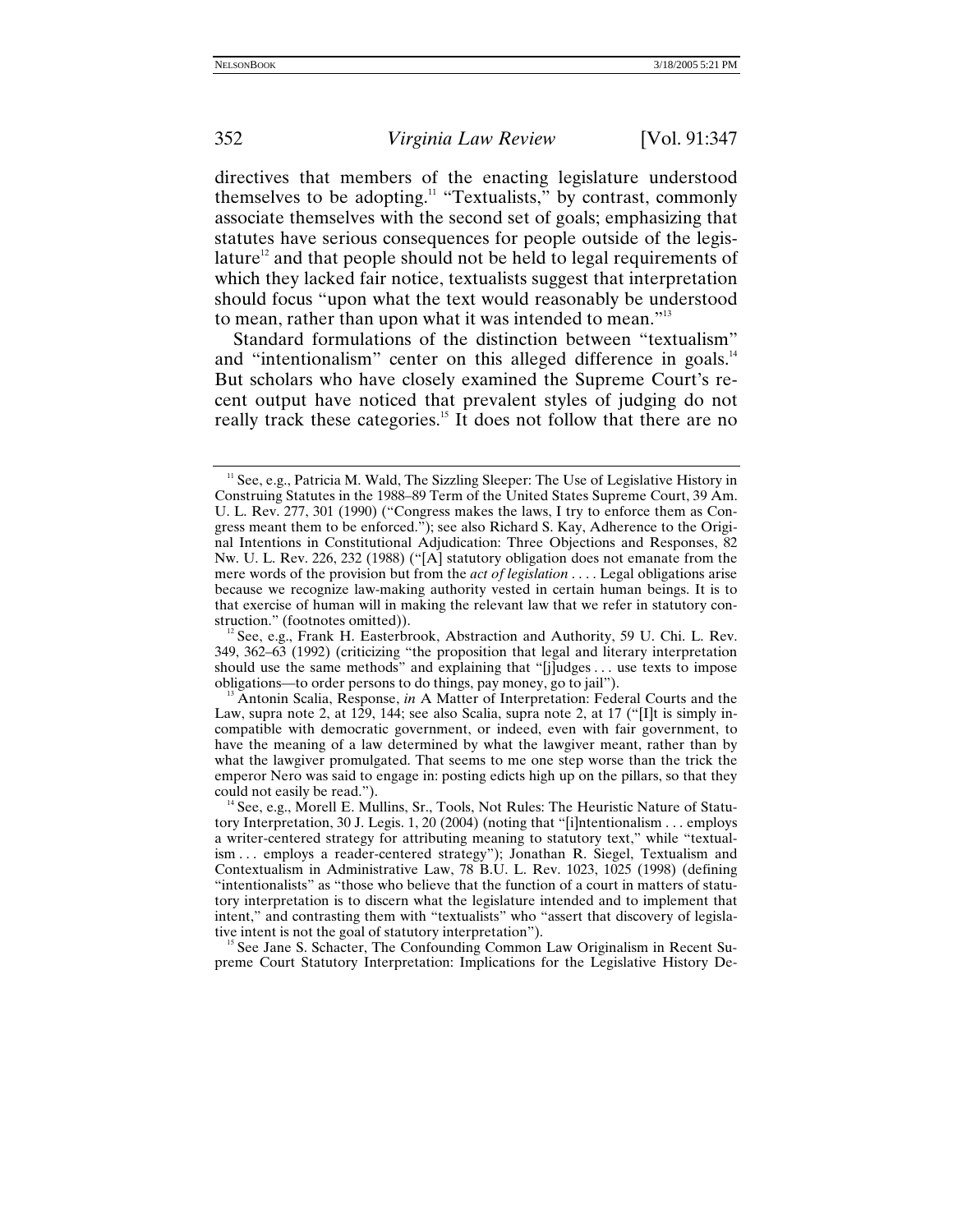directives that members of the enacting legislature understood themselves to be adopting.[11] "Textualists," by contrast, commonly associate themselves with the second set of goals; emphasizing that statutes have serious consequences for people outside of the legislature[12] and that people should not be held to legal requirements of which they lacked fair notice, textualists suggest that interpretation should focus "upon what the text would reasonably be understood to mean, rather than upon what it was intended to mean."[13]

Standard formulations of the distinction between "textualism" and "intentionalism" center on this alleged difference in goals.[14] But scholars who have closely examined the Supreme Court's recent output have noticed that prevalent styles of judging do not really track these categories.[15] It does not follow that there are no

---

[11] See, e.g., Patricia M. Wald, The Sizzling Sleeper: The Use of Legislative History in Construing Statutes in the 1988–89 Term of the United States Supreme Court, 39 Am. U. L. Rev. 277, 301 (1990) ("Congress makes the laws, I try to enforce them as Congress meant them to be enforced."); see also Richard S. Kay, Adherence to the Original Intentions in Constitutional Adjudication: Three Objections and Responses, 82 Nw. U. L. Rev. 226, 232 (1988) ("[A] statutory obligation does not emanate from the mere words of the provision but from the *act of legislation* . . . . Legal obligations arise because we recognize law-making authority vested in certain human beings. It is to that exercise of human will in making the relevant law that we refer in statutory construction." (footnotes omitted)).

[12] See, e.g., Frank H. Easterbrook, Abstraction and Authority, 59 U. Chi. L. Rev. 349, 362–63 (1992) (criticizing "the proposition that legal and literary interpretation should use the same methods" and explaining that "[j]udges . . . use texts to impose obligations—to order persons to do things, pay money, go to jail").

[13] Antonin Scalia, Response, *in* A Matter of Interpretation: Federal Courts and the Law, supra note 2, at 129, 144; see also Scalia, supra note 2, at 17 ("[I]t is simply incompatible with democratic government, or indeed, even with fair government, to have the meaning of a law determined by what the lawgiver meant, rather than by what the lawgiver promulgated. That seems to me one step worse than the trick the emperor Nero was said to engage in: posting edicts high up on the pillars, so that they could not easily be read.").

[14] See, e.g., Morell E. Mullins, Sr., Tools, Not Rules: The Heuristic Nature of Statutory Interpretation, 30 J. Legis. 1, 20 (2004) (noting that "[i]ntentionalism . . . employs a writer-centered strategy for attributing meaning to statutory text," while "textualism . . . employs a reader-centered strategy"); Jonathan R. Siegel, Textualism and Contextualism in Administrative Law, 78 B.U. L. Rev. 1023, 1025 (1998) (defining "intentionalists" as "those who believe that the function of a court in matters of statutory interpretation is to discern what the legislature intended and to implement that intent," and contrasting them with "textualists" who "assert that discovery of legislative intent is not the goal of statutory interpretation").

[15] See Jane S. Schacter, The Confounding Common Law Originalism in Recent Supreme Court Statutory Interpretation: Implications for the Legislative History De-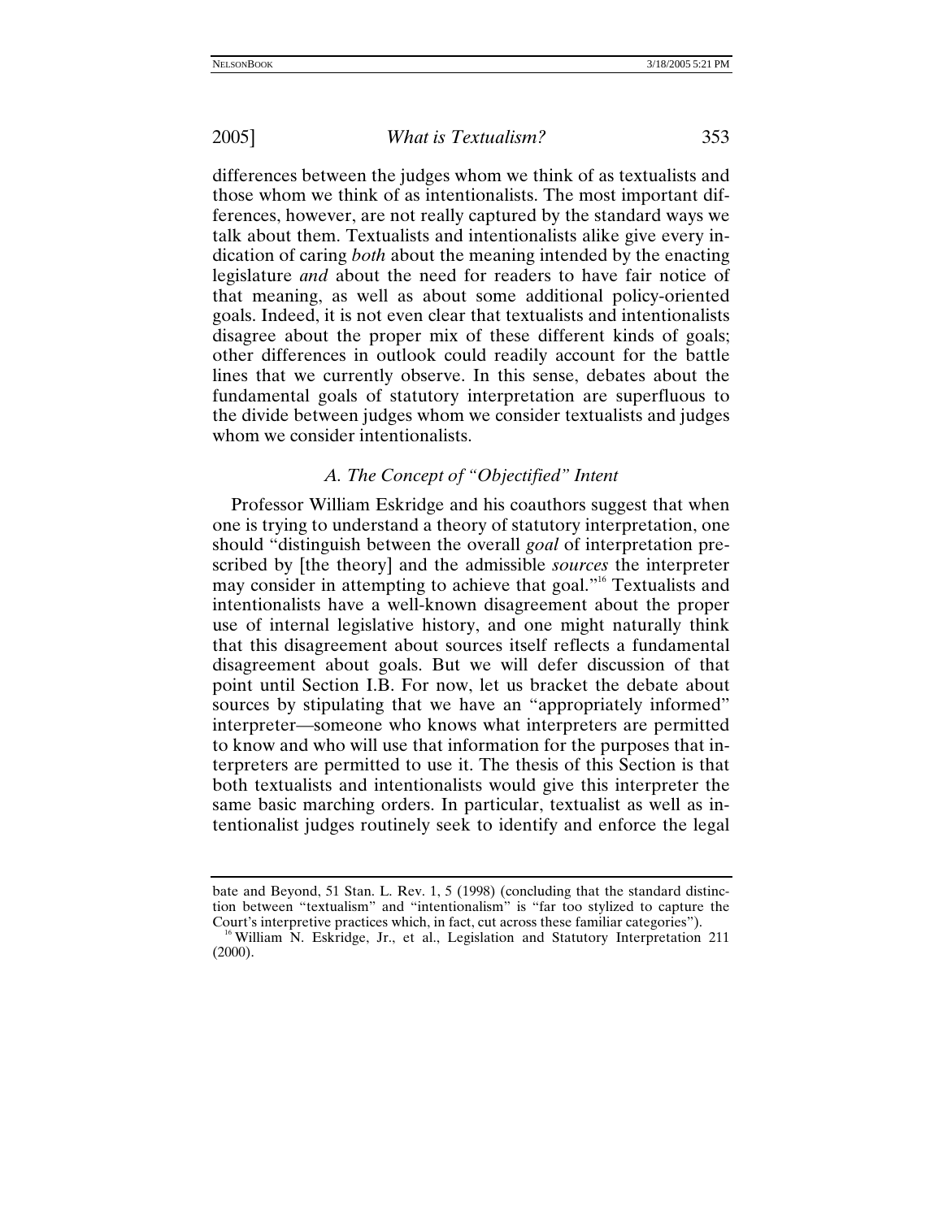differences between the judges whom we think of as textualists and those whom we think of as intentionalists. The most important differences, however, are not really captured by the standard ways we talk about them. Textualists and intentionalists alike give every indication of caring *both* about the meaning intended by the enacting legislature *and* about the need for readers to have fair notice of that meaning, as well as about some additional policy-oriented goals. Indeed, it is not even clear that textualists and intentionalists disagree about the proper mix of these different kinds of goals; other differences in outlook could readily account for the battle lines that we currently observe. In this sense, debates about the fundamental goals of statutory interpretation are superfluous to the divide between judges whom we consider textualists and judges whom we consider intentionalists.

### *A. The Concept of "Objectified" Intent*

Professor William Eskridge and his coauthors suggest that when one is trying to understand a theory of statutory interpretation, one should "distinguish between the overall *goal* of interpretation prescribed by [the theory] and the admissible *sources* the interpreter may consider in attempting to achieve that goal."[16] Textualists and intentionalists have a well-known disagreement about the proper use of internal legislative history, and one might naturally think that this disagreement about sources itself reflects a fundamental disagreement about goals. But we will defer discussion of that point until Section I.B. For now, let us bracket the debate about sources by stipulating that we have an "appropriately informed" interpreter—someone who knows what interpreters are permitted to know and who will use that information for the purposes that interpreters are permitted to use it. The thesis of this Section is that both textualists and intentionalists would give this interpreter the same basic marching orders. In particular, textualist as well as intentionalist judges routinely seek to identify and enforce the legal

bate and Beyond, 51 Stan. L. Rev. 1, 5 (1998) (concluding that the standard distinction between "textualism" and "intentionalism" is "far too stylized to capture the Court's interpretive practices which, in fact, cut across these familiar categories").

[16] William N. Eskridge, Jr., et al., Legislation and Statutory Interpretation 211 (2000).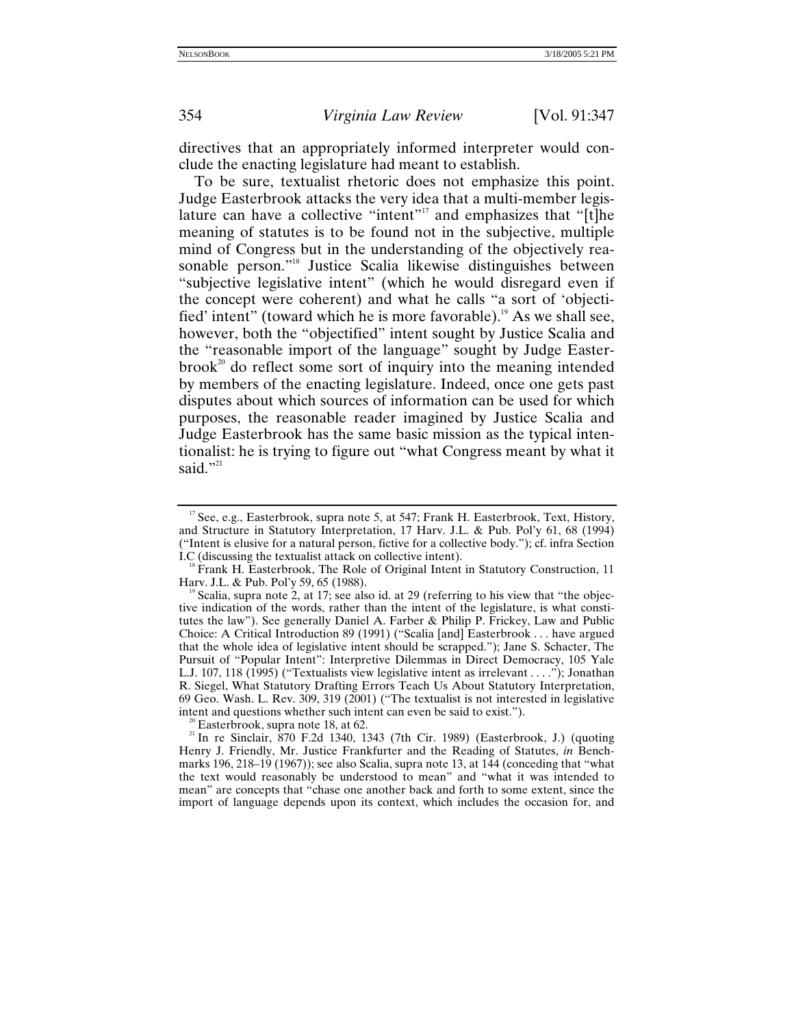directives that an appropriately informed interpreter would conclude the enacting legislature had meant to establish.

To be sure, textualist rhetoric does not emphasize this point. Judge Easterbrook attacks the very idea that a multi-member legislature can have a collective "intent"[17] and emphasizes that "[t]he meaning of statutes is to be found not in the subjective, multiple mind of Congress but in the understanding of the objectively reasonable person."[18] Justice Scalia likewise distinguishes between "subjective legislative intent" (which he would disregard even if the concept were coherent) and what he calls "a sort of 'objectified' intent" (toward which he is more favorable).[19] As we shall see, however, both the "objectified" intent sought by Justice Scalia and the "reasonable import of the language" sought by Judge Easterbrook[20] do reflect some sort of inquiry into the meaning intended by members of the enacting legislature. Indeed, once one gets past disputes about which sources of information can be used for which purposes, the reasonable reader imagined by Justice Scalia and Judge Easterbrook has the same basic mission as the typical intentionalist: he is trying to figure out "what Congress meant by what it said."[21]

---

[17] See, e.g., Easterbrook, supra note 5, at 547; Frank H. Easterbrook, Text, History, and Structure in Statutory Interpretation, 17 Harv. J.L. & Pub. Pol'y 61, 68 (1994) ("Intent is elusive for a natural person, fictive for a collective body."); cf. infra Section I.C (discussing the textualist attack on collective intent).

[18] Frank H. Easterbrook, The Role of Original Intent in Statutory Construction, 11 Harv. J.L. & Pub. Pol'y 59, 65 (1988).

[19] Scalia, supra note 2, at 17; see also id. at 29 (referring to his view that "the objective indication of the words, rather than the intent of the legislature, is what constitutes the law"). See generally Daniel A. Farber & Philip P. Frickey, Law and Public Choice: A Critical Introduction 89 (1991) ("Scalia [and] Easterbrook . . . have argued that the whole idea of legislative intent should be scrapped."); Jane S. Schacter, The Pursuit of "Popular Intent": Interpretive Dilemmas in Direct Democracy, 105 Yale L.J. 107, 118 (1995) ("Textualists view legislative intent as irrelevant . . . ."); Jonathan R. Siegel, What Statutory Drafting Errors Teach Us About Statutory Interpretation, 69 Geo. Wash. L. Rev. 309, 319 (2001) ("The textualist is not interested in legislative intent and questions whether such intent can even be said to exist.").

[20] Easterbrook, supra note 18, at 62.

[21] In re Sinclair, 870 F.2d 1340, 1343 (7th Cir. 1989) (Easterbrook, J.) (quoting Henry J. Friendly, Mr. Justice Frankfurter and the Reading of Statutes, *in* Benchmarks 196, 218–19 (1967)); see also Scalia, supra note 13, at 144 (conceding that "what the text would reasonably be understood to mean" and "what it was intended to mean" are concepts that "chase one another back and forth to some extent, since the import of language depends upon its context, which includes the occasion for, and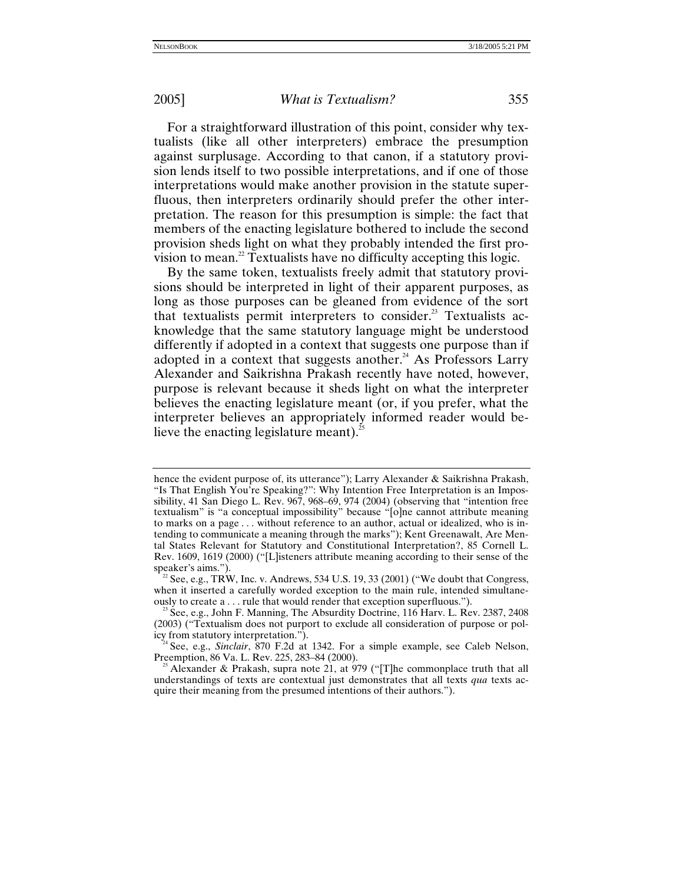For a straightforward illustration of this point, consider why textualists (like all other interpreters) embrace the presumption against surplusage. According to that canon, if a statutory provision lends itself to two possible interpretations, and if one of those interpretations would make another provision in the statute superfluous, then interpreters ordinarily should prefer the other interpretation. The reason for this presumption is simple: the fact that members of the enacting legislature bothered to include the second provision sheds light on what they probably intended the first provision to mean.[22] Textualists have no difficulty accepting this logic.

By the same token, textualists freely admit that statutory provisions should be interpreted in light of their apparent purposes, as long as those purposes can be gleaned from evidence of the sort that textualists permit interpreters to consider.[23] Textualists acknowledge that the same statutory language might be understood differently if adopted in a context that suggests one purpose than if adopted in a context that suggests another.[24] As Professors Larry Alexander and Saikrishna Prakash recently have noted, however, purpose is relevant because it sheds light on what the interpreter believes the enacting legislature meant (or, if you prefer, what the interpreter believes an appropriately informed reader would believe the enacting legislature meant).[25]

---

hence the evident purpose of, its utterance"); Larry Alexander & Saikrishna Prakash, "Is That English You're Speaking?": Why Intention Free Interpretation is an Impossibility, 41 San Diego L. Rev. 967, 968–69, 974 (2004) (observing that "intention free textualism" is "a conceptual impossibility" because "[o]ne cannot attribute meaning to marks on a page . . . without reference to an author, actual or idealized, who is intending to communicate a meaning through the marks"); Kent Greenawalt, Are Mental States Relevant for Statutory and Constitutional Interpretation?, 85 Cornell L. Rev. 1609, 1619 (2000) ("[L]isteners attribute meaning according to their sense of the speaker's aims.").

[22] See, e.g., TRW, Inc. v. Andrews, 534 U.S. 19, 33 (2001) ("We doubt that Congress, when it inserted a carefully worded exception to the main rule, intended simultaneously to create a . . . rule that would render that exception superfluous.").

[23] See, e.g., John F. Manning, The Absurdity Doctrine, 116 Harv. L. Rev. 2387, 2408 (2003) ("Textualism does not purport to exclude all consideration of purpose or policy from statutory interpretation.").

[24] See, e.g., *Sinclair*, 870 F.2d at 1342. For a simple example, see Caleb Nelson, Preemption, 86 Va. L. Rev. 225, 283–84 (2000).

[25] Alexander & Prakash, supra note 21, at 979 ("[T]he commonplace truth that all understandings of texts are contextual just demonstrates that all texts *qua* texts acquire their meaning from the presumed intentions of their authors.").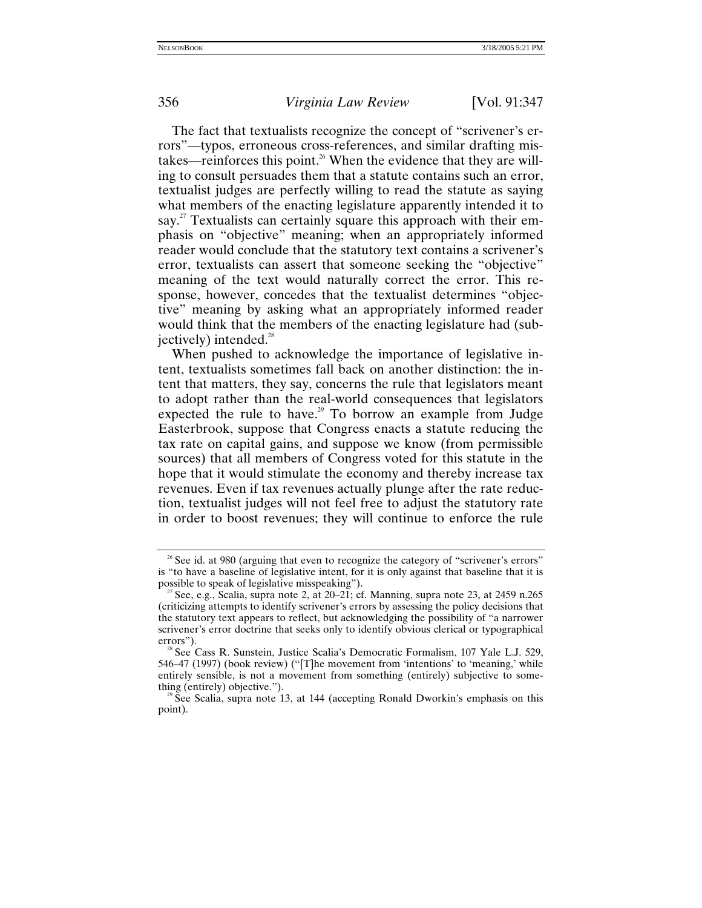The fact that textualists recognize the concept of "scrivener's errors"—typos, erroneous cross-references, and similar drafting mistakes—reinforces this point.[26] When the evidence that they are willing to consult persuades them that a statute contains such an error, textualist judges are perfectly willing to read the statute as saying what members of the enacting legislature apparently intended it to say.[27] Textualists can certainly square this approach with their emphasis on "objective" meaning; when an appropriately informed reader would conclude that the statutory text contains a scrivener's error, textualists can assert that someone seeking the "objective" meaning of the text would naturally correct the error. This response, however, concedes that the textualist determines "objective" meaning by asking what an appropriately informed reader would think that the members of the enacting legislature had (subjectively) intended.[28]

When pushed to acknowledge the importance of legislative intent, textualists sometimes fall back on another distinction: the intent that matters, they say, concerns the rule that legislators meant to adopt rather than the real-world consequences that legislators expected the rule to have.[29] To borrow an example from Judge Easterbrook, suppose that Congress enacts a statute reducing the tax rate on capital gains, and suppose we know (from permissible sources) that all members of Congress voted for this statute in the hope that it would stimulate the economy and thereby increase tax revenues. Even if tax revenues actually plunge after the rate reduction, textualist judges will not feel free to adjust the statutory rate in order to boost revenues; they will continue to enforce the rule

---

[26] See id. at 980 (arguing that even to recognize the category of "scrivener's errors" is "to have a baseline of legislative intent, for it is only against that baseline that it is possible to speak of legislative misspeaking").

[27] See, e.g., Scalia, supra note 2, at 20–21; cf. Manning, supra note 23, at 2459 n.265 (criticizing attempts to identify scrivener's errors by assessing the policy decisions that the statutory text appears to reflect, but acknowledging the possibility of "a narrower scrivener's error doctrine that seeks only to identify obvious clerical or typographical errors").

[28] See Cass R. Sunstein, Justice Scalia's Democratic Formalism, 107 Yale L.J. 529, 546–47 (1997) (book review) ("[T]he movement from 'intentions' to 'meaning,' while entirely sensible, is not a movement from something (entirely) subjective to something (entirely) objective.").

[29] See Scalia, supra note 13, at 144 (accepting Ronald Dworkin's emphasis on this point).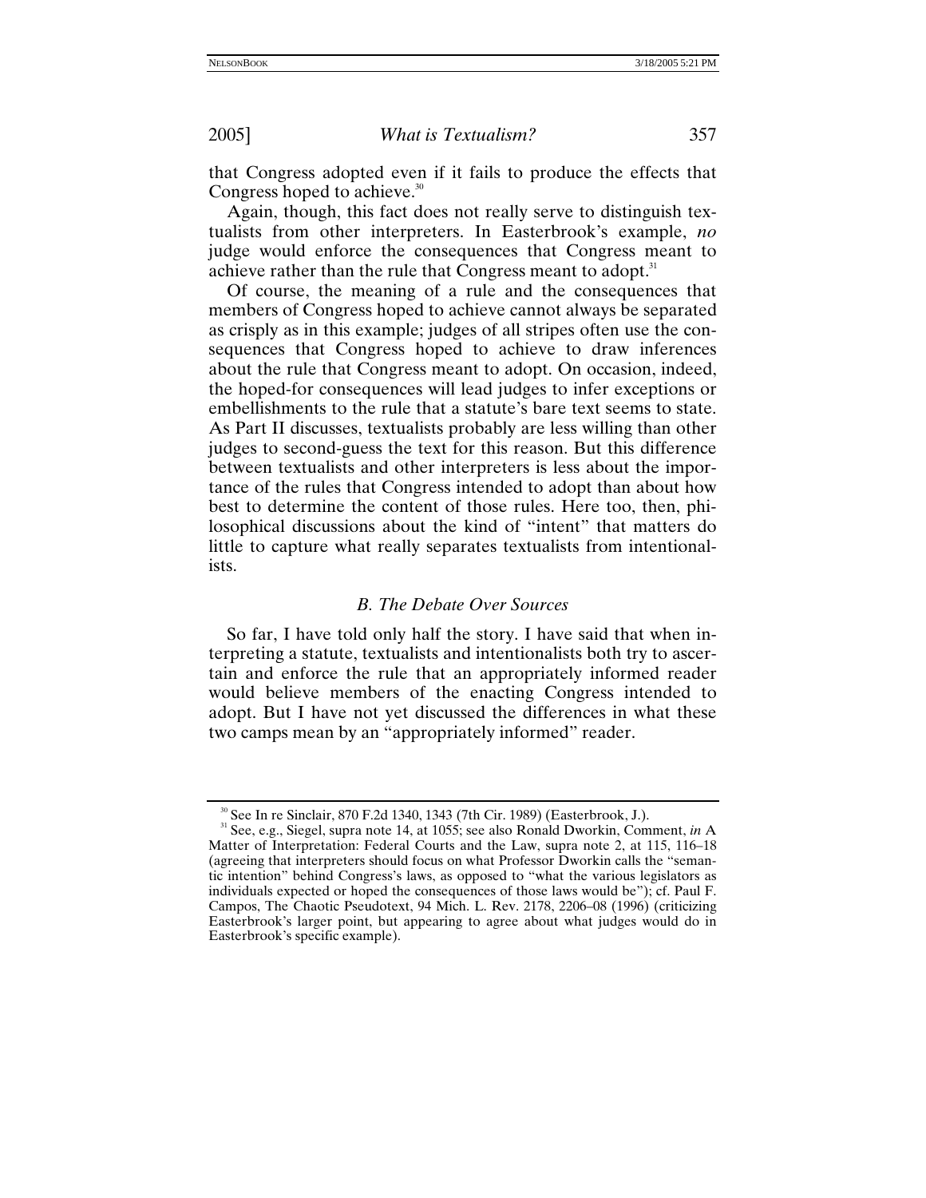that Congress adopted even if it fails to produce the effects that Congress hoped to achieve.[30]

Again, though, this fact does not really serve to distinguish textualists from other interpreters. In Easterbrook's example, *no* judge would enforce the consequences that Congress meant to achieve rather than the rule that Congress meant to adopt.[31]

Of course, the meaning of a rule and the consequences that members of Congress hoped to achieve cannot always be separated as crisply as in this example; judges of all stripes often use the consequences that Congress hoped to achieve to draw inferences about the rule that Congress meant to adopt. On occasion, indeed, the hoped-for consequences will lead judges to infer exceptions or embellishments to the rule that a statute's bare text seems to state. As Part II discusses, textualists probably are less willing than other judges to second-guess the text for this reason. But this difference between textualists and other interpreters is less about the importance of the rules that Congress intended to adopt than about how best to determine the content of those rules. Here too, then, philosophical discussions about the kind of "intent" that matters do little to capture what really separates textualists from intentionalists.

### *B. The Debate Over Sources*

So far, I have told only half the story. I have said that when interpreting a statute, textualists and intentionalists both try to ascertain and enforce the rule that an appropriately informed reader would believe members of the enacting Congress intended to adopt. But I have not yet discussed the differences in what these two camps mean by an "appropriately informed" reader.

---

[30] See In re Sinclair, 870 F.2d 1340, 1343 (7th Cir. 1989) (Easterbrook, J.).

[31] See, e.g., Siegel, supra note 14, at 1055; see also Ronald Dworkin, Comment, *in* A Matter of Interpretation: Federal Courts and the Law, supra note 2, at 115, 116–18 (agreeing that interpreters should focus on what Professor Dworkin calls the "semantic intention" behind Congress's laws, as opposed to "what the various legislators as individuals expected or hoped the consequences of those laws would be"); cf. Paul F. Campos, The Chaotic Pseudotext, 94 Mich. L. Rev. 2178, 2206–08 (1996) (criticizing Easterbrook's larger point, but appearing to agree about what judges would do in Easterbrook's specific example).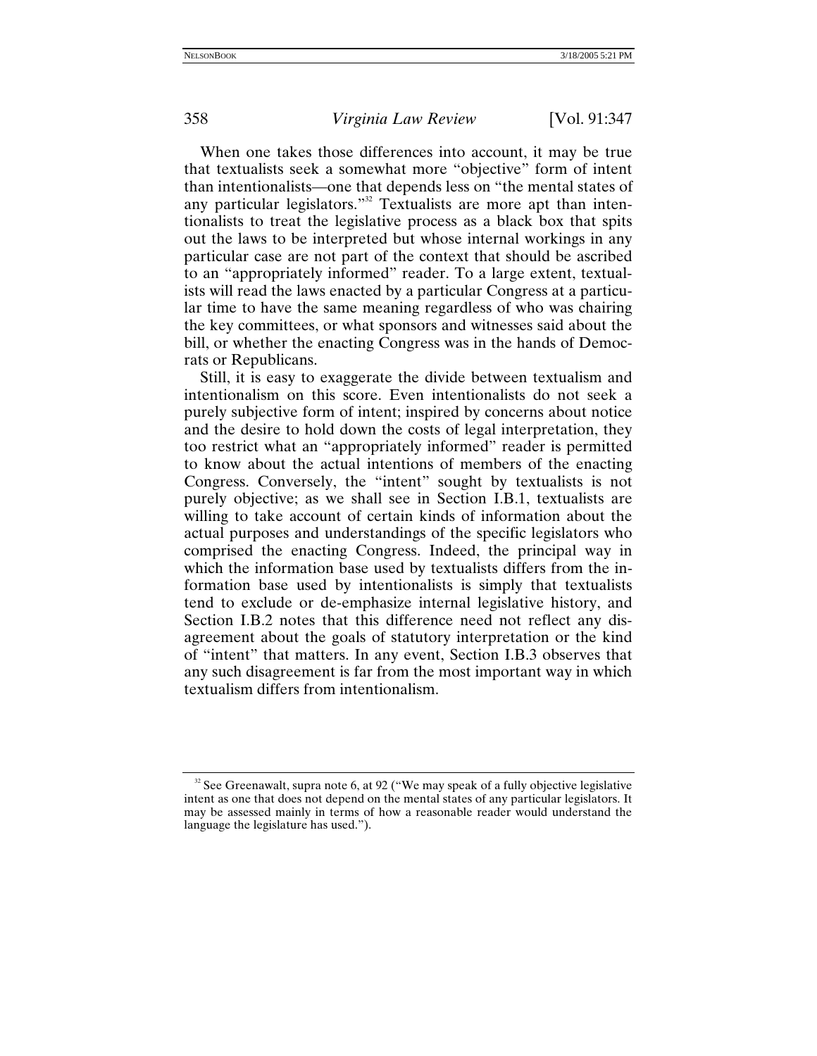When one takes those differences into account, it may be true that textualists seek a somewhat more "objective" form of intent than intentionalists—one that depends less on "the mental states of any particular legislators."[32] Textualists are more apt than intentionalists to treat the legislative process as a black box that spits out the laws to be interpreted but whose internal workings in any particular case are not part of the context that should be ascribed to an "appropriately informed" reader. To a large extent, textualists will read the laws enacted by a particular Congress at a particular time to have the same meaning regardless of who was chairing the key committees, or what sponsors and witnesses said about the bill, or whether the enacting Congress was in the hands of Democrats or Republicans.

Still, it is easy to exaggerate the divide between textualism and intentionalism on this score. Even intentionalists do not seek a purely subjective form of intent; inspired by concerns about notice and the desire to hold down the costs of legal interpretation, they too restrict what an "appropriately informed" reader is permitted to know about the actual intentions of members of the enacting Congress. Conversely, the "intent" sought by textualists is not purely objective; as we shall see in Section I.B.1, textualists are willing to take account of certain kinds of information about the actual purposes and understandings of the specific legislators who comprised the enacting Congress. Indeed, the principal way in which the information base used by textualists differs from the information base used by intentionalists is simply that textualists tend to exclude or de-emphasize internal legislative history, and Section I.B.2 notes that this difference need not reflect any disagreement about the goals of statutory interpretation or the kind of "intent" that matters. In any event, Section I.B.3 observes that any such disagreement is far from the most important way in which textualism differs from intentionalism.

---

[32] See Greenawalt, supra note 6, at 92 ("We may speak of a fully objective legislative intent as one that does not depend on the mental states of any particular legislators. It may be assessed mainly in terms of how a reasonable reader would understand the language the legislature has used.").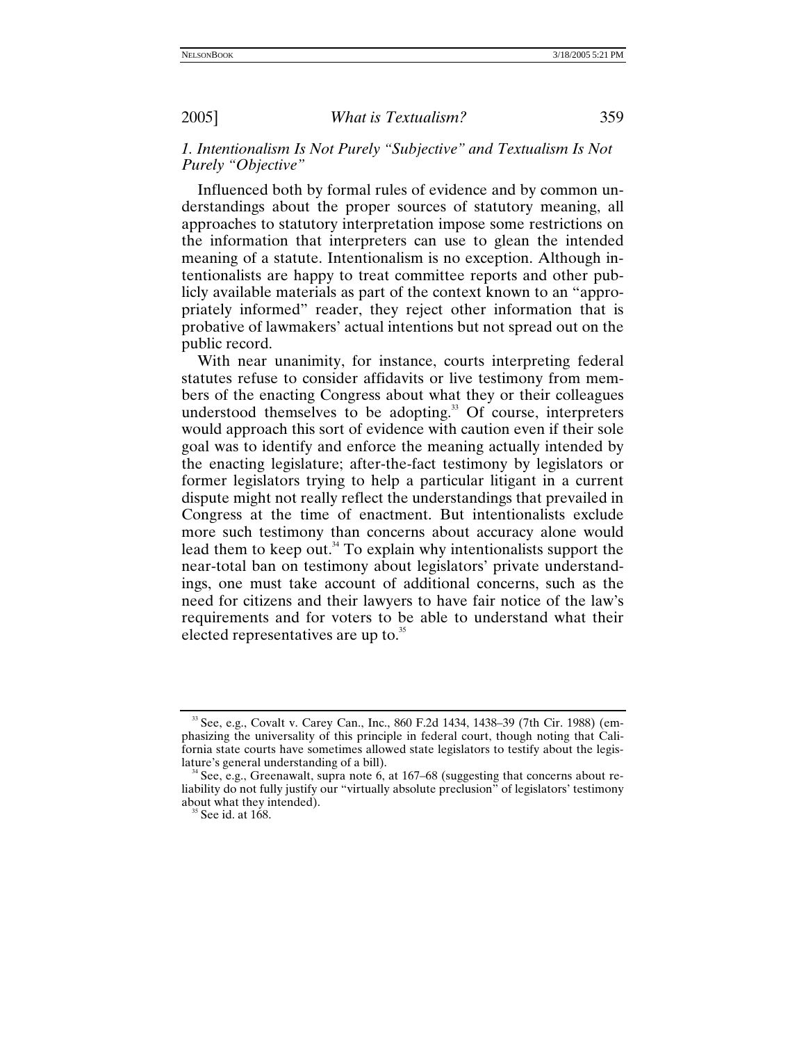### *1. Intentionalism Is Not Purely "Subjective" and Textualism Is Not Purely "Objective"*

Influenced both by formal rules of evidence and by common understandings about the proper sources of statutory meaning, all approaches to statutory interpretation impose some restrictions on the information that interpreters can use to glean the intended meaning of a statute. Intentionalism is no exception. Although intentionalists are happy to treat committee reports and other publicly available materials as part of the context known to an "appropriately informed" reader, they reject other information that is probative of lawmakers' actual intentions but not spread out on the public record.

With near unanimity, for instance, courts interpreting federal statutes refuse to consider affidavits or live testimony from members of the enacting Congress about what they or their colleagues understood themselves to be adopting.[33] Of course, interpreters would approach this sort of evidence with caution even if their sole goal was to identify and enforce the meaning actually intended by the enacting legislature; after-the-fact testimony by legislators or former legislators trying to help a particular litigant in a current dispute might not really reflect the understandings that prevailed in Congress at the time of enactment. But intentionalists exclude more such testimony than concerns about accuracy alone would lead them to keep out.[34] To explain why intentionalists support the near-total ban on testimony about legislators' private understandings, one must take account of additional concerns, such as the need for citizens and their lawyers to have fair notice of the law's requirements and for voters to be able to understand what their elected representatives are up to.[35]

---

[33] See, e.g., Covalt v. Carey Can., Inc., 860 F.2d 1434, 1438–39 (7th Cir. 1988) (emphasizing the universality of this principle in federal court, though noting that California state courts have sometimes allowed state legislators to testify about the legislature's general understanding of a bill).

[34] See, e.g., Greenawalt, supra note 6, at 167–68 (suggesting that concerns about reliability do not fully justify our "virtually absolute preclusion" of legislators' testimony about what they intended).

[35] See id. at 168.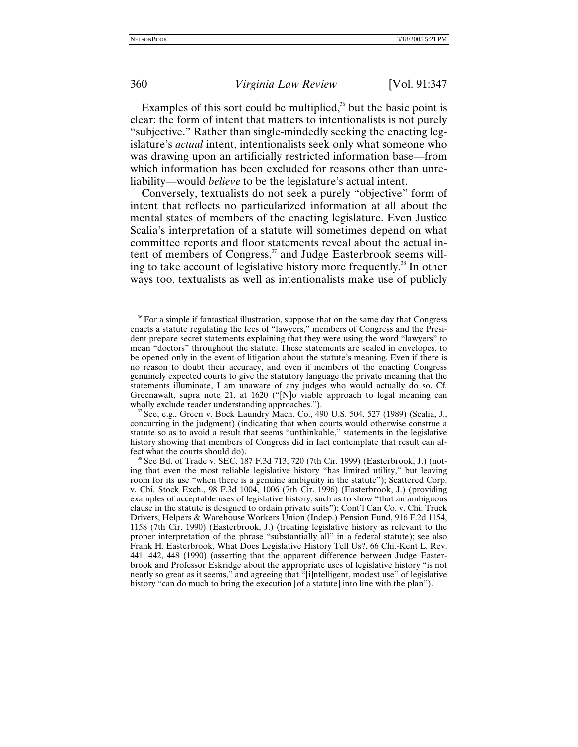Examples of this sort could be multiplied,[36] but the basic point is clear: the form of intent that matters to intentionalists is not purely "subjective." Rather than single-mindedly seeking the enacting legislature's *actual* intent, intentionalists seek only what someone who was drawing upon an artificially restricted information base—from which information has been excluded for reasons other than unreliability—would *believe* to be the legislature's actual intent.

Conversely, textualists do not seek a purely "objective" form of intent that reflects no particularized information at all about the mental states of members of the enacting legislature. Even Justice Scalia's interpretation of a statute will sometimes depend on what committee reports and floor statements reveal about the actual intent of members of Congress,[37] and Judge Easterbrook seems willing to take account of legislative history more frequently.[38] In other ways too, textualists as well as intentionalists make use of publicly

---

[36] For a simple if fantastical illustration, suppose that on the same day that Congress enacts a statute regulating the fees of "lawyers," members of Congress and the President prepare secret statements explaining that they were using the word "lawyers" to mean "doctors" throughout the statute. These statements are sealed in envelopes, to be opened only in the event of litigation about the statute's meaning. Even if there is no reason to doubt their accuracy, and even if members of the enacting Congress genuinely expected courts to give the statutory language the private meaning that the statements illuminate, I am unaware of any judges who would actually do so. Cf. Greenawalt, supra note 21, at 1620 ("[N]o viable approach to legal meaning can wholly exclude reader understanding approaches.").

[37] See, e.g., Green v. Bock Laundry Mach. Co., 490 U.S. 504, 527 (1989) (Scalia, J., concurring in the judgment) (indicating that when courts would otherwise construe a statute so as to avoid a result that seems "unthinkable," statements in the legislative history showing that members of Congress did in fact contemplate that result can affect what the courts should do).

[38] See Bd. of Trade v. SEC, 187 F.3d 713, 720 (7th Cir. 1999) (Easterbrook, J.) (noting that even the most reliable legislative history "has limited utility," but leaving room for its use "when there is a genuine ambiguity in the statute"); Scattered Corp. v. Chi. Stock Exch., 98 F.3d 1004, 1006 (7th Cir. 1996) (Easterbrook, J.) (providing examples of acceptable uses of legislative history, such as to show "that an ambiguous clause in the statute is designed to ordain private suits"); Cont'l Can Co. v. Chi. Truck Drivers, Helpers & Warehouse Workers Union (Indep.) Pension Fund, 916 F.2d 1154, 1158 (7th Cir. 1990) (Easterbrook, J.) (treating legislative history as relevant to the proper interpretation of the phrase "substantially all" in a federal statute); see also Frank H. Easterbrook, What Does Legislative History Tell Us?, 66 Chi.-Kent L. Rev. 441, 442, 448 (1990) (asserting that the apparent difference between Judge Easterbrook and Professor Eskridge about the appropriate uses of legislative history "is not nearly so great as it seems," and agreeing that "[i]ntelligent, modest use" of legislative history "can do much to bring the execution [of a statute] into line with the plan").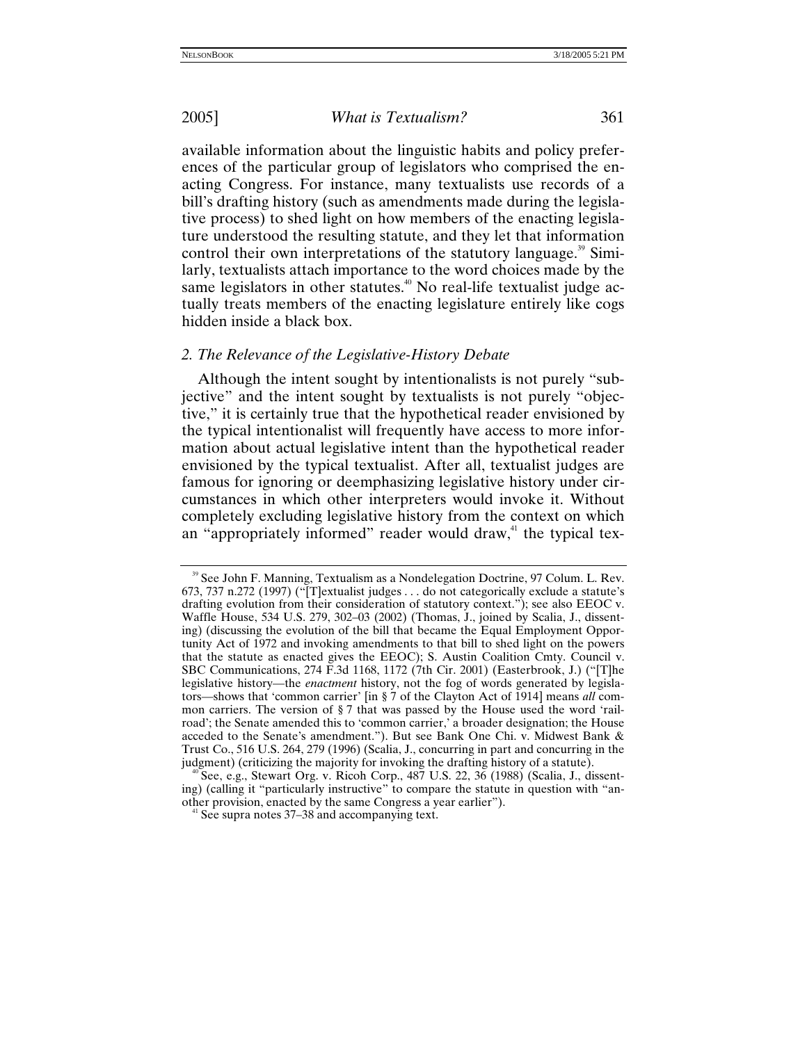available information about the linguistic habits and policy preferences of the particular group of legislators who comprised the enacting Congress. For instance, many textualists use records of a bill's drafting history (such as amendments made during the legislative process) to shed light on how members of the enacting legislature understood the resulting statute, and they let that information control their own interpretations of the statutory language.[39] Similarly, textualists attach importance to the word choices made by the same legislators in other statutes.[40] No real-life textualist judge actually treats members of the enacting legislature entirely like cogs hidden inside a black box.

### *2. The Relevance of the Legislative-History Debate*

Although the intent sought by intentionalists is not purely "subjective" and the intent sought by textualists is not purely "objective," it is certainly true that the hypothetical reader envisioned by the typical intentionalist will frequently have access to more information about actual legislative intent than the hypothetical reader envisioned by the typical textualist. After all, textualist judges are famous for ignoring or deemphasizing legislative history under circumstances in which other interpreters would invoke it. Without completely excluding legislative history from the context on which an "appropriately informed" reader would draw,[41] the typical tex-

---

[39] See John F. Manning, Textualism as a Nondelegation Doctrine, 97 Colum. L. Rev. 673, 737 n.272 (1997) ("[T]extualist judges . . . do not categorically exclude a statute's drafting evolution from their consideration of statutory context."); see also EEOC v. Waffle House, 534 U.S. 279, 302–03 (2002) (Thomas, J., joined by Scalia, J., dissenting) (discussing the evolution of the bill that became the Equal Employment Opportunity Act of 1972 and invoking amendments to that bill to shed light on the powers that the statute as enacted gives the EEOC); S. Austin Coalition Cmty. Council v. SBC Communications, 274 F.3d 1168, 1172 (7th Cir. 2001) (Easterbrook, J.) ("[T]he legislative history—the *enactment* history, not the fog of words generated by legislators—shows that 'common carrier' [in § 7 of the Clayton Act of 1914] means *all* common carriers. The version of § 7 that was passed by the House used the word 'railroad'; the Senate amended this to 'common carrier,' a broader designation; the House acceded to the Senate's amendment."). But see Bank One Chi. v. Midwest Bank & Trust Co., 516 U.S. 264, 279 (1996) (Scalia, J., concurring in part and concurring in the judgment) (criticizing the majority for invoking the drafting history of a statute).

[40] See, e.g., Stewart Org. v. Ricoh Corp., 487 U.S. 22, 36 (1988) (Scalia, J., dissenting) (calling it "particularly instructive" to compare the statute in question with "another provision, enacted by the same Congress a year earlier").

[41] See supra notes 37–38 and accompanying text.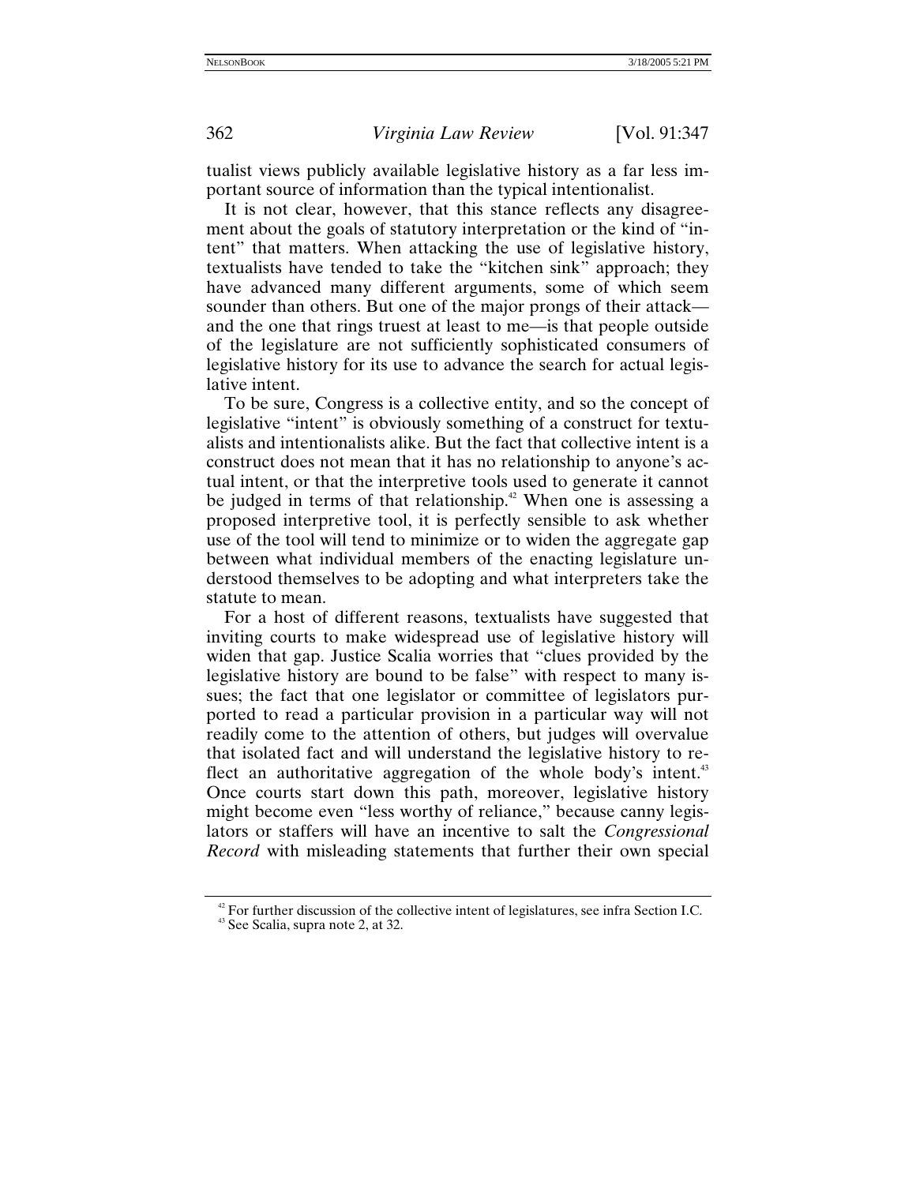tualist views publicly available legislative history as a far less important source of information than the typical intentionalist.

It is not clear, however, that this stance reflects any disagreement about the goals of statutory interpretation or the kind of "intent" that matters. When attacking the use of legislative history, textualists have tended to take the "kitchen sink" approach; they have advanced many different arguments, some of which seem sounder than others. But one of the major prongs of their attack—and the one that rings truest at least to me—is that people outside of the legislature are not sufficiently sophisticated consumers of legislative history for its use to advance the search for actual legislative intent.

To be sure, Congress is a collective entity, and so the concept of legislative "intent" is obviously something of a construct for textualists and intentionalists alike. But the fact that collective intent is a construct does not mean that it has no relationship to anyone's actual intent, or that the interpretive tools used to generate it cannot be judged in terms of that relationship.[42] When one is assessing a proposed interpretive tool, it is perfectly sensible to ask whether use of the tool will tend to minimize or to widen the aggregate gap between what individual members of the enacting legislature understood themselves to be adopting and what interpreters take the statute to mean.

For a host of different reasons, textualists have suggested that inviting courts to make widespread use of legislative history will widen that gap. Justice Scalia worries that "clues provided by the legislative history are bound to be false" with respect to many issues; the fact that one legislator or committee of legislators purported to read a particular provision in a particular way will not readily come to the attention of others, but judges will overvalue that isolated fact and will understand the legislative history to reflect an authoritative aggregation of the whole body's intent.[43] Once courts start down this path, moreover, legislative history might become even "less worthy of reliance," because canny legislators or staffers will have an incentive to salt the *Congressional Record* with misleading statements that further their own special

[42] For further discussion of the collective intent of legislatures, see infra Section I.C.

[43] See Scalia, supra note 2, at 32.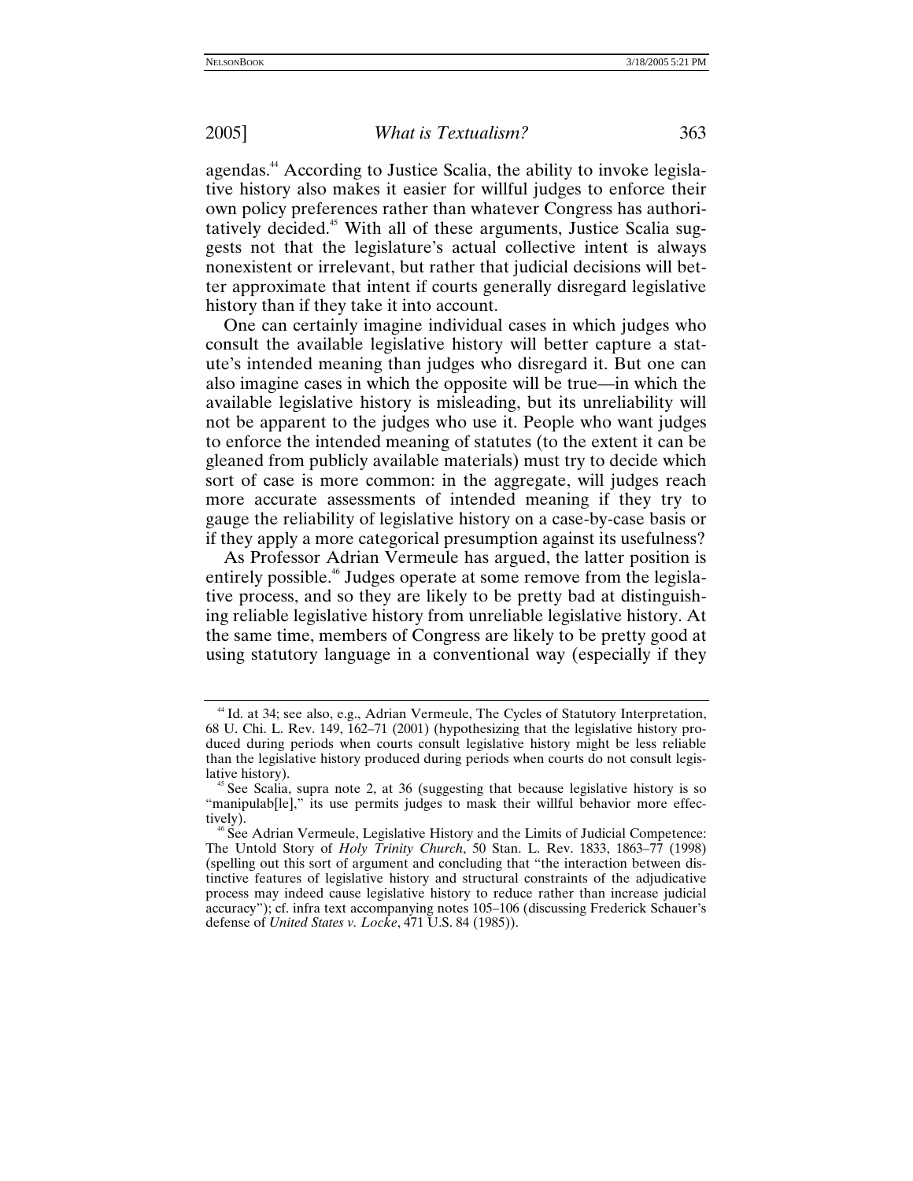agendas.[44] According to Justice Scalia, the ability to invoke legislative history also makes it easier for willful judges to enforce their own policy preferences rather than whatever Congress has authoritatively decided.[45] With all of these arguments, Justice Scalia suggests not that the legislature's actual collective intent is always nonexistent or irrelevant, but rather that judicial decisions will better approximate that intent if courts generally disregard legislative history than if they take it into account.

One can certainly imagine individual cases in which judges who consult the available legislative history will better capture a statute's intended meaning than judges who disregard it. But one can also imagine cases in which the opposite will be true—in which the available legislative history is misleading, but its unreliability will not be apparent to the judges who use it. People who want judges to enforce the intended meaning of statutes (to the extent it can be gleaned from publicly available materials) must try to decide which sort of case is more common: in the aggregate, will judges reach more accurate assessments of intended meaning if they try to gauge the reliability of legislative history on a case-by-case basis or if they apply a more categorical presumption against its usefulness?

As Professor Adrian Vermeule has argued, the latter position is entirely possible.[46] Judges operate at some remove from the legislative process, and so they are likely to be pretty bad at distinguishing reliable legislative history from unreliable legislative history. At the same time, members of Congress are likely to be pretty good at using statutory language in a conventional way (especially if they

---

[44] Id. at 34; see also, e.g., Adrian Vermeule, The Cycles of Statutory Interpretation, 68 U. Chi. L. Rev. 149, 162–71 (2001) (hypothesizing that the legislative history produced during periods when courts consult legislative history might be less reliable than the legislative history produced during periods when courts do not consult legislative history).

[45] See Scalia, supra note 2, at 36 (suggesting that because legislative history is so "manipulab[le]," its use permits judges to mask their willful behavior more effectively).

[46] See Adrian Vermeule, Legislative History and the Limits of Judicial Competence: The Untold Story of *Holy Trinity Church*, 50 Stan. L. Rev. 1833, 1863–77 (1998) (spelling out this sort of argument and concluding that "the interaction between distinctive features of legislative history and structural constraints of the adjudicative process may indeed cause legislative history to reduce rather than increase judicial accuracy"); cf. infra text accompanying notes 105–106 (discussing Frederick Schauer's defense of *United States v. Locke*, 471 U.S. 84 (1985)).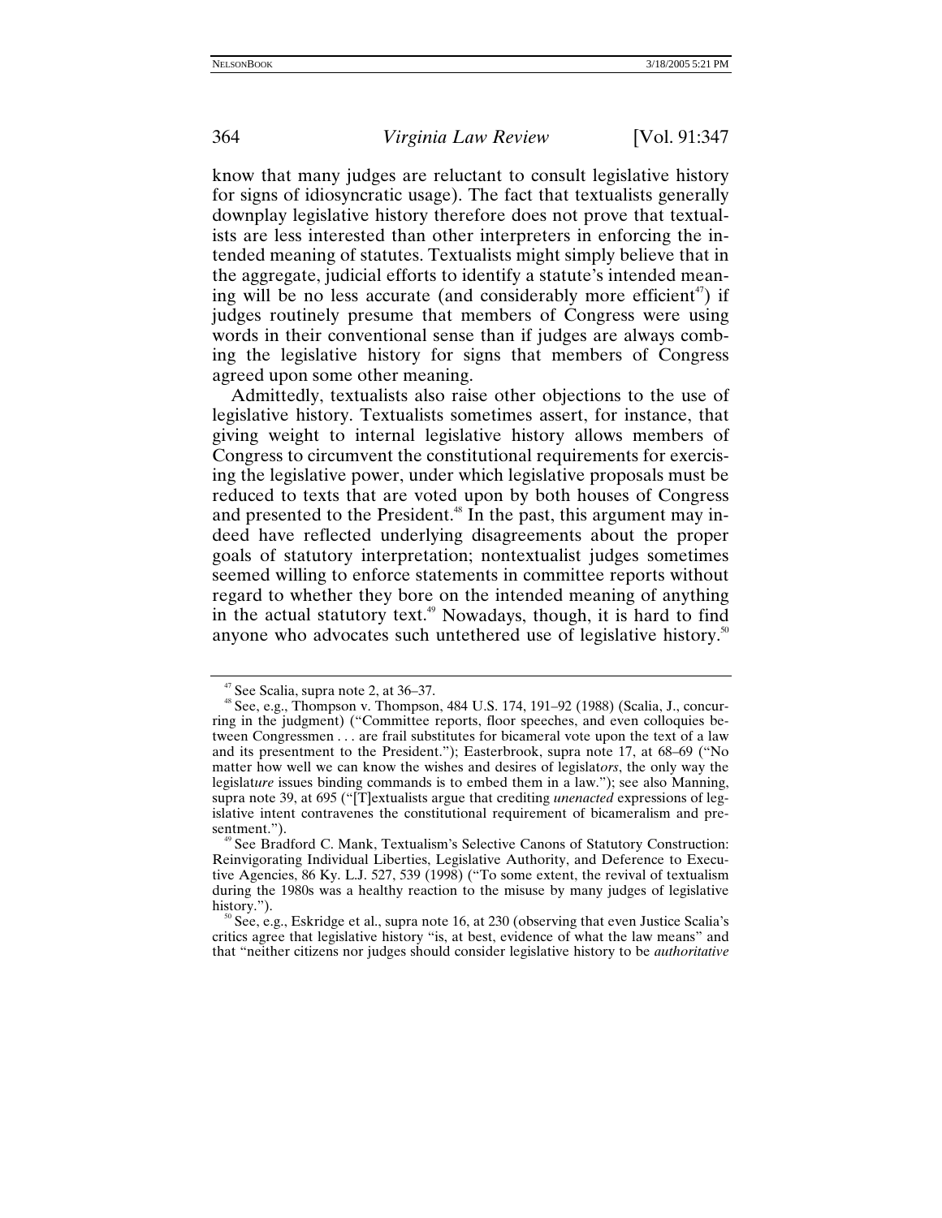know that many judges are reluctant to consult legislative history for signs of idiosyncratic usage). The fact that textualists generally downplay legislative history therefore does not prove that textualists are less interested than other interpreters in enforcing the intended meaning of statutes. Textualists might simply believe that in the aggregate, judicial efforts to identify a statute's intended meaning will be no less accurate (and considerably more efficient[47]) if judges routinely presume that members of Congress were using words in their conventional sense than if judges are always combing the legislative history for signs that members of Congress agreed upon some other meaning.

Admittedly, textualists also raise other objections to the use of legislative history. Textualists sometimes assert, for instance, that giving weight to internal legislative history allows members of Congress to circumvent the constitutional requirements for exercising the legislative power, under which legislative proposals must be reduced to texts that are voted upon by both houses of Congress and presented to the President.[48] In the past, this argument may indeed have reflected underlying disagreements about the proper goals of statutory interpretation; nontextualist judges sometimes seemed willing to enforce statements in committee reports without regard to whether they bore on the intended meaning of anything in the actual statutory text.[49] Nowadays, though, it is hard to find anyone who advocates such untethered use of legislative history.[50]

---

[47] See Scalia, supra note 2, at 36–37.

[48] See, e.g., Thompson v. Thompson, 484 U.S. 174, 191–92 (1988) (Scalia, J., concurring in the judgment) ("Committee reports, floor speeches, and even colloquies between Congressmen . . . are frail substitutes for bicameral vote upon the text of a law and its presentment to the President."); Easterbrook, supra note 17, at 68–69 ("No matter how well we can know the wishes and desires of legislat*ors*, the only way the legislat*ure* issues binding commands is to embed them in a law."); see also Manning, supra note 39, at 695 ("[T]extualists argue that crediting *unenacted* expressions of legislative intent contravenes the constitutional requirement of bicameralism and presentment.").

[49] See Bradford C. Mank, Textualism's Selective Canons of Statutory Construction: Reinvigorating Individual Liberties, Legislative Authority, and Deference to Executive Agencies, 86 Ky. L.J. 527, 539 (1998) ("To some extent, the revival of textualism during the 1980s was a healthy reaction to the misuse by many judges of legislative history.").

[50] See, e.g., Eskridge et al., supra note 16, at 230 (observing that even Justice Scalia's critics agree that legislative history "is, at best, evidence of what the law means" and that "neither citizens nor judges should consider legislative history to be *authoritative*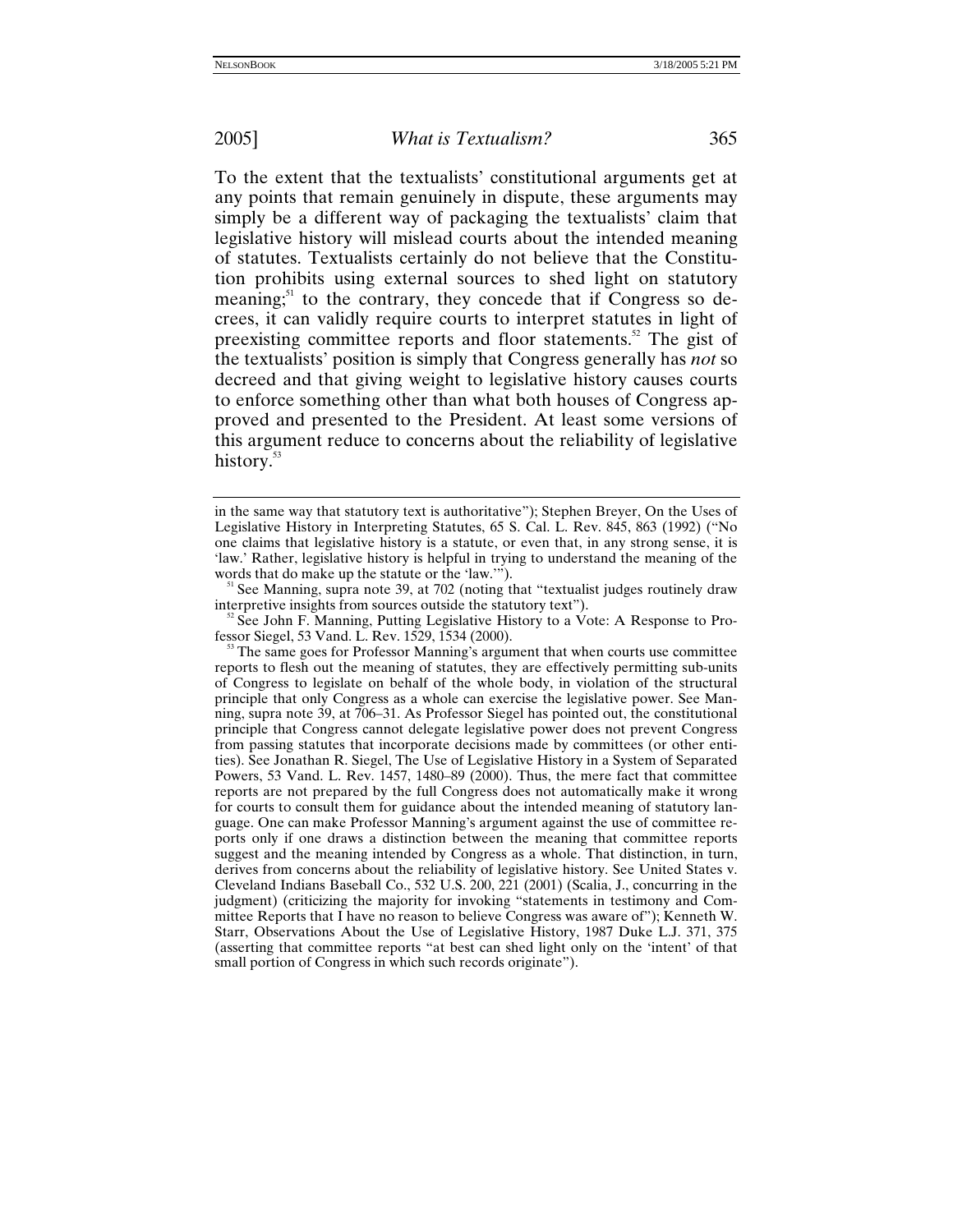To the extent that the textualists' constitutional arguments get at any points that remain genuinely in dispute, these arguments may simply be a different way of packaging the textualists' claim that legislative history will mislead courts about the intended meaning of statutes. Textualists certainly do not believe that the Constitution prohibits using external sources to shed light on statutory meaning;[51] to the contrary, they concede that if Congress so decrees, it can validly require courts to interpret statutes in light of preexisting committee reports and floor statements.[52] The gist of the textualists' position is simply that Congress generally has *not* so decreed and that giving weight to legislative history causes courts to enforce something other than what both houses of Congress approved and presented to the President. At least some versions of this argument reduce to concerns about the reliability of legislative history.[53]

---

in the same way that statutory text is authoritative"); Stephen Breyer, On the Uses of Legislative History in Interpreting Statutes, 65 S. Cal. L. Rev. 845, 863 (1992) ("No one claims that legislative history is a statute, or even that, in any strong sense, it is 'law.' Rather, legislative history is helpful in trying to understand the meaning of the words that do make up the statute or the 'law.'").

[51] See Manning, supra note 39, at 702 (noting that "textualist judges routinely draw interpretive insights from sources outside the statutory text").

[52] See John F. Manning, Putting Legislative History to a Vote: A Response to Professor Siegel, 53 Vand. L. Rev. 1529, 1534 (2000).

[53] The same goes for Professor Manning's argument that when courts use committee reports to flesh out the meaning of statutes, they are effectively permitting sub-units of Congress to legislate on behalf of the whole body, in violation of the structural principle that only Congress as a whole can exercise the legislative power. See Manning, supra note 39, at 706–31. As Professor Siegel has pointed out, the constitutional principle that Congress cannot delegate legislative power does not prevent Congress from passing statutes that incorporate decisions made by committees (or other entities). See Jonathan R. Siegel, The Use of Legislative History in a System of Separated Powers, 53 Vand. L. Rev. 1457, 1480–89 (2000). Thus, the mere fact that committee reports are not prepared by the full Congress does not automatically make it wrong for courts to consult them for guidance about the intended meaning of statutory language. One can make Professor Manning's argument against the use of committee reports only if one draws a distinction between the meaning that committee reports suggest and the meaning intended by Congress as a whole. That distinction, in turn, derives from concerns about the reliability of legislative history. See United States v. Cleveland Indians Baseball Co., 532 U.S. 200, 221 (2001) (Scalia, J., concurring in the judgment) (criticizing the majority for invoking "statements in testimony and Committee Reports that I have no reason to believe Congress was aware of"); Kenneth W. Starr, Observations About the Use of Legislative History, 1987 Duke L.J. 371, 375 (asserting that committee reports "at best can shed light only on the 'intent' of that small portion of Congress in which such records originate").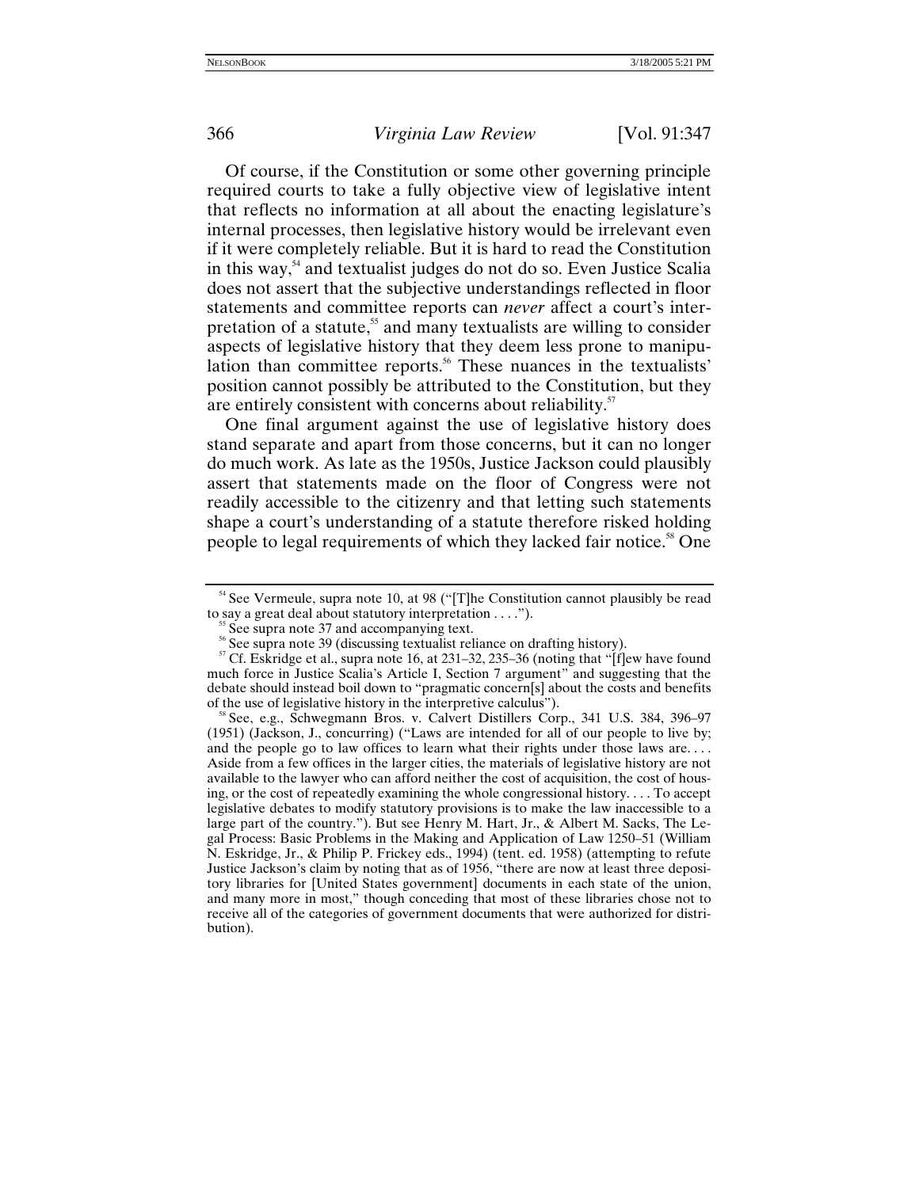Of course, if the Constitution or some other governing principle required courts to take a fully objective view of legislative intent that reflects no information at all about the enacting legislature's internal processes, then legislative history would be irrelevant even if it were completely reliable. But it is hard to read the Constitution in this way,[54] and textualist judges do not do so. Even Justice Scalia does not assert that the subjective understandings reflected in floor statements and committee reports can *never* affect a court's interpretation of a statute,[55] and many textualists are willing to consider aspects of legislative history that they deem less prone to manipulation than committee reports.[56] These nuances in the textualists' position cannot possibly be attributed to the Constitution, but they are entirely consistent with concerns about reliability.[57]

One final argument against the use of legislative history does stand separate and apart from those concerns, but it can no longer do much work. As late as the 1950s, Justice Jackson could plausibly assert that statements made on the floor of Congress were not readily accessible to the citizenry and that letting such statements shape a court's understanding of a statute therefore risked holding people to legal requirements of which they lacked fair notice.[58] One

---

[54] See Vermeule, supra note 10, at 98 ("[T]he Constitution cannot plausibly be read to say a great deal about statutory interpretation . . . .").

[55] See supra note 37 and accompanying text.

[56] See supra note 39 (discussing textualist reliance on drafting history).

[57] Cf. Eskridge et al., supra note 16, at 231–32, 235–36 (noting that "[f]ew have found much force in Justice Scalia's Article I, Section 7 argument" and suggesting that the debate should instead boil down to "pragmatic concern[s] about the costs and benefits of the use of legislative history in the interpretive calculus").

[58] See, e.g., Schwegmann Bros. v. Calvert Distillers Corp., 341 U.S. 384, 396–97 (1951) (Jackson, J., concurring) ("Laws are intended for all of our people to live by; and the people go to law offices to learn what their rights under those laws are. . . . Aside from a few offices in the larger cities, the materials of legislative history are not available to the lawyer who can afford neither the cost of acquisition, the cost of housing, or the cost of repeatedly examining the whole congressional history. . . . To accept legislative debates to modify statutory provisions is to make the law inaccessible to a large part of the country."). But see Henry M. Hart, Jr., & Albert M. Sacks, The Legal Process: Basic Problems in the Making and Application of Law 1250–51 (William N. Eskridge, Jr., & Philip P. Frickey eds., 1994) (tent. ed. 1958) (attempting to refute Justice Jackson's claim by noting that as of 1956, "there are now at least three depository libraries for [United States government] documents in each state of the union, and many more in most," though conceding that most of these libraries chose not to receive all of the categories of government documents that were authorized for distribution).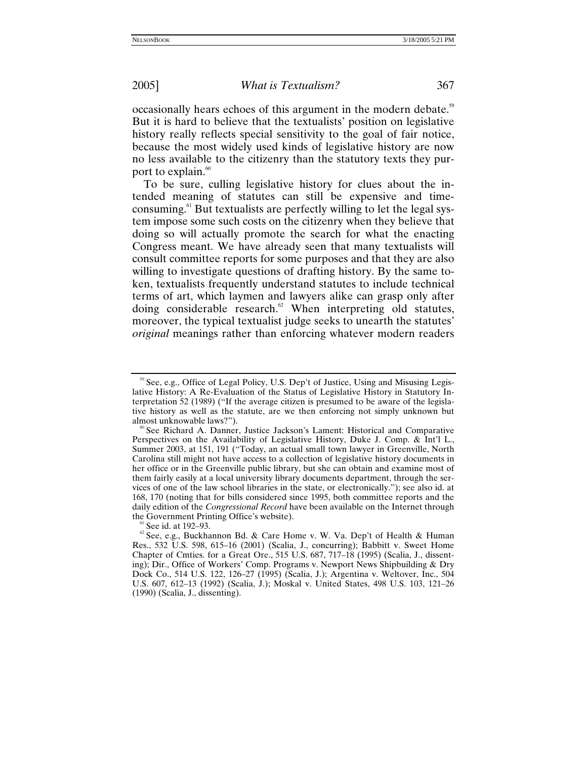occasionally hears echoes of this argument in the modern debate.[59] But it is hard to believe that the textualists' position on legislative history really reflects special sensitivity to the goal of fair notice, because the most widely used kinds of legislative history are now no less available to the citizenry than the statutory texts they purport to explain.[60]

To be sure, culling legislative history for clues about the intended meaning of statutes can still be expensive and time-consuming.[61] But textualists are perfectly willing to let the legal system impose some such costs on the citizenry when they believe that doing so will actually promote the search for what the enacting Congress meant. We have already seen that many textualists will consult committee reports for some purposes and that they are also willing to investigate questions of drafting history. By the same token, textualists frequently understand statutes to include technical terms of art, which laymen and lawyers alike can grasp only after doing considerable research.[62] When interpreting old statutes, moreover, the typical textualist judge seeks to unearth the statutes' *original* meanings rather than enforcing whatever modern readers

---

[59] See, e.g., Office of Legal Policy, U.S. Dep't of Justice, Using and Misusing Legislative History: A Re-Evaluation of the Status of Legislative History in Statutory Interpretation 52 (1989) ("If the average citizen is presumed to be aware of the legislative history as well as the statute, are we then enforcing not simply unknown but almost unknowable laws?").

[60] See Richard A. Danner, Justice Jackson's Lament: Historical and Comparative Perspectives on the Availability of Legislative History, Duke J. Comp. & Int'l L., Summer 2003, at 151, 191 ("Today, an actual small town lawyer in Greenville, North Carolina still might not have access to a collection of legislative history documents in her office or in the Greenville public library, but she can obtain and examine most of them fairly easily at a local university library documents department, through the services of one of the law school libraries in the state, or electronically."); see also id. at 168, 170 (noting that for bills considered since 1995, both committee reports and the daily edition of the *Congressional Record* have been available on the Internet through the Government Printing Office's website).

[61] See id. at 192–93.

[62] See, e.g., Buckhannon Bd. & Care Home v. W. Va. Dep't of Health & Human Res., 532 U.S. 598, 615–16 (2001) (Scalia, J., concurring); Babbitt v. Sweet Home Chapter of Cmties. for a Great Ore., 515 U.S. 687, 717–18 (1995) (Scalia, J., dissenting); Dir., Office of Workers' Comp. Programs v. Newport News Shipbuilding & Dry Dock Co., 514 U.S. 122, 126–27 (1995) (Scalia, J.); Argentina v. Weltover, Inc., 504 U.S. 607, 612–13 (1992) (Scalia, J.); Moskal v. United States, 498 U.S. 103, 121–26 (1990) (Scalia, J., dissenting).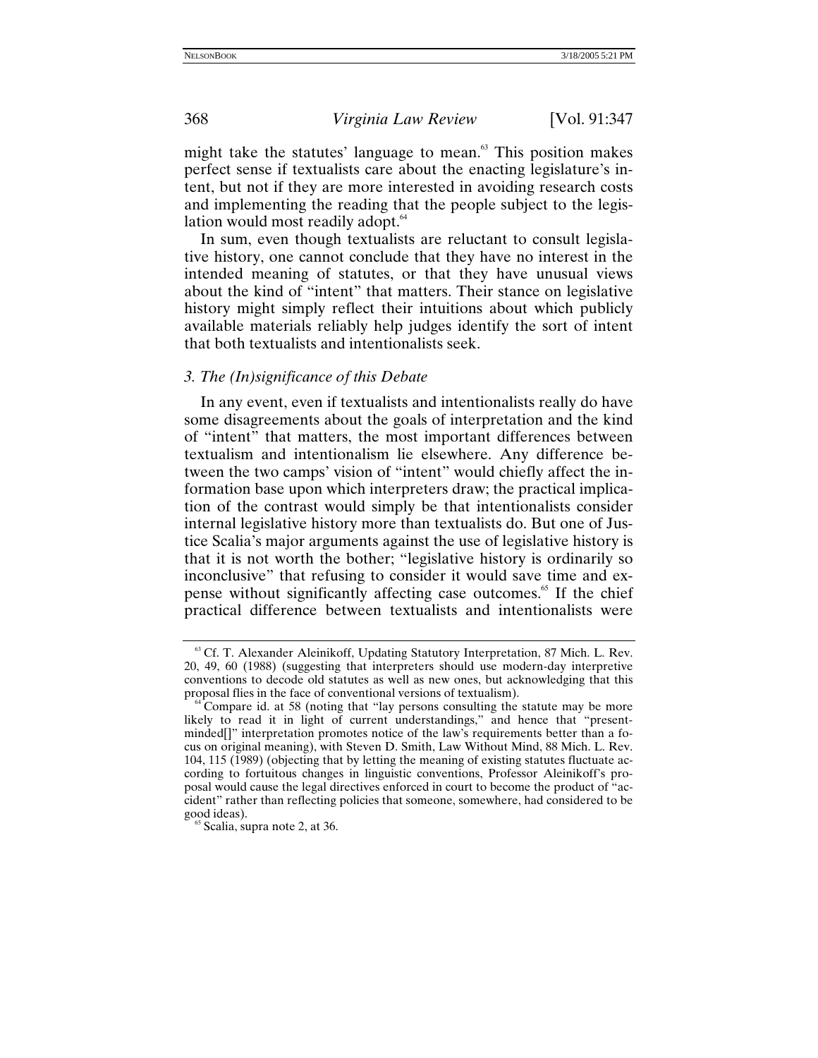might take the statutes' language to mean.[63] This position makes perfect sense if textualists care about the enacting legislature's intent, but not if they are more interested in avoiding research costs and implementing the reading that the people subject to the legislation would most readily adopt.[64]

In sum, even though textualists are reluctant to consult legislative history, one cannot conclude that they have no interest in the intended meaning of statutes, or that they have unusual views about the kind of "intent" that matters. Their stance on legislative history might simply reflect their intuitions about which publicly available materials reliably help judges identify the sort of intent that both textualists and intentionalists seek.

### *3. The (In)significance of this Debate*

In any event, even if textualists and intentionalists really do have some disagreements about the goals of interpretation and the kind of "intent" that matters, the most important differences between textualism and intentionalism lie elsewhere. Any difference between the two camps' vision of "intent" would chiefly affect the information base upon which interpreters draw; the practical implication of the contrast would simply be that intentionalists consider internal legislative history more than textualists do. But one of Justice Scalia's major arguments against the use of legislative history is that it is not worth the bother; "legislative history is ordinarily so inconclusive" that refusing to consider it would save time and expense without significantly affecting case outcomes.[65] If the chief practical difference between textualists and intentionalists were

---

[63] Cf. T. Alexander Aleinikoff, Updating Statutory Interpretation, 87 Mich. L. Rev. 20, 49, 60 (1988) (suggesting that interpreters should use modern-day interpretive conventions to decode old statutes as well as new ones, but acknowledging that this proposal flies in the face of conventional versions of textualism).

[64] Compare id. at 58 (noting that "lay persons consulting the statute may be more likely to read it in light of current understandings," and hence that "present-minded[]" interpretation promotes notice of the law's requirements better than a focus on original meaning), with Steven D. Smith, Law Without Mind, 88 Mich. L. Rev. 104, 115 (1989) (objecting that by letting the meaning of existing statutes fluctuate according to fortuitous changes in linguistic conventions, Professor Aleinikoff's proposal would cause the legal directives enforced in court to become the product of "accident" rather than reflecting policies that someone, somewhere, had considered to be good ideas).

[65] Scalia, supra note 2, at 36.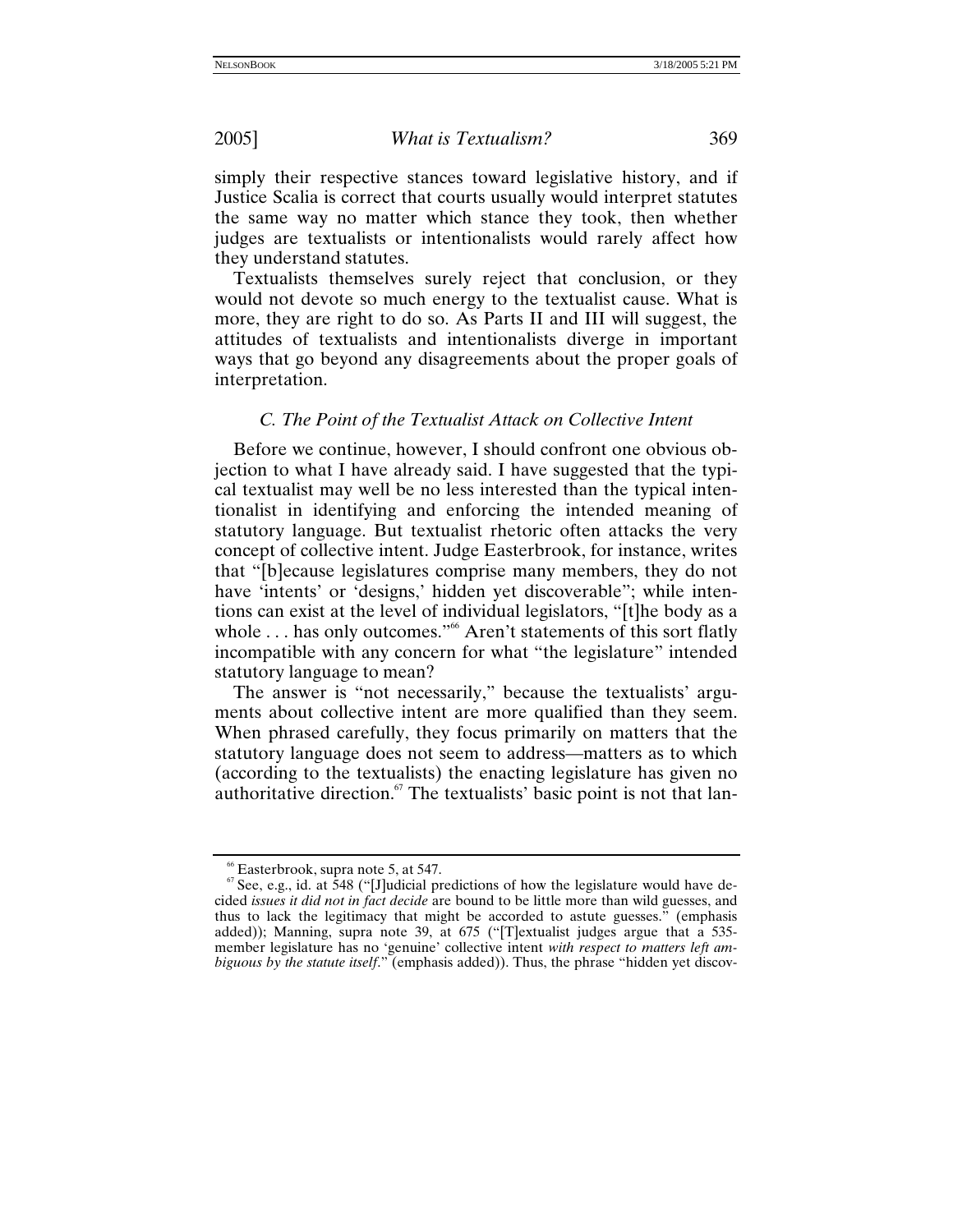simply their respective stances toward legislative history, and if Justice Scalia is correct that courts usually would interpret statutes the same way no matter which stance they took, then whether judges are textualists or intentionalists would rarely affect how they understand statutes.

Textualists themselves surely reject that conclusion, or they would not devote so much energy to the textualist cause. What is more, they are right to do so. As Parts II and III will suggest, the attitudes of textualists and intentionalists diverge in important ways that go beyond any disagreements about the proper goals of interpretation.

### *C. The Point of the Textualist Attack on Collective Intent*

Before we continue, however, I should confront one obvious objection to what I have already said. I have suggested that the typical textualist may well be no less interested than the typical intentionalist in identifying and enforcing the intended meaning of statutory language. But textualist rhetoric often attacks the very concept of collective intent. Judge Easterbrook, for instance, writes that "[b]ecause legislatures comprise many members, they do not have 'intents' or 'designs,' hidden yet discoverable"; while intentions can exist at the level of individual legislators, "[t]he body as a whole . . . has only outcomes."[66] Aren't statements of this sort flatly incompatible with any concern for what "the legislature" intended statutory language to mean?

The answer is "not necessarily," because the textualists' arguments about collective intent are more qualified than they seem. When phrased carefully, they focus primarily on matters that the statutory language does not seem to address—matters as to which (according to the textualists) the enacting legislature has given no authoritative direction.[67] The textualists' basic point is not that lan-

[66] Easterbrook, supra note 5, at 547.

[67] See, e.g., id. at 548 ("[J]udicial predictions of how the legislature would have decided *issues it did not in fact decide* are bound to be little more than wild guesses, and thus to lack the legitimacy that might be accorded to astute guesses." (emphasis added)); Manning, supra note 39, at 675 ("[T]extualist judges argue that a 535-member legislature has no 'genuine' collective intent *with respect to matters left ambiguous by the statute itself*." (emphasis added)). Thus, the phrase "hidden yet discov-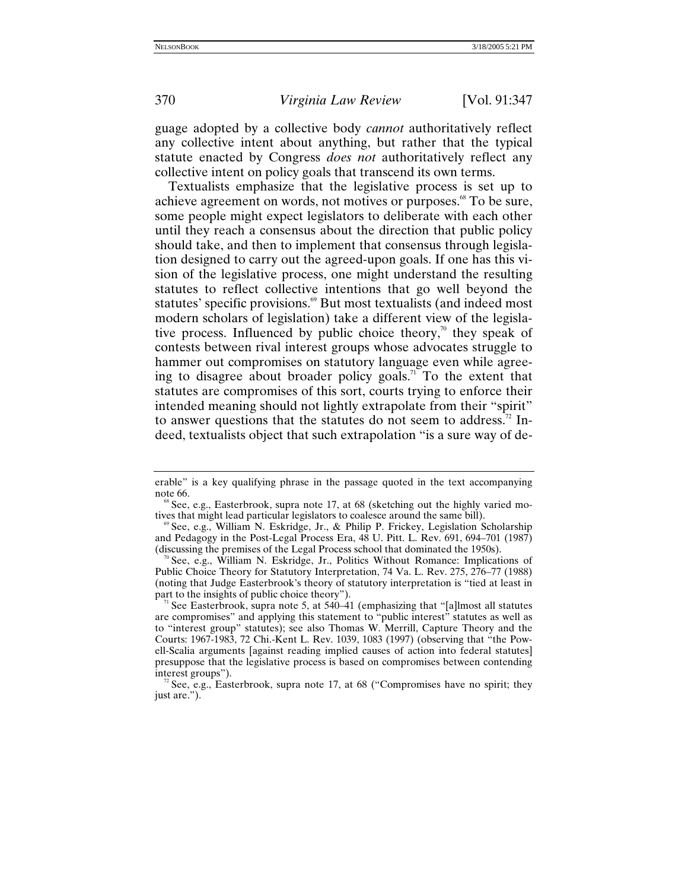guage adopted by a collective body *cannot* authoritatively reflect any collective intent about anything, but rather that the typical statute enacted by Congress *does not* authoritatively reflect any collective intent on policy goals that transcend its own terms.

Textualists emphasize that the legislative process is set up to achieve agreement on words, not motives or purposes.[68] To be sure, some people might expect legislators to deliberate with each other until they reach a consensus about the direction that public policy should take, and then to implement that consensus through legislation designed to carry out the agreed-upon goals. If one has this vision of the legislative process, one might understand the resulting statutes to reflect collective intentions that go well beyond the statutes' specific provisions.[69] But most textualists (and indeed most modern scholars of legislation) take a different view of the legislative process. Influenced by public choice theory,[70] they speak of contests between rival interest groups whose advocates struggle to hammer out compromises on statutory language even while agreeing to disagree about broader policy goals.[71] To the extent that statutes are compromises of this sort, courts trying to enforce their intended meaning should not lightly extrapolate from their "spirit" to answer questions that the statutes do not seem to address.[72] Indeed, textualists object that such extrapolation "is a sure way of de-

---

erable" is a key qualifying phrase in the passage quoted in the text accompanying note 66.

[68] See, e.g., Easterbrook, supra note 17, at 68 (sketching out the highly varied motives that might lead particular legislators to coalesce around the same bill).

[69] See, e.g., William N. Eskridge, Jr., & Philip P. Frickey, Legislation Scholarship and Pedagogy in the Post-Legal Process Era, 48 U. Pitt. L. Rev. 691, 694–701 (1987) (discussing the premises of the Legal Process school that dominated the 1950s).

[70] See, e.g., William N. Eskridge, Jr., Politics Without Romance: Implications of Public Choice Theory for Statutory Interpretation, 74 Va. L. Rev. 275, 276–77 (1988) (noting that Judge Easterbrook's theory of statutory interpretation is "tied at least in part to the insights of public choice theory").

[71] See Easterbrook, supra note 5, at 540–41 (emphasizing that "[a]lmost all statutes are compromises" and applying this statement to "public interest" statutes as well as to "interest group" statutes); see also Thomas W. Merrill, Capture Theory and the Courts: 1967-1983, 72 Chi.-Kent L. Rev. 1039, 1083 (1997) (observing that "the Powell-Scalia arguments [against reading implied causes of action into federal statutes] presuppose that the legislative process is based on compromises between contending interest groups").

[72] See, e.g., Easterbrook, supra note 17, at 68 ("Compromises have no spirit; they just are.").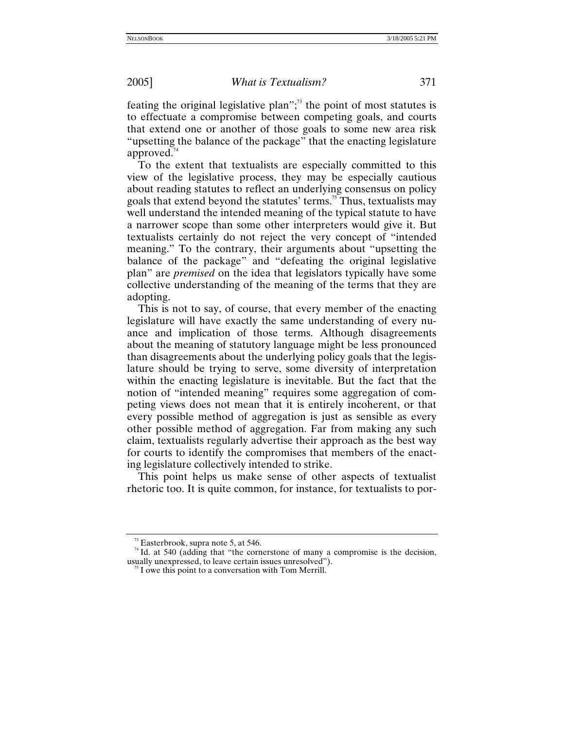feating the original legislative plan";[73] the point of most statutes is to effectuate a compromise between competing goals, and courts that extend one or another of those goals to some new area risk "upsetting the balance of the package" that the enacting legislature approved.[74]

To the extent that textualists are especially committed to this view of the legislative process, they may be especially cautious about reading statutes to reflect an underlying consensus on policy goals that extend beyond the statutes' terms.[75] Thus, textualists may well understand the intended meaning of the typical statute to have a narrower scope than some other interpreters would give it. But textualists certainly do not reject the very concept of "intended meaning." To the contrary, their arguments about "upsetting the balance of the package" and "defeating the original legislative plan" are *premised* on the idea that legislators typically have some collective understanding of the meaning of the terms that they are adopting.

This is not to say, of course, that every member of the enacting legislature will have exactly the same understanding of every nuance and implication of those terms. Although disagreements about the meaning of statutory language might be less pronounced than disagreements about the underlying policy goals that the legislature should be trying to serve, some diversity of interpretation within the enacting legislature is inevitable. But the fact that the notion of "intended meaning" requires some aggregation of competing views does not mean that it is entirely incoherent, or that every possible method of aggregation is just as sensible as every other possible method of aggregation. Far from making any such claim, textualists regularly advertise their approach as the best way for courts to identify the compromises that members of the enacting legislature collectively intended to strike.

This point helps us make sense of other aspects of textualist rhetoric too. It is quite common, for instance, for textualists to por-

---

[73] Easterbrook, supra note 5, at 546.

[74] Id. at 540 (adding that "the cornerstone of many a compromise is the decision, usually unexpressed, to leave certain issues unresolved").

[75] I owe this point to a conversation with Tom Merrill.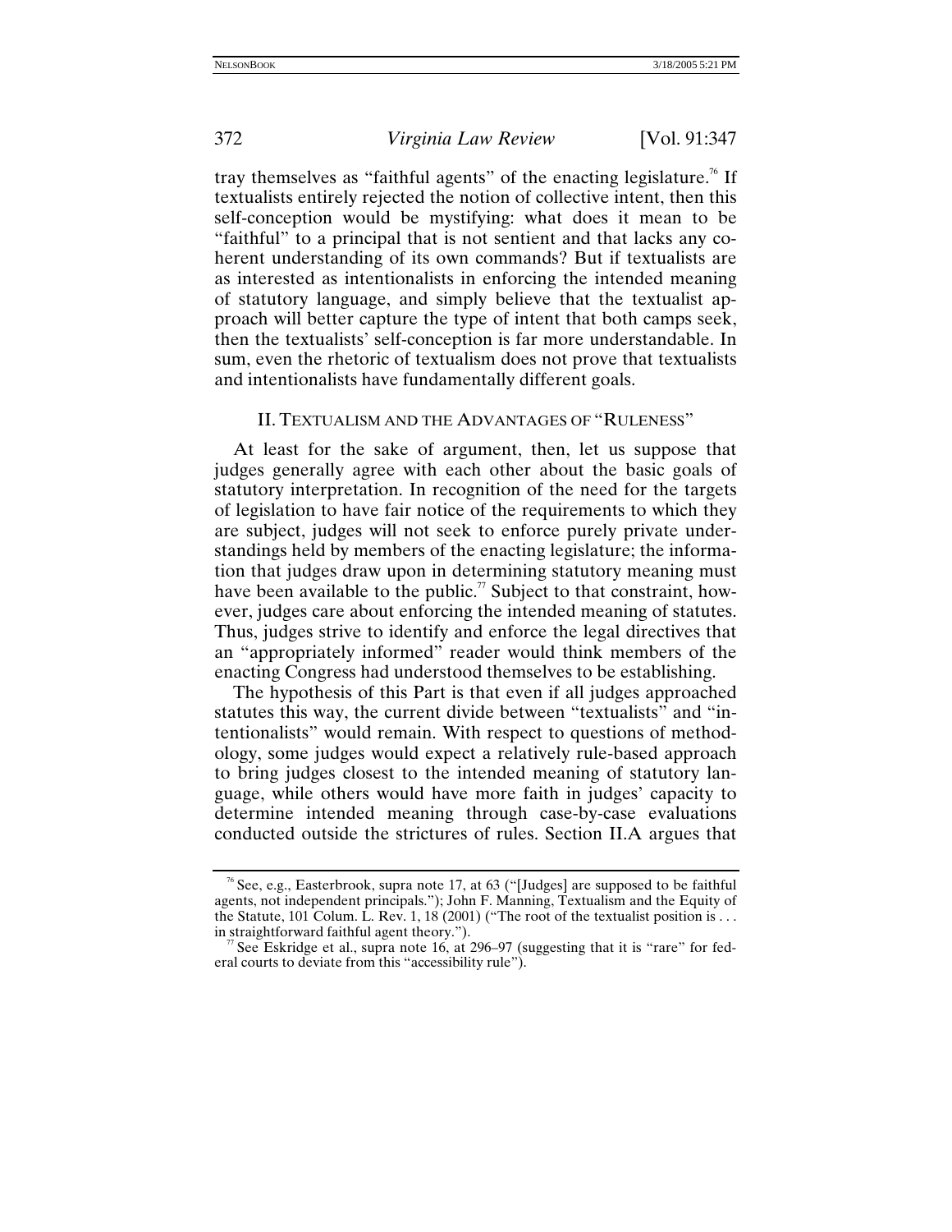tray themselves as "faithful agents" of the enacting legislature.[76] If textualists entirely rejected the notion of collective intent, then this self-conception would be mystifying: what does it mean to be "faithful" to a principal that is not sentient and that lacks any coherent understanding of its own commands? But if textualists are as interested as intentionalists in enforcing the intended meaning of statutory language, and simply believe that the textualist approach will better capture the type of intent that both camps seek, then the textualists' self-conception is far more understandable. In sum, even the rhetoric of textualism does not prove that textualists and intentionalists have fundamentally different goals.

## II. TEXTUALISM AND THE ADVANTAGES OF "RULENESS"

At least for the sake of argument, then, let us suppose that judges generally agree with each other about the basic goals of statutory interpretation. In recognition of the need for the targets of legislation to have fair notice of the requirements to which they are subject, judges will not seek to enforce purely private understandings held by members of the enacting legislature; the information that judges draw upon in determining statutory meaning must have been available to the public.[77] Subject to that constraint, however, judges care about enforcing the intended meaning of statutes. Thus, judges strive to identify and enforce the legal directives that an "appropriately informed" reader would think members of the enacting Congress had understood themselves to be establishing.

The hypothesis of this Part is that even if all judges approached statutes this way, the current divide between "textualists" and "intentionalists" would remain. With respect to questions of methodology, some judges would expect a relatively rule-based approach to bring judges closest to the intended meaning of statutory language, while others would have more faith in judges' capacity to determine intended meaning through case-by-case evaluations conducted outside the strictures of rules. Section II.A argues that

---

[76] See, e.g., Easterbrook, supra note 17, at 63 ("[Judges] are supposed to be faithful agents, not independent principals."); John F. Manning, Textualism and the Equity of the Statute, 101 Colum. L. Rev. 1, 18 (2001) ("The root of the textualist position is . . . in straightforward faithful agent theory.").

[77] See Eskridge et al., supra note 16, at 296–97 (suggesting that it is "rare" for federal courts to deviate from this "accessibility rule").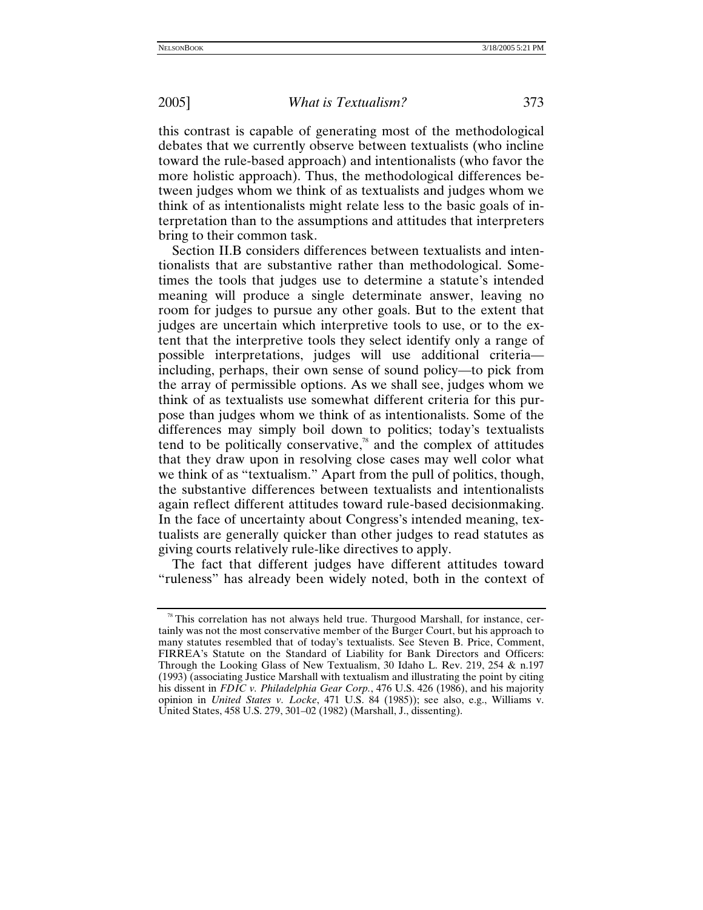this contrast is capable of generating most of the methodological debates that we currently observe between textualists (who incline toward the rule-based approach) and intentionalists (who favor the more holistic approach). Thus, the methodological differences between judges whom we think of as textualists and judges whom we think of as intentionalists might relate less to the basic goals of interpretation than to the assumptions and attitudes that interpreters bring to their common task.

Section II.B considers differences between textualists and intentionalists that are substantive rather than methodological. Sometimes the tools that judges use to determine a statute's intended meaning will produce a single determinate answer, leaving no room for judges to pursue any other goals. But to the extent that judges are uncertain which interpretive tools to use, or to the extent that the interpretive tools they select identify only a range of possible interpretations, judges will use additional criteria—including, perhaps, their own sense of sound policy—to pick from the array of permissible options. As we shall see, judges whom we think of as textualists use somewhat different criteria for this purpose than judges whom we think of as intentionalists. Some of the differences may simply boil down to politics; today's textualists tend to be politically conservative,[78] and the complex of attitudes that they draw upon in resolving close cases may well color what we think of as "textualism." Apart from the pull of politics, though, the substantive differences between textualists and intentionalists again reflect different attitudes toward rule-based decisionmaking. In the face of uncertainty about Congress's intended meaning, textualists are generally quicker than other judges to read statutes as giving courts relatively rule-like directives to apply.

The fact that different judges have different attitudes toward "ruleness" has already been widely noted, both in the context of

---

[78] This correlation has not always held true. Thurgood Marshall, for instance, certainly was not the most conservative member of the Burger Court, but his approach to many statutes resembled that of today's textualists. See Steven B. Price, Comment, FIRREA's Statute on the Standard of Liability for Bank Directors and Officers: Through the Looking Glass of New Textualism, 30 Idaho L. Rev. 219, 254 & n.197 (1993) (associating Justice Marshall with textualism and illustrating the point by citing his dissent in *FDIC v. Philadelphia Gear Corp.*, 476 U.S. 426 (1986), and his majority opinion in *United States v. Locke*, 471 U.S. 84 (1985)); see also, e.g., Williams v. United States, 458 U.S. 279, 301–02 (1982) (Marshall, J., dissenting).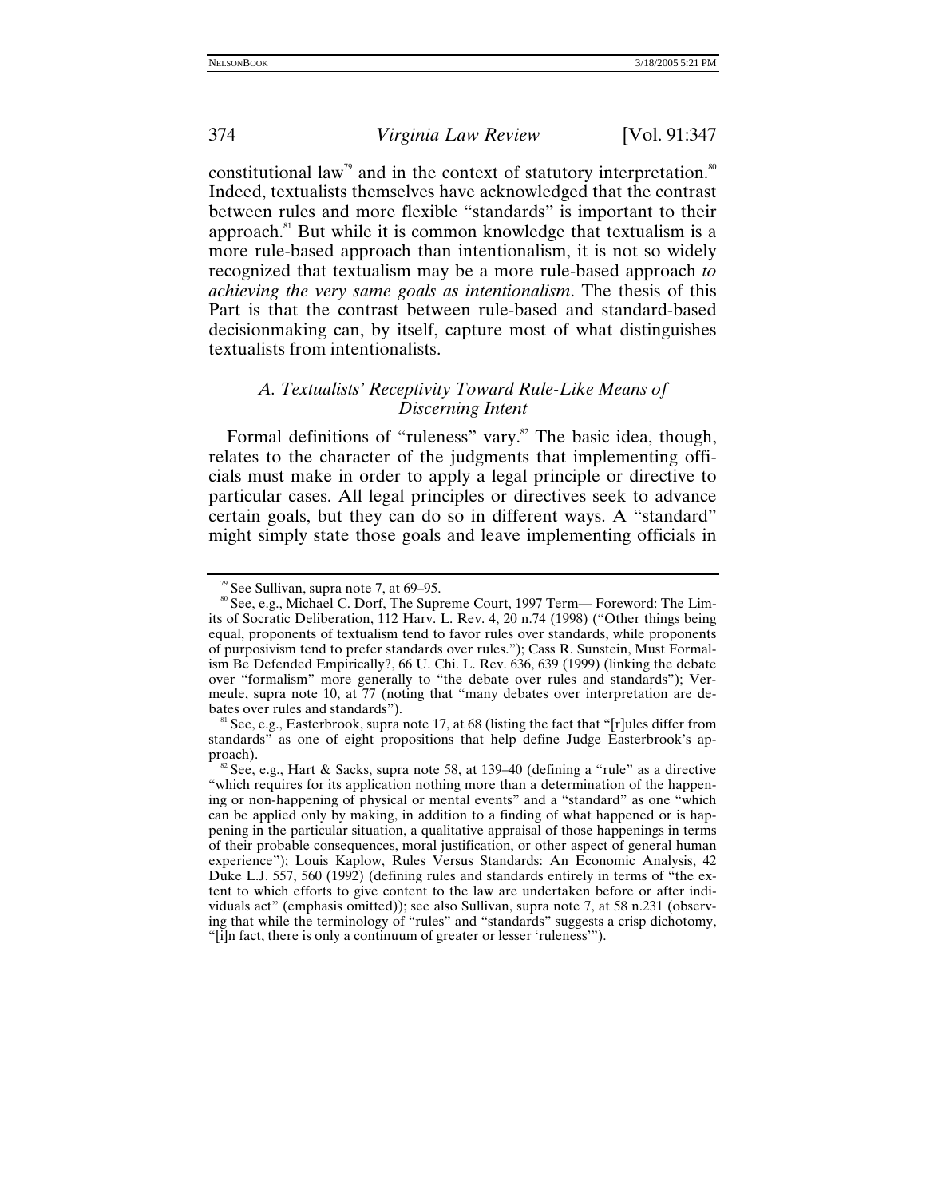constitutional law[79] and in the context of statutory interpretation.[80] Indeed, textualists themselves have acknowledged that the contrast between rules and more flexible "standards" is important to their approach.[81] But while it is common knowledge that textualism is a more rule-based approach than intentionalism, it is not so widely recognized that textualism may be a more rule-based approach *to achieving the very same goals as intentionalism*. The thesis of this Part is that the contrast between rule-based and standard-based decisionmaking can, by itself, capture most of what distinguishes textualists from intentionalists.

### *A. Textualists' Receptivity Toward Rule-Like Means of Discerning Intent*

Formal definitions of "ruleness" vary.[82] The basic idea, though, relates to the character of the judgments that implementing officials must make in order to apply a legal principle or directive to particular cases. All legal principles or directives seek to advance certain goals, but they can do so in different ways. A "standard" might simply state those goals and leave implementing officials in

---

[79] See Sullivan, supra note 7, at 69–95.

[80] See, e.g., Michael C. Dorf, The Supreme Court, 1997 Term— Foreword: The Limits of Socratic Deliberation, 112 Harv. L. Rev. 4, 20 n.74 (1998) ("Other things being equal, proponents of textualism tend to favor rules over standards, while proponents of purposivism tend to prefer standards over rules."); Cass R. Sunstein, Must Formalism Be Defended Empirically?, 66 U. Chi. L. Rev. 636, 639 (1999) (linking the debate over "formalism" more generally to "the debate over rules and standards"); Vermeule, supra note 10, at 77 (noting that "many debates over interpretation are debates over rules and standards").

[81] See, e.g., Easterbrook, supra note 17, at 68 (listing the fact that "[r]ules differ from standards" as one of eight propositions that help define Judge Easterbrook's approach).

[82] See, e.g., Hart & Sacks, supra note 58, at 139–40 (defining a "rule" as a directive "which requires for its application nothing more than a determination of the happening or non-happening of physical or mental events" and a "standard" as one "which can be applied only by making, in addition to a finding of what happened or is happening in the particular situation, a qualitative appraisal of those happenings in terms of their probable consequences, moral justification, or other aspect of general human experience"); Louis Kaplow, Rules Versus Standards: An Economic Analysis, 42 Duke L.J. 557, 560 (1992) (defining rules and standards entirely in terms of "the extent to which efforts to give content to the law are undertaken before or after individuals act" (emphasis omitted)); see also Sullivan, supra note 7, at 58 n.231 (observing that while the terminology of "rules" and "standards" suggests a crisp dichotomy, "[i]n fact, there is only a continuum of greater or lesser 'ruleness'").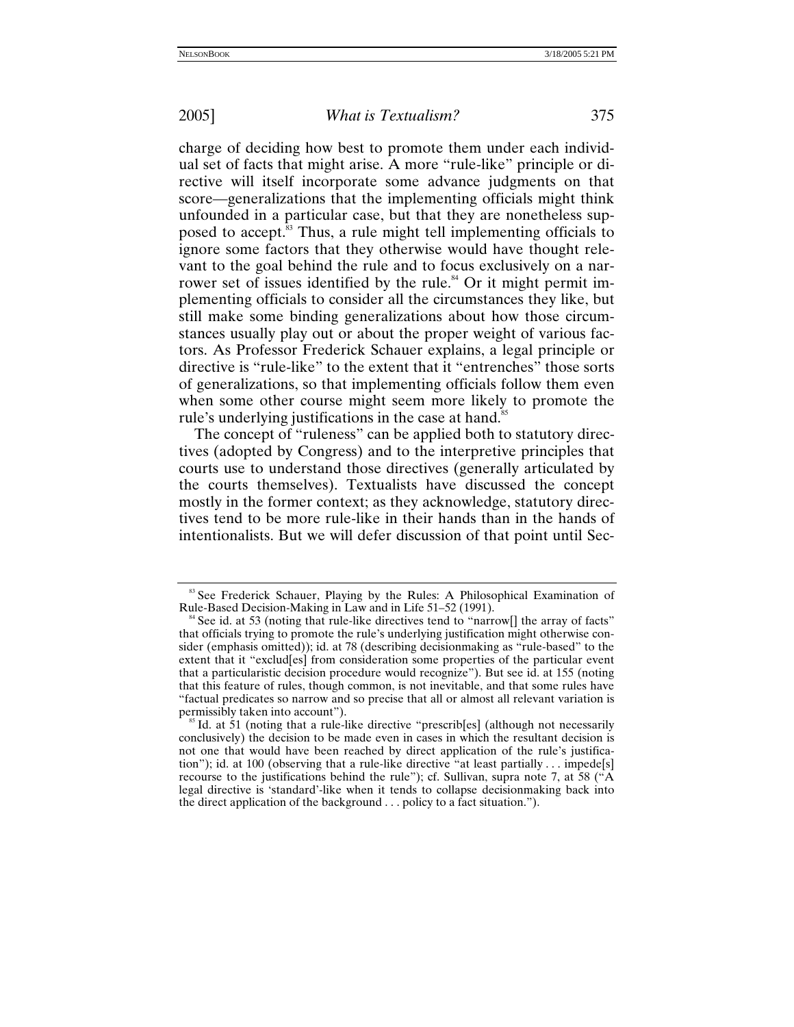charge of deciding how best to promote them under each individual set of facts that might arise. A more "rule-like" principle or directive will itself incorporate some advance judgments on that score—generalizations that the implementing officials might think unfounded in a particular case, but that they are nonetheless supposed to accept.[83] Thus, a rule might tell implementing officials to ignore some factors that they otherwise would have thought relevant to the goal behind the rule and to focus exclusively on a narrower set of issues identified by the rule.[84] Or it might permit implementing officials to consider all the circumstances they like, but still make some binding generalizations about how those circumstances usually play out or about the proper weight of various factors. As Professor Frederick Schauer explains, a legal principle or directive is "rule-like" to the extent that it "entrenches" those sorts of generalizations, so that implementing officials follow them even when some other course might seem more likely to promote the rule's underlying justifications in the case at hand.[85]

The concept of "ruleness" can be applied both to statutory directives (adopted by Congress) and to the interpretive principles that courts use to understand those directives (generally articulated by the courts themselves). Textualists have discussed the concept mostly in the former context; as they acknowledge, statutory directives tend to be more rule-like in their hands than in the hands of intentionalists. But we will defer discussion of that point until Sec-

---

[83] See Frederick Schauer, Playing by the Rules: A Philosophical Examination of Rule-Based Decision-Making in Law and in Life 51–52 (1991).

[84] See id. at 53 (noting that rule-like directives tend to "narrow[] the array of facts" that officials trying to promote the rule's underlying justification might otherwise consider (emphasis omitted)); id. at 78 (describing decisionmaking as "rule-based" to the extent that it "exclud[es] from consideration some properties of the particular event that a particularistic decision procedure would recognize"). But see id. at 155 (noting that this feature of rules, though common, is not inevitable, and that some rules have "factual predicates so narrow and so precise that all or almost all relevant variation is permissibly taken into account").

[85] Id. at 51 (noting that a rule-like directive "prescrib[es] (although not necessarily conclusively) the decision to be made even in cases in which the resultant decision is not one that would have been reached by direct application of the rule's justification"); id. at 100 (observing that a rule-like directive "at least partially . . . impede[s] recourse to the justifications behind the rule"); cf. Sullivan, supra note 7, at 58 ("A legal directive is 'standard'-like when it tends to collapse decisionmaking back into the direct application of the background . . . policy to a fact situation.").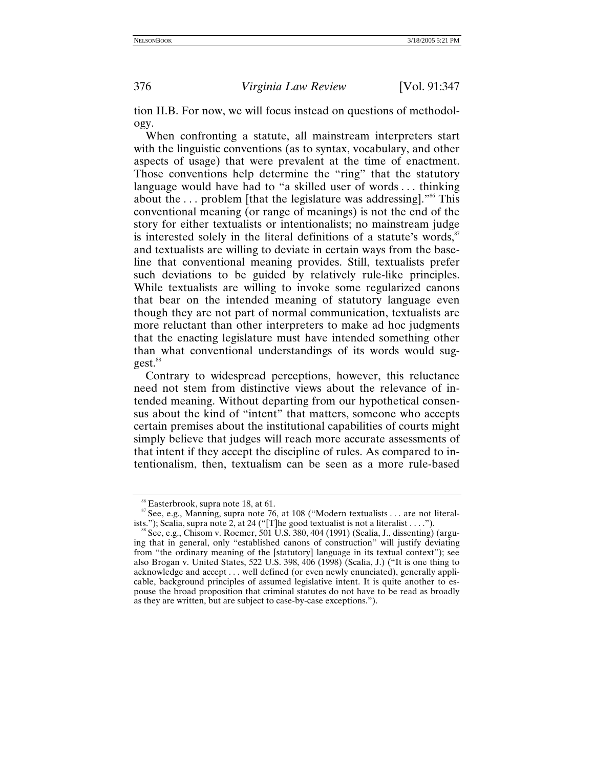tion II.B. For now, we will focus instead on questions of methodology.

When confronting a statute, all mainstream interpreters start with the linguistic conventions (as to syntax, vocabulary, and other aspects of usage) that were prevalent at the time of enactment. Those conventions help determine the "ring" that the statutory language would have had to "a skilled user of words . . . thinking about the . . . problem [that the legislature was addressing]."[86] This conventional meaning (or range of meanings) is not the end of the story for either textualists or intentionalists; no mainstream judge is interested solely in the literal definitions of a statute's words,[87] and textualists are willing to deviate in certain ways from the baseline that conventional meaning provides. Still, textualists prefer such deviations to be guided by relatively rule-like principles. While textualists are willing to invoke some regularized canons that bear on the intended meaning of statutory language even though they are not part of normal communication, textualists are more reluctant than other interpreters to make ad hoc judgments that the enacting legislature must have intended something other than what conventional understandings of its words would suggest.[88]

Contrary to widespread perceptions, however, this reluctance need not stem from distinctive views about the relevance of intended meaning. Without departing from our hypothetical consensus about the kind of "intent" that matters, someone who accepts certain premises about the institutional capabilities of courts might simply believe that judges will reach more accurate assessments of that intent if they accept the discipline of rules. As compared to intentionalism, then, textualism can be seen as a more rule-based

---

[86] Easterbrook, supra note 18, at 61.

[87] See, e.g., Manning, supra note 76, at 108 ("Modern textualists . . . are not literalists."); Scalia, supra note 2, at 24 ("[T]he good textualist is not a literalist . . . .").

[88] See, e.g., Chisom v. Roemer, 501 U.S. 380, 404 (1991) (Scalia, J., dissenting) (arguing that in general, only "established canons of construction" will justify deviating from "the ordinary meaning of the [statutory] language in its textual context"); see also Brogan v. United States, 522 U.S. 398, 406 (1998) (Scalia, J.) ("It is one thing to acknowledge and accept . . . well defined (or even newly enunciated), generally applicable, background principles of assumed legislative intent. It is quite another to espouse the broad proposition that criminal statutes do not have to be read as broadly as they are written, but are subject to case-by-case exceptions.").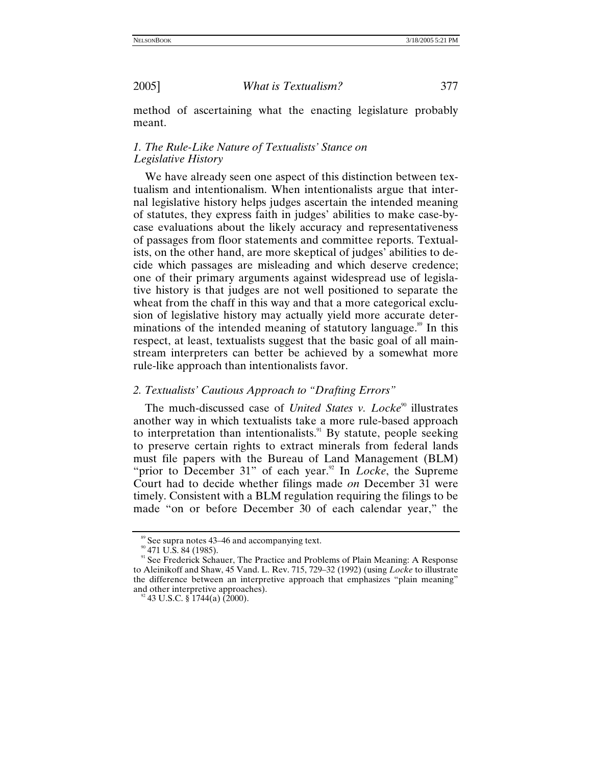method of ascertaining what the enacting legislature probably meant.

### *1. The Rule-Like Nature of Textualists' Stance on Legislative History*

We have already seen one aspect of this distinction between textualism and intentionalism. When intentionalists argue that internal legislative history helps judges ascertain the intended meaning of statutes, they express faith in judges' abilities to make case-by-case evaluations about the likely accuracy and representativeness of passages from floor statements and committee reports. Textualists, on the other hand, are more skeptical of judges' abilities to decide which passages are misleading and which deserve credence; one of their primary arguments against widespread use of legislative history is that judges are not well positioned to separate the wheat from the chaff in this way and that a more categorical exclusion of legislative history may actually yield more accurate determinations of the intended meaning of statutory language.[89] In this respect, at least, textualists suggest that the basic goal of all mainstream interpreters can better be achieved by a somewhat more rule-like approach than intentionalists favor.

### *2. Textualists' Cautious Approach to "Drafting Errors"*

The much-discussed case of *United States v. Locke*[90] illustrates another way in which textualists take a more rule-based approach to interpretation than intentionalists.[91] By statute, people seeking to preserve certain rights to extract minerals from federal lands must file papers with the Bureau of Land Management (BLM) "prior to December 31" of each year.[92] In *Locke*, the Supreme Court had to decide whether filings made *on* December 31 were timely. Consistent with a BLM regulation requiring the filings to be made "on or before December 30 of each calendar year," the

---

[89] See supra notes 43–46 and accompanying text.

[90] 471 U.S. 84 (1985).

[91] See Frederick Schauer, The Practice and Problems of Plain Meaning: A Response to Aleinikoff and Shaw, 45 Vand. L. Rev. 715, 729–32 (1992) (using *Locke* to illustrate the difference between an interpretive approach that emphasizes "plain meaning" and other interpretive approaches).

[92] 43 U.S.C. § 1744(a) (2000).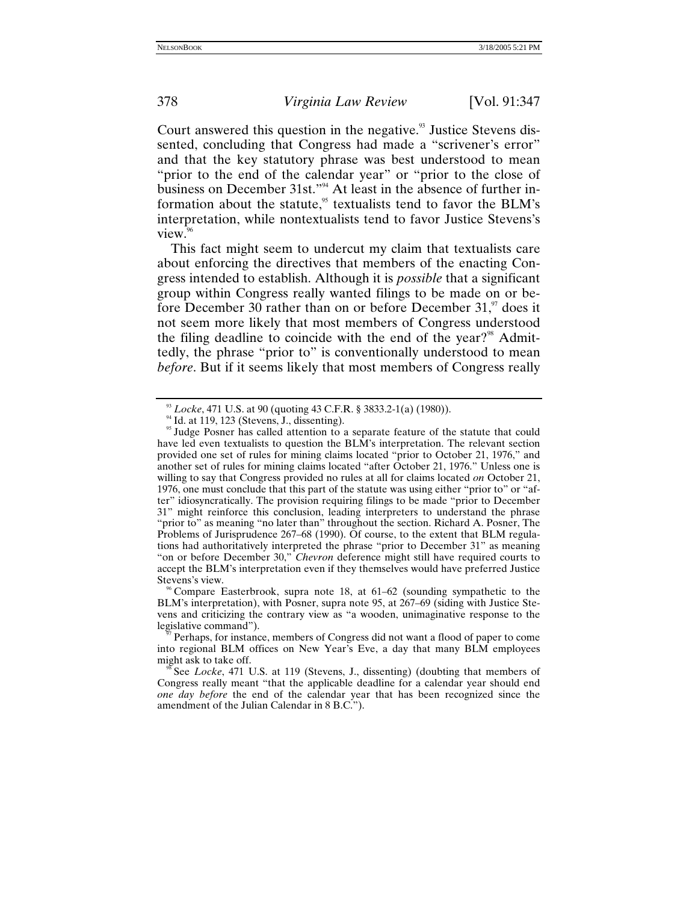Court answered this question in the negative.[93] Justice Stevens dissented, concluding that Congress had made a "scrivener's error" and that the key statutory phrase was best understood to mean "prior to the end of the calendar year" or "prior to the close of business on December 31st."[94] At least in the absence of further information about the statute,[95] textualists tend to favor the BLM's interpretation, while nontextualists tend to favor Justice Stevens's view.[96]

This fact might seem to undercut my claim that textualists care about enforcing the directives that members of the enacting Congress intended to establish. Although it is *possible* that a significant group within Congress really wanted filings to be made on or before December 30 rather than on or before December 31,[97] does it not seem more likely that most members of Congress understood the filing deadline to coincide with the end of the year?[98] Admittedly, the phrase "prior to" is conventionally understood to mean *before*. But if it seems likely that most members of Congress really

---

[93] *Locke*, 471 U.S. at 90 (quoting 43 C.F.R. § 3833.2-1(a) (1980)).

[94] Id. at 119, 123 (Stevens, J., dissenting).

[95] Judge Posner has called attention to a separate feature of the statute that could have led even textualists to question the BLM's interpretation. The relevant section provided one set of rules for mining claims located "prior to October 21, 1976," and another set of rules for mining claims located "after October 21, 1976." Unless one is willing to say that Congress provided no rules at all for claims located *on* October 21, 1976, one must conclude that this part of the statute was using either "prior to" or "after" idiosyncratically. The provision requiring filings to be made "prior to December 31" might reinforce this conclusion, leading interpreters to understand the phrase "prior to" as meaning "no later than" throughout the section. Richard A. Posner, The Problems of Jurisprudence 267–68 (1990). Of course, to the extent that BLM regulations had authoritatively interpreted the phrase "prior to December 31" as meaning "on or before December 30," *Chevron* deference might still have required courts to accept the BLM's interpretation even if they themselves would have preferred Justice Stevens's view.

[96] Compare Easterbrook, supra note 18, at 61–62 (sounding sympathetic to the BLM's interpretation), with Posner, supra note 95, at 267–69 (siding with Justice Stevens and criticizing the contrary view as "a wooden, unimaginative response to the legislative command").

[97] Perhaps, for instance, members of Congress did not want a flood of paper to come into regional BLM offices on New Year's Eve, a day that many BLM employees might ask to take off.

[98] See *Locke*, 471 U.S. at 119 (Stevens, J., dissenting) (doubting that members of Congress really meant "that the applicable deadline for a calendar year should end *one day before* the end of the calendar year that has been recognized since the amendment of the Julian Calendar in 8 B.C.").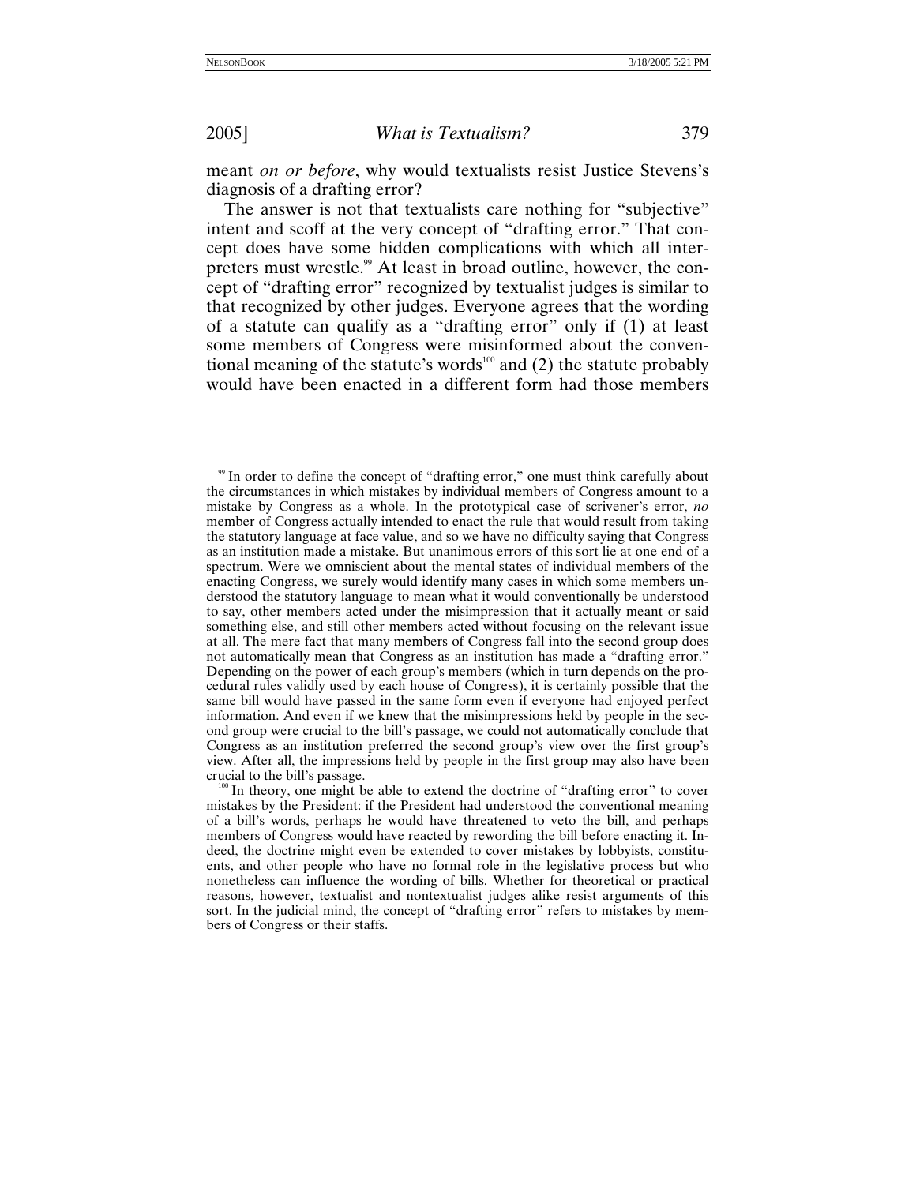meant *on or before*, why would textualists resist Justice Stevens's diagnosis of a drafting error?

The answer is not that textualists care nothing for "subjective" intent and scoff at the very concept of "drafting error." That concept does have some hidden complications with which all interpreters must wrestle.[99] At least in broad outline, however, the concept of "drafting error" recognized by textualist judges is similar to that recognized by other judges. Everyone agrees that the wording of a statute can qualify as a "drafting error" only if (1) at least some members of Congress were misinformed about the conventional meaning of the statute's words[100] and (2) the statute probably would have been enacted in a different form had those members

---

[99] In order to define the concept of "drafting error," one must think carefully about the circumstances in which mistakes by individual members of Congress amount to a mistake by Congress as a whole. In the prototypical case of scrivener's error, *no* member of Congress actually intended to enact the rule that would result from taking the statutory language at face value, and so we have no difficulty saying that Congress as an institution made a mistake. But unanimous errors of this sort lie at one end of a spectrum. Were we omniscient about the mental states of individual members of the enacting Congress, we surely would identify many cases in which some members understood the statutory language to mean what it would conventionally be understood to say, other members acted under the misimpression that it actually meant or said something else, and still other members acted without focusing on the relevant issue at all. The mere fact that many members of Congress fall into the second group does not automatically mean that Congress as an institution has made a "drafting error." Depending on the power of each group's members (which in turn depends on the procedural rules validly used by each house of Congress), it is certainly possible that the same bill would have passed in the same form even if everyone had enjoyed perfect information. And even if we knew that the misimpressions held by people in the second group were crucial to the bill's passage, we could not automatically conclude that Congress as an institution preferred the second group's view over the first group's view. After all, the impressions held by people in the first group may also have been crucial to the bill's passage.

[100] In theory, one might be able to extend the doctrine of "drafting error" to cover mistakes by the President: if the President had understood the conventional meaning of a bill's words, perhaps he would have threatened to veto the bill, and perhaps members of Congress would have reacted by rewording the bill before enacting it. Indeed, the doctrine might even be extended to cover mistakes by lobbyists, constituents, and other people who have no formal role in the legislative process but who nonetheless can influence the wording of bills. Whether for theoretical or practical reasons, however, textualist and nontextualist judges alike resist arguments of this sort. In the judicial mind, the concept of "drafting error" refers to mistakes by members of Congress or their staffs.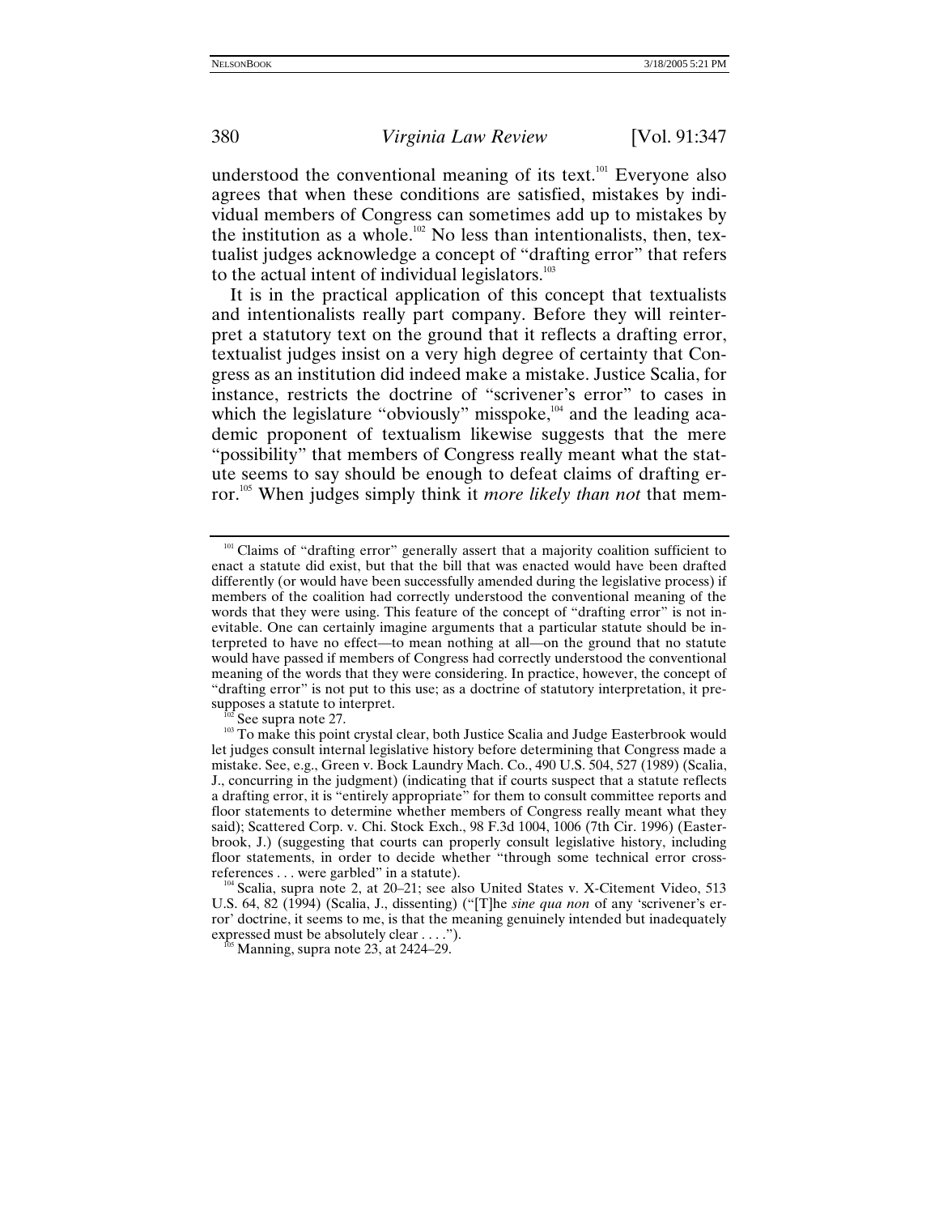understood the conventional meaning of its text.[101] Everyone also agrees that when these conditions are satisfied, mistakes by individual members of Congress can sometimes add up to mistakes by the institution as a whole.[102] No less than intentionalists, then, textualist judges acknowledge a concept of "drafting error" that refers to the actual intent of individual legislators.[103]

It is in the practical application of this concept that textualists and intentionalists really part company. Before they will reinterpret a statutory text on the ground that it reflects a drafting error, textualist judges insist on a very high degree of certainty that Congress as an institution did indeed make a mistake. Justice Scalia, for instance, restricts the doctrine of "scrivener's error" to cases in which the legislature "obviously" misspoke,[104] and the leading academic proponent of textualism likewise suggests that the mere "possibility" that members of Congress really meant what the statute seems to say should be enough to defeat claims of drafting error.[105] When judges simply think it *more likely than not* that mem-

---

[101] Claims of "drafting error" generally assert that a majority coalition sufficient to enact a statute did exist, but that the bill that was enacted would have been drafted differently (or would have been successfully amended during the legislative process) if members of the coalition had correctly understood the conventional meaning of the words that they were using. This feature of the concept of "drafting error" is not inevitable. One can certainly imagine arguments that a particular statute should be interpreted to have no effect—to mean nothing at all—on the ground that no statute would have passed if members of Congress had correctly understood the conventional meaning of the words that they were considering. In practice, however, the concept of "drafting error" is not put to this use; as a doctrine of statutory interpretation, it presupposes a statute to interpret.

[102] See supra note 27.

[103] To make this point crystal clear, both Justice Scalia and Judge Easterbrook would let judges consult internal legislative history before determining that Congress made a mistake. See, e.g., Green v. Bock Laundry Mach. Co., 490 U.S. 504, 527 (1989) (Scalia, J., concurring in the judgment) (indicating that if courts suspect that a statute reflects a drafting error, it is "entirely appropriate" for them to consult committee reports and floor statements to determine whether members of Congress really meant what they said); Scattered Corp. v. Chi. Stock Exch., 98 F.3d 1004, 1006 (7th Cir. 1996) (Easterbrook, J.) (suggesting that courts can properly consult legislative history, including floor statements, in order to decide whether "through some technical error cross-references . . . were garbled" in a statute).

[104] Scalia, supra note 2, at 20–21; see also United States v. X-Citement Video, 513 U.S. 64, 82 (1994) (Scalia, J., dissenting) ("[T]he *sine qua non* of any 'scrivener's error' doctrine, it seems to me, is that the meaning genuinely intended but inadequately expressed must be absolutely clear . . . .").

[105] Manning, supra note 23, at 2424–29.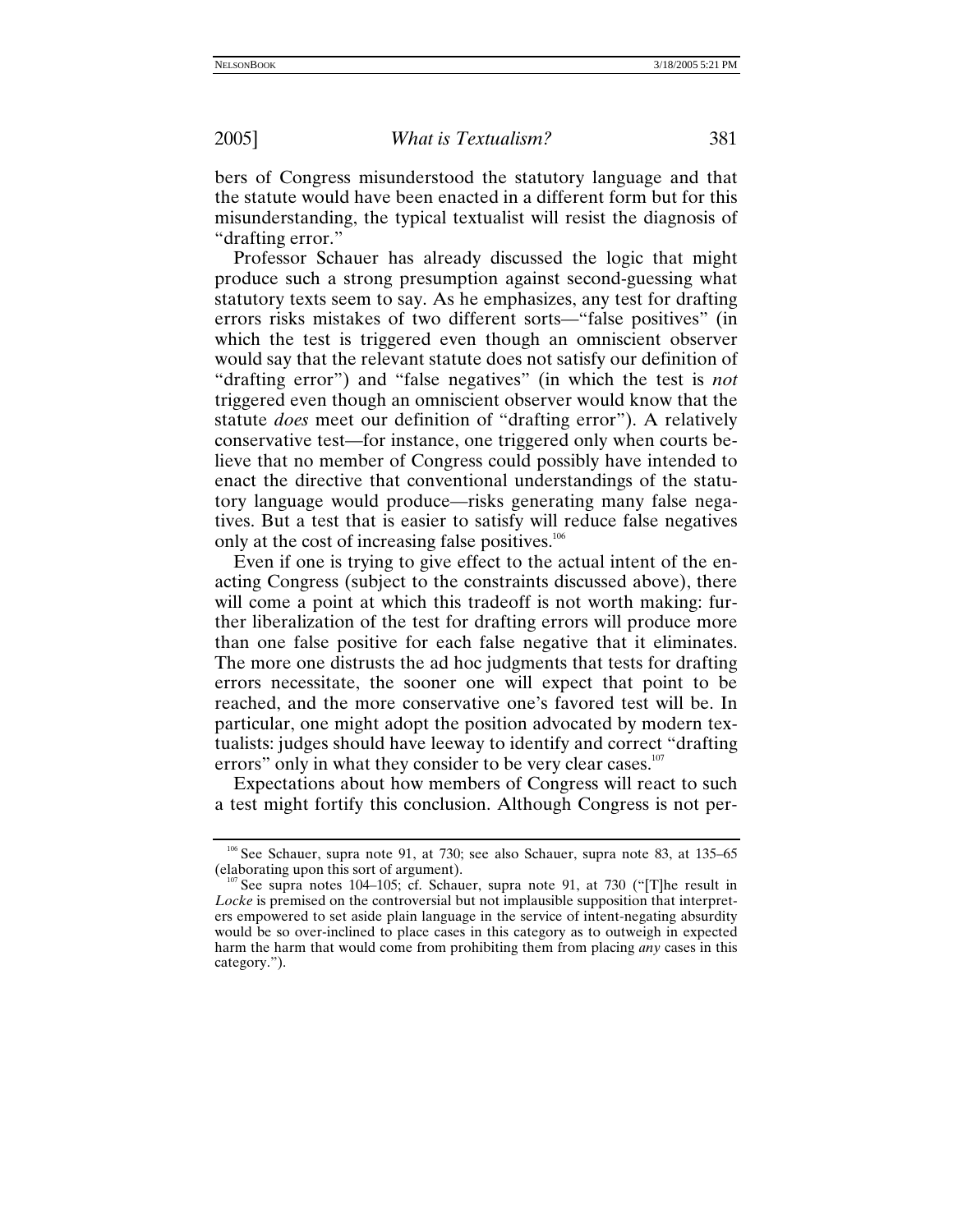bers of Congress misunderstood the statutory language and that the statute would have been enacted in a different form but for this misunderstanding, the typical textualist will resist the diagnosis of "drafting error."

Professor Schauer has already discussed the logic that might produce such a strong presumption against second-guessing what statutory texts seem to say. As he emphasizes, any test for drafting errors risks mistakes of two different sorts—"false positives" (in which the test is triggered even though an omniscient observer would say that the relevant statute does not satisfy our definition of "drafting error") and "false negatives" (in which the test is *not* triggered even though an omniscient observer would know that the statute *does* meet our definition of "drafting error"). A relatively conservative test—for instance, one triggered only when courts believe that no member of Congress could possibly have intended to enact the directive that conventional understandings of the statutory language would produce—risks generating many false negatives. But a test that is easier to satisfy will reduce false negatives only at the cost of increasing false positives.[106]

Even if one is trying to give effect to the actual intent of the enacting Congress (subject to the constraints discussed above), there will come a point at which this tradeoff is not worth making: further liberalization of the test for drafting errors will produce more than one false positive for each false negative that it eliminates. The more one distrusts the ad hoc judgments that tests for drafting errors necessitate, the sooner one will expect that point to be reached, and the more conservative one's favored test will be. In particular, one might adopt the position advocated by modern textualists: judges should have leeway to identify and correct "drafting errors" only in what they consider to be very clear cases.[107]

Expectations about how members of Congress will react to such a test might fortify this conclusion. Although Congress is not per-

[106] See Schauer, supra note 91, at 730; see also Schauer, supra note 83, at 135–65 (elaborating upon this sort of argument).

[107] See supra notes 104–105; cf. Schauer, supra note 91, at 730 ("[T]he result in *Locke* is premised on the controversial but not implausible supposition that interpreters empowered to set aside plain language in the service of intent-negating absurdity would be so over-inclined to place cases in this category as to outweigh in expected harm the harm that would come from prohibiting them from placing *any* cases in this category.").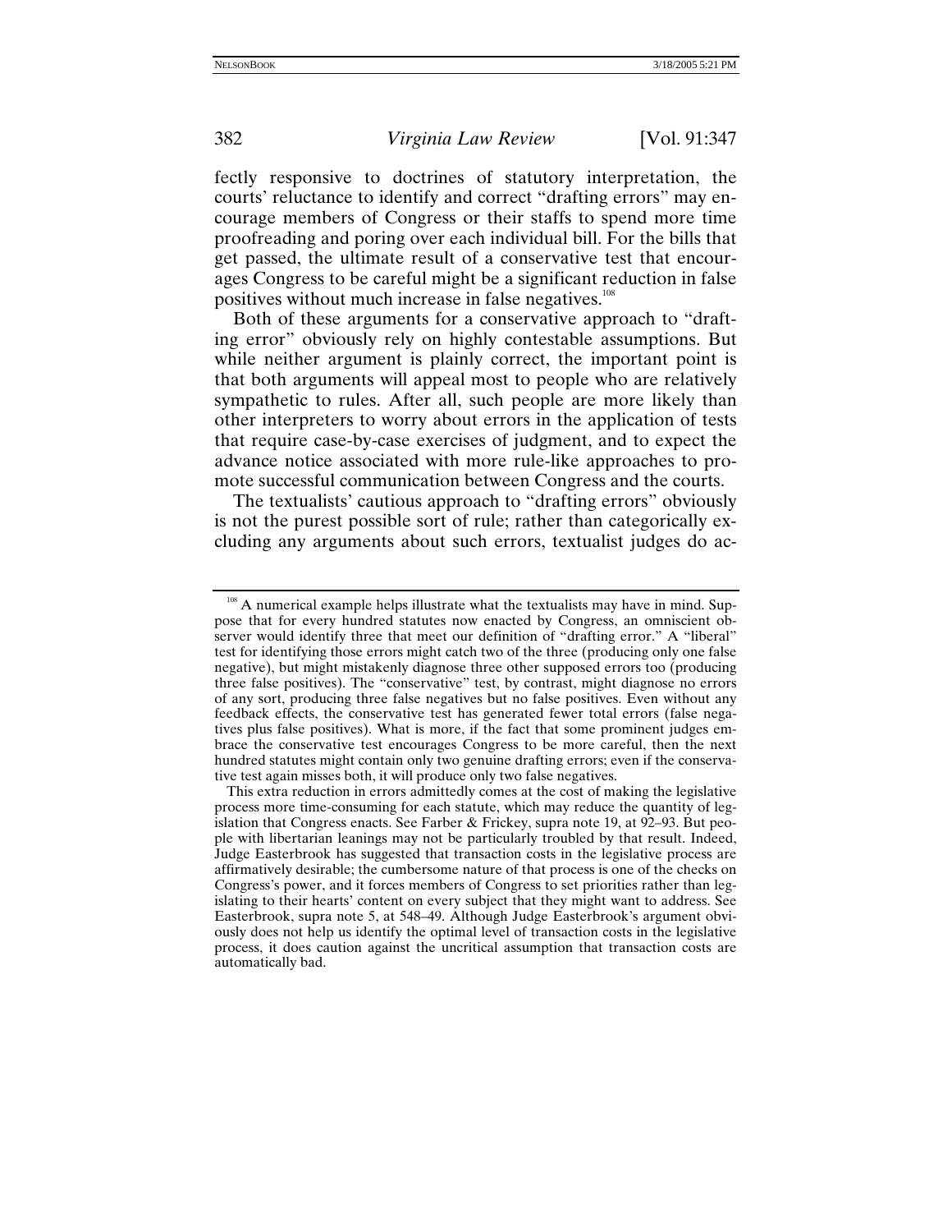fectly responsive to doctrines of statutory interpretation, the courts' reluctance to identify and correct "drafting errors" may encourage members of Congress or their staffs to spend more time proofreading and poring over each individual bill. For the bills that get passed, the ultimate result of a conservative test that encourages Congress to be careful might be a significant reduction in false positives without much increase in false negatives.[108]

Both of these arguments for a conservative approach to "drafting error" obviously rely on highly contestable assumptions. But while neither argument is plainly correct, the important point is that both arguments will appeal most to people who are relatively sympathetic to rules. After all, such people are more likely than other interpreters to worry about errors in the application of tests that require case-by-case exercises of judgment, and to expect the advance notice associated with more rule-like approaches to promote successful communication between Congress and the courts.

The textualists' cautious approach to "drafting errors" obviously is not the purest possible sort of rule; rather than categorically excluding any arguments about such errors, textualist judges do ac-

---

[108] A numerical example helps illustrate what the textualists may have in mind. Suppose that for every hundred statutes now enacted by Congress, an omniscient observer would identify three that meet our definition of "drafting error." A "liberal" test for identifying those errors might catch two of the three (producing only one false negative), but might mistakenly diagnose three other supposed errors too (producing three false positives). The "conservative" test, by contrast, might diagnose no errors of any sort, producing three false negatives but no false positives. Even without any feedback effects, the conservative test has generated fewer total errors (false negatives plus false positives). What is more, if the fact that some prominent judges embrace the conservative test encourages Congress to be more careful, then the next hundred statutes might contain only two genuine drafting errors; even if the conservative test again misses both, it will produce only two false negatives.

This extra reduction in errors admittedly comes at the cost of making the legislative process more time-consuming for each statute, which may reduce the quantity of legislation that Congress enacts. See Farber & Frickey, supra note 19, at 92–93. But people with libertarian leanings may not be particularly troubled by that result. Indeed, Judge Easterbrook has suggested that transaction costs in the legislative process are affirmatively desirable; the cumbersome nature of that process is one of the checks on Congress's power, and it forces members of Congress to set priorities rather than legislating to their hearts' content on every subject that they might want to address. See Easterbrook, supra note 5, at 548–49. Although Judge Easterbrook's argument obviously does not help us identify the optimal level of transaction costs in the legislative process, it does caution against the uncritical assumption that transaction costs are automatically bad.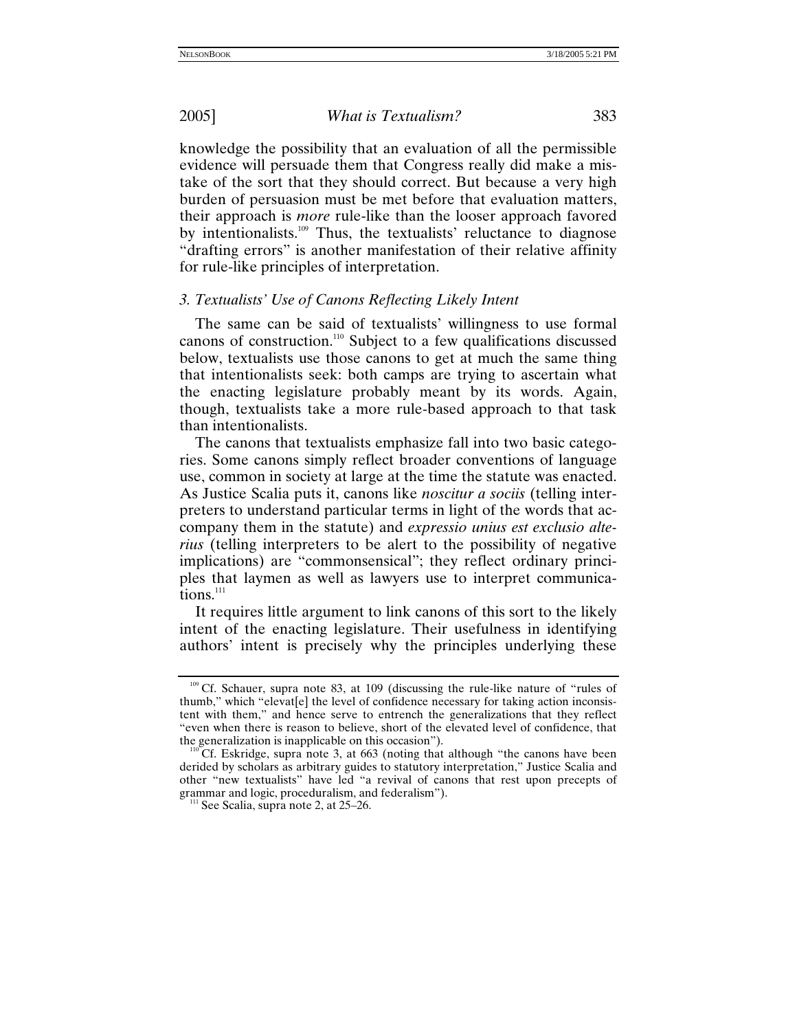knowledge the possibility that an evaluation of all the permissible evidence will persuade them that Congress really did make a mistake of the sort that they should correct. But because a very high burden of persuasion must be met before that evaluation matters, their approach is *more* rule-like than the looser approach favored by intentionalists.[109] Thus, the textualists' reluctance to diagnose "drafting errors" is another manifestation of their relative affinity for rule-like principles of interpretation.

### *3. Textualists' Use of Canons Reflecting Likely Intent*

The same can be said of textualists' willingness to use formal canons of construction.[110] Subject to a few qualifications discussed below, textualists use those canons to get at much the same thing that intentionalists seek: both camps are trying to ascertain what the enacting legislature probably meant by its words. Again, though, textualists take a more rule-based approach to that task than intentionalists.

The canons that textualists emphasize fall into two basic categories. Some canons simply reflect broader conventions of language use, common in society at large at the time the statute was enacted. As Justice Scalia puts it, canons like *noscitur a sociis* (telling interpreters to understand particular terms in light of the words that accompany them in the statute) and *expressio unius est exclusio alterius* (telling interpreters to be alert to the possibility of negative implications) are "commonsensical"; they reflect ordinary principles that laymen as well as lawyers use to interpret communications.[111]

It requires little argument to link canons of this sort to the likely intent of the enacting legislature. Their usefulness in identifying authors' intent is precisely why the principles underlying these

---

[109] Cf. Schauer, supra note 83, at 109 (discussing the rule-like nature of "rules of thumb," which "elevat[e] the level of confidence necessary for taking action inconsistent with them," and hence serve to entrench the generalizations that they reflect "even when there is reason to believe, short of the elevated level of confidence, that the generalization is inapplicable on this occasion").

[110] Cf. Eskridge, supra note 3, at 663 (noting that although "the canons have been derided by scholars as arbitrary guides to statutory interpretation," Justice Scalia and other "new textualists" have led "a revival of canons that rest upon precepts of grammar and logic, proceduralism, and federalism").

[111] See Scalia, supra note 2, at 25–26.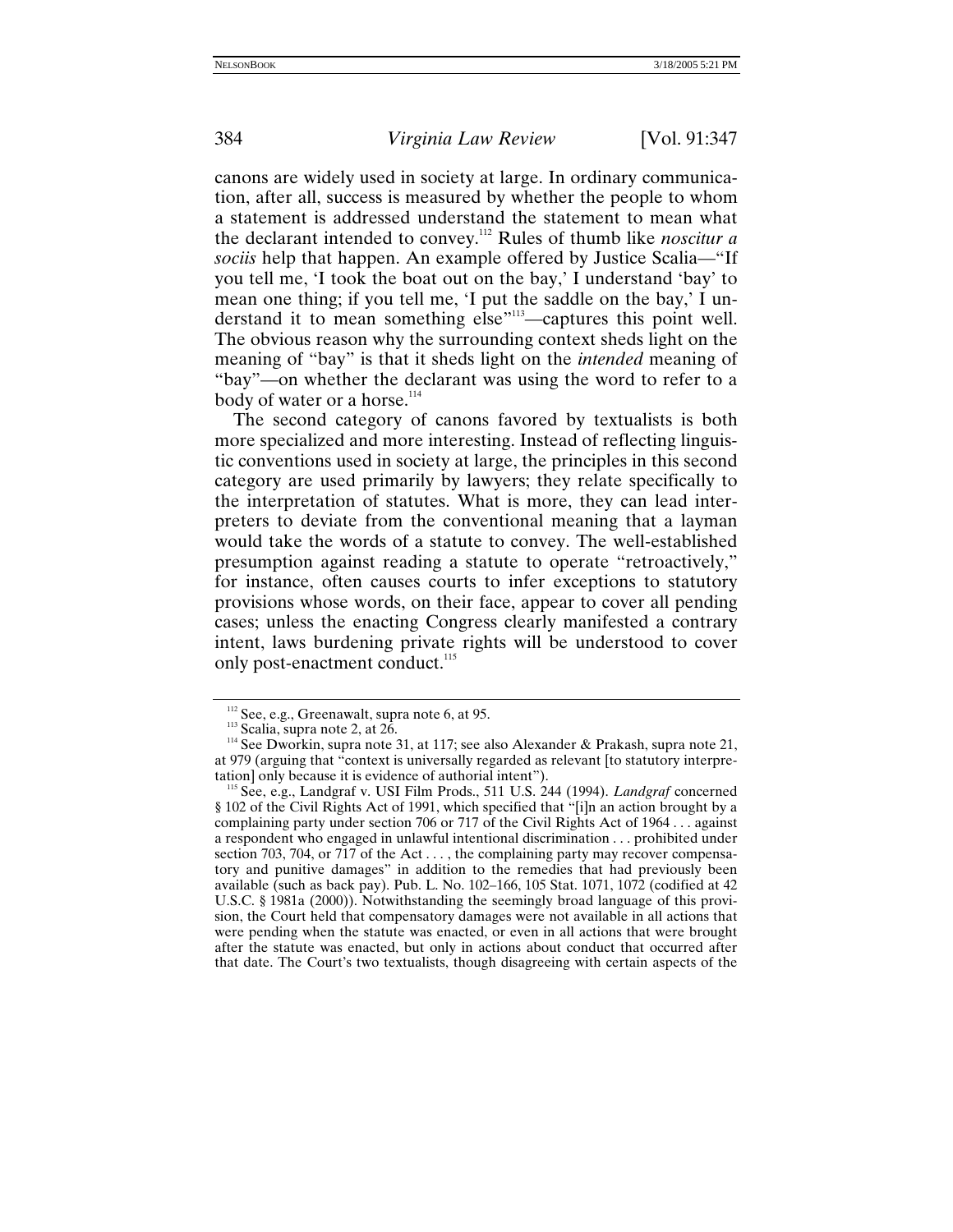canons are widely used in society at large. In ordinary communication, after all, success is measured by whether the people to whom a statement is addressed understand the statement to mean what the declarant intended to convey.[112] Rules of thumb like *noscitur a sociis* help that happen. An example offered by Justice Scalia—"If you tell me, 'I took the boat out on the bay,' I understand 'bay' to mean one thing; if you tell me, 'I put the saddle on the bay,' I understand it to mean something else"[113]—captures this point well. The obvious reason why the surrounding context sheds light on the meaning of "bay" is that it sheds light on the *intended* meaning of "bay"—on whether the declarant was using the word to refer to a body of water or a horse.[114]

The second category of canons favored by textualists is both more specialized and more interesting. Instead of reflecting linguistic conventions used in society at large, the principles in this second category are used primarily by lawyers; they relate specifically to the interpretation of statutes. What is more, they can lead interpreters to deviate from the conventional meaning that a layman would take the words of a statute to convey. The well-established presumption against reading a statute to operate "retroactively," for instance, often causes courts to infer exceptions to statutory provisions whose words, on their face, appear to cover all pending cases; unless the enacting Congress clearly manifested a contrary intent, laws burdening private rights will be understood to cover only post-enactment conduct.[115]

---

[112] See, e.g., Greenawalt, supra note 6, at 95.

[113] Scalia, supra note 2, at 26.

[114] See Dworkin, supra note 31, at 117; see also Alexander & Prakash, supra note 21, at 979 (arguing that "context is universally regarded as relevant [to statutory interpretation] only because it is evidence of authorial intent").

[115] See, e.g., Landgraf v. USI Film Prods., 511 U.S. 244 (1994). *Landgraf* concerned § 102 of the Civil Rights Act of 1991, which specified that "[i]n an action brought by a complaining party under section 706 or 717 of the Civil Rights Act of 1964 . . . against a respondent who engaged in unlawful intentional discrimination . . . prohibited under section 703, 704, or 717 of the Act . . . , the complaining party may recover compensatory and punitive damages" in addition to the remedies that had previously been available (such as back pay). Pub. L. No. 102–166, 105 Stat. 1071, 1072 (codified at 42 U.S.C. § 1981a (2000)). Notwithstanding the seemingly broad language of this provision, the Court held that compensatory damages were not available in all actions that were pending when the statute was enacted, or even in all actions that were brought after the statute was enacted, but only in actions about conduct that occurred after that date. The Court's two textualists, though disagreeing with certain aspects of the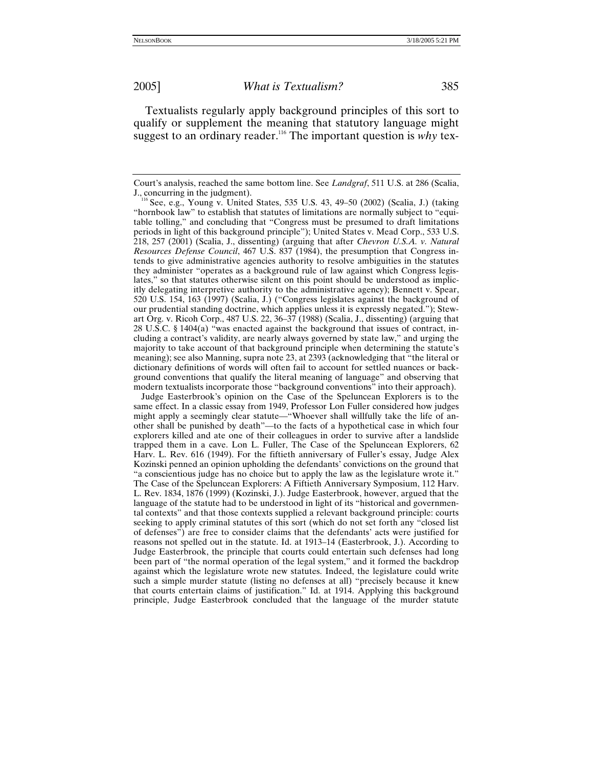Textualists regularly apply background principles of this sort to qualify or supplement the meaning that statutory language might suggest to an ordinary reader.[116] The important question is *why* tex-

---

Court's analysis, reached the same bottom line. See *Landgraf*, 511 U.S. at 286 (Scalia, J., concurring in the judgment).

[116] See, e.g., Young v. United States, 535 U.S. 43, 49–50 (2002) (Scalia, J.) (taking "hornbook law" to establish that statutes of limitations are normally subject to "equitable tolling," and concluding that "Congress must be presumed to draft limitations periods in light of this background principle"); United States v. Mead Corp., 533 U.S. 218, 257 (2001) (Scalia, J., dissenting) (arguing that after *Chevron U.S.A. v. Natural Resources Defense Council*, 467 U.S. 837 (1984), the presumption that Congress intends to give administrative agencies authority to resolve ambiguities in the statutes they administer "operates as a background rule of law against which Congress legislates," so that statutes otherwise silent on this point should be understood as implicitly delegating interpretive authority to the administrative agency); Bennett v. Spear, 520 U.S. 154, 163 (1997) (Scalia, J.) ("Congress legislates against the background of our prudential standing doctrine, which applies unless it is expressly negated."); Stewart Org. v. Ricoh Corp., 487 U.S. 22, 36–37 (1988) (Scalia, J., dissenting) (arguing that 28 U.S.C. § 1404(a) "was enacted against the background that issues of contract, including a contract's validity, are nearly always governed by state law," and urging the majority to take account of that background principle when determining the statute's meaning); see also Manning, supra note 23, at 2393 (acknowledging that "the literal or dictionary definitions of words will often fail to account for settled nuances or background conventions that qualify the literal meaning of language" and observing that modern textualists incorporate those "background conventions" into their approach).

Judge Easterbrook's opinion on the Case of the Speluncean Explorers is to the same effect. In a classic essay from 1949, Professor Lon Fuller considered how judges might apply a seemingly clear statute—"Whoever shall willfully take the life of another shall be punished by death"—to the facts of a hypothetical case in which four explorers killed and ate one of their colleagues in order to survive after a landslide trapped them in a cave. Lon L. Fuller, The Case of the Speluncean Explorers, 62 Harv. L. Rev. 616 (1949). For the fiftieth anniversary of Fuller's essay, Judge Alex Kozinski penned an opinion upholding the defendants' convictions on the ground that "a conscientious judge has no choice but to apply the law as the legislature wrote it." The Case of the Speluncean Explorers: A Fiftieth Anniversary Symposium, 112 Harv. L. Rev. 1834, 1876 (1999) (Kozinski, J.). Judge Easterbrook, however, argued that the language of the statute had to be understood in light of its "historical and governmental contexts" and that those contexts supplied a relevant background principle: courts seeking to apply criminal statutes of this sort (which do not set forth any "closed list of defenses") are free to consider claims that the defendants' acts were justified for reasons not spelled out in the statute. Id. at 1913–14 (Easterbrook, J.). According to Judge Easterbrook, the principle that courts could entertain such defenses had long been part of "the normal operation of the legal system," and it formed the backdrop against which the legislature wrote new statutes. Indeed, the legislature could write such a simple murder statute (listing no defenses at all) "precisely because it knew that courts entertain claims of justification." Id. at 1914. Applying this background principle, Judge Easterbrook concluded that the language of the murder statute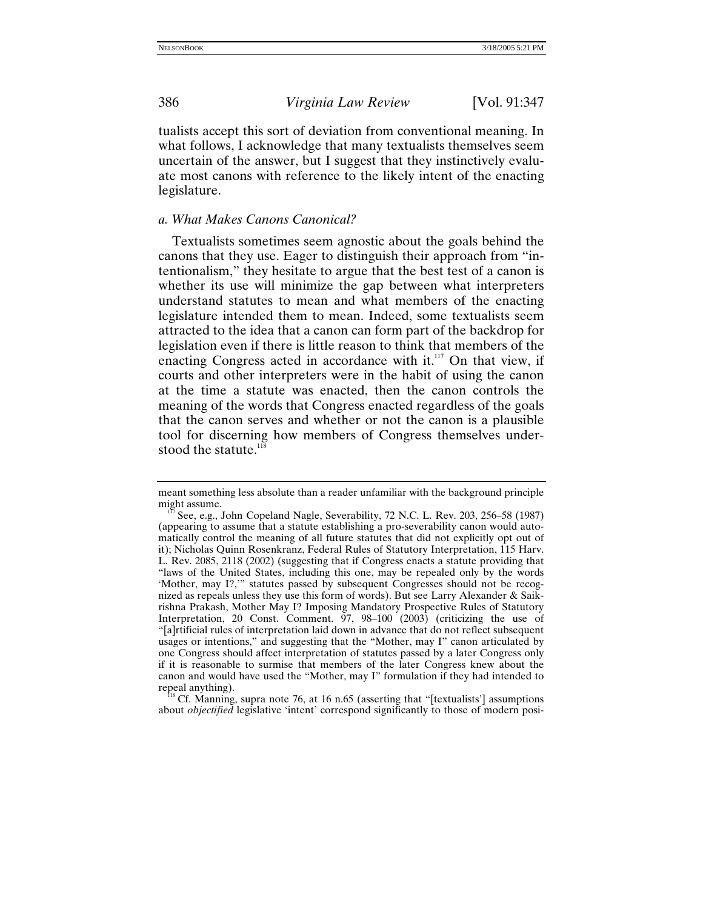tualists accept this sort of deviation from conventional meaning. In what follows, I acknowledge that many textualists themselves seem uncertain of the answer, but I suggest that they instinctively evaluate most canons with reference to the likely intent of the enacting legislature.

### *a. What Makes Canons Canonical?*

Textualists sometimes seem agnostic about the goals behind the canons that they use. Eager to distinguish their approach from "intentionalism," they hesitate to argue that the best test of a canon is whether its use will minimize the gap between what interpreters understand statutes to mean and what members of the enacting legislature intended them to mean. Indeed, some textualists seem attracted to the idea that a canon can form part of the backdrop for legislation even if there is little reason to think that members of the enacting Congress acted in accordance with it.[117] On that view, if courts and other interpreters were in the habit of using the canon at the time a statute was enacted, then the canon controls the meaning of the words that Congress enacted regardless of the goals that the canon serves and whether or not the canon is a plausible tool for discerning how members of Congress themselves understood the statute.[118]

---

meant something less absolute than a reader unfamiliar with the background principle might assume.

[117] See, e.g., John Copeland Nagle, Severability, 72 N.C. L. Rev. 203, 256–58 (1987) (appearing to assume that a statute establishing a pro-severability canon would automatically control the meaning of all future statutes that did not explicitly opt out of it); Nicholas Quinn Rosenkranz, Federal Rules of Statutory Interpretation, 115 Harv. L. Rev. 2085, 2118 (2002) (suggesting that if Congress enacts a statute providing that "laws of the United States, including this one, may be repealed only by the words 'Mother, may I?,'" statutes passed by subsequent Congresses should not be recognized as repeals unless they use this form of words). But see Larry Alexander & Saikrishna Prakash, Mother May I? Imposing Mandatory Prospective Rules of Statutory Interpretation, 20 Const. Comment. 97, 98–100 (2003) (criticizing the use of "[a]rtificial rules of interpretation laid down in advance that do not reflect subsequent usages or intentions," and suggesting that the "Mother, may I" canon articulated by one Congress should affect interpretation of statutes passed by a later Congress only if it is reasonable to surmise that members of the later Congress knew about the canon and would have used the "Mother, may I" formulation if they had intended to repeal anything).

[118] Cf. Manning, supra note 76, at 16 n.65 (asserting that "[textualists'] assumptions about *objectified* legislative 'intent' correspond significantly to those of modern posi-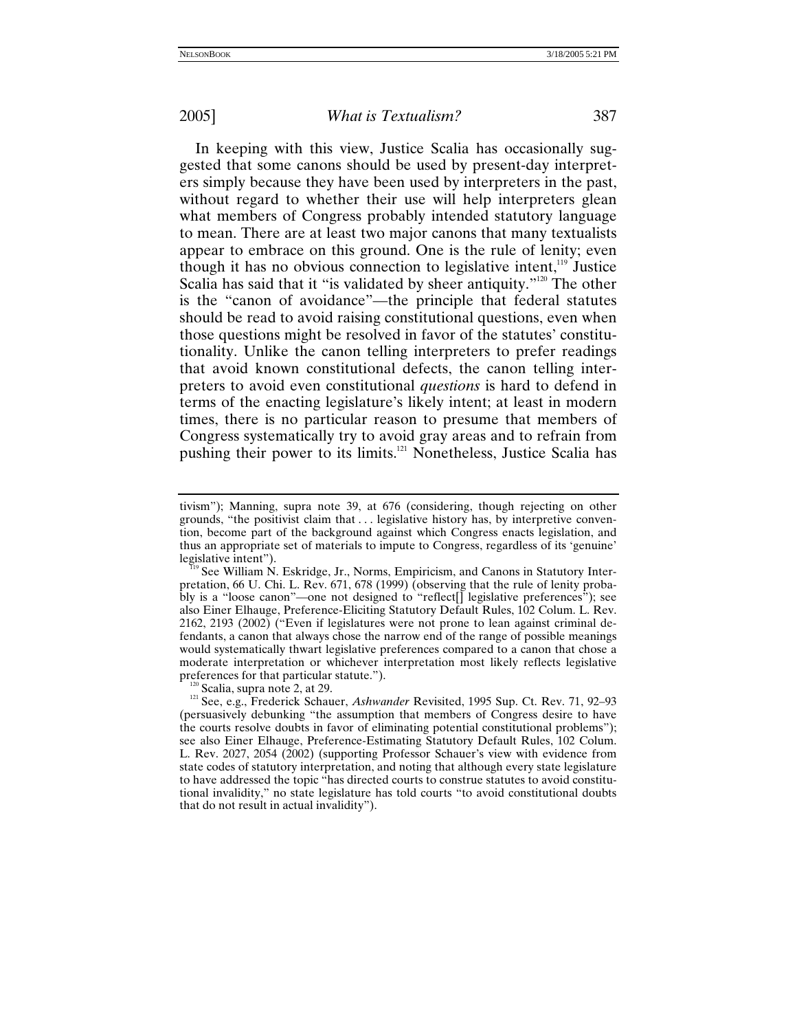In keeping with this view, Justice Scalia has occasionally suggested that some canons should be used by present-day interpreters simply because they have been used by interpreters in the past, without regard to whether their use will help interpreters glean what members of Congress probably intended statutory language to mean. There are at least two major canons that many textualists appear to embrace on this ground. One is the rule of lenity; even though it has no obvious connection to legislative intent,[119] Justice Scalia has said that it "is validated by sheer antiquity."[120] The other is the "canon of avoidance"—the principle that federal statutes should be read to avoid raising constitutional questions, even when those questions might be resolved in favor of the statutes' constitutionality. Unlike the canon telling interpreters to prefer readings that avoid known constitutional defects, the canon telling interpreters to avoid even constitutional *questions* is hard to defend in terms of the enacting legislature's likely intent; at least in modern times, there is no particular reason to presume that members of Congress systematically try to avoid gray areas and to refrain from pushing their power to its limits.[121] Nonetheless, Justice Scalia has

---

tivism"); Manning, supra note 39, at 676 (considering, though rejecting on other grounds, "the positivist claim that . . . legislative history has, by interpretive convention, become part of the background against which Congress enacts legislation, and thus an appropriate set of materials to impute to Congress, regardless of its 'genuine' legislative intent").

[119] See William N. Eskridge, Jr., Norms, Empiricism, and Canons in Statutory Interpretation, 66 U. Chi. L. Rev. 671, 678 (1999) (observing that the rule of lenity probably is a "loose canon"—one not designed to "reflect[] legislative preferences"); see also Einer Elhauge, Preference-Eliciting Statutory Default Rules, 102 Colum. L. Rev. 2162, 2193 (2002) ("Even if legislatures were not prone to lean against criminal defendants, a canon that always chose the narrow end of the range of possible meanings would systematically thwart legislative preferences compared to a canon that chose a moderate interpretation or whichever interpretation most likely reflects legislative preferences for that particular statute.").

[120] Scalia, supra note 2, at 29.

[121] See, e.g., Frederick Schauer, *Ashwander* Revisited, 1995 Sup. Ct. Rev. 71, 92–93 (persuasively debunking "the assumption that members of Congress desire to have the courts resolve doubts in favor of eliminating potential constitutional problems"); see also Einer Elhauge, Preference-Estimating Statutory Default Rules, 102 Colum. L. Rev. 2027, 2054 (2002) (supporting Professor Schauer's view with evidence from state codes of statutory interpretation, and noting that although every state legislature to have addressed the topic "has directed courts to construe statutes to avoid constitutional invalidity," no state legislature has told courts "to avoid constitutional doubts that do not result in actual invalidity").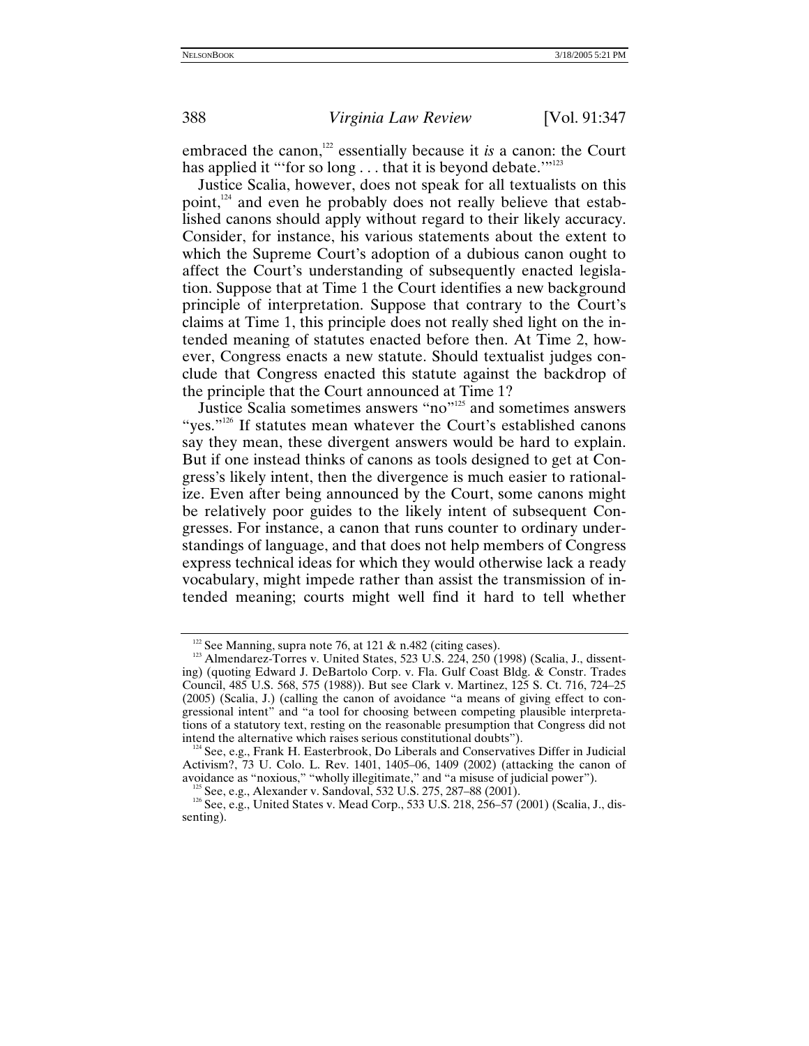embraced the canon,[122] essentially because it *is* a canon: the Court has applied it "'for so long . . . that it is beyond debate.'"[123]

Justice Scalia, however, does not speak for all textualists on this point,[124] and even he probably does not really believe that established canons should apply without regard to their likely accuracy. Consider, for instance, his various statements about the extent to which the Supreme Court's adoption of a dubious canon ought to affect the Court's understanding of subsequently enacted legislation. Suppose that at Time 1 the Court identifies a new background principle of interpretation. Suppose that contrary to the Court's claims at Time 1, this principle does not really shed light on the intended meaning of statutes enacted before then. At Time 2, however, Congress enacts a new statute. Should textualist judges conclude that Congress enacted this statute against the backdrop of the principle that the Court announced at Time 1?

Justice Scalia sometimes answers "no"[125] and sometimes answers "yes."[126] If statutes mean whatever the Court's established canons say they mean, these divergent answers would be hard to explain. But if one instead thinks of canons as tools designed to get at Congress's likely intent, then the divergence is much easier to rationalize. Even after being announced by the Court, some canons might be relatively poor guides to the likely intent of subsequent Congresses. For instance, a canon that runs counter to ordinary understandings of language, and that does not help members of Congress express technical ideas for which they would otherwise lack a ready vocabulary, might impede rather than assist the transmission of intended meaning; courts might well find it hard to tell whether

---

[122] See Manning, supra note 76, at 121 & n.482 (citing cases).

[123] Almendarez-Torres v. United States, 523 U.S. 224, 250 (1998) (Scalia, J., dissenting) (quoting Edward J. DeBartolo Corp. v. Fla. Gulf Coast Bldg. & Constr. Trades Council, 485 U.S. 568, 575 (1988)). But see Clark v. Martinez, 125 S. Ct. 716, 724–25 (2005) (Scalia, J.) (calling the canon of avoidance "a means of giving effect to congressional intent" and "a tool for choosing between competing plausible interpretations of a statutory text, resting on the reasonable presumption that Congress did not intend the alternative which raises serious constitutional doubts").

[124] See, e.g., Frank H. Easterbrook, Do Liberals and Conservatives Differ in Judicial Activism?, 73 U. Colo. L. Rev. 1401, 1405–06, 1409 (2002) (attacking the canon of avoidance as "noxious," "wholly illegitimate," and "a misuse of judicial power").

[125] See, e.g., Alexander v. Sandoval, 532 U.S. 275, 287–88 (2001).

[126] See, e.g., United States v. Mead Corp., 533 U.S. 218, 256–57 (2001) (Scalia, J., dissenting).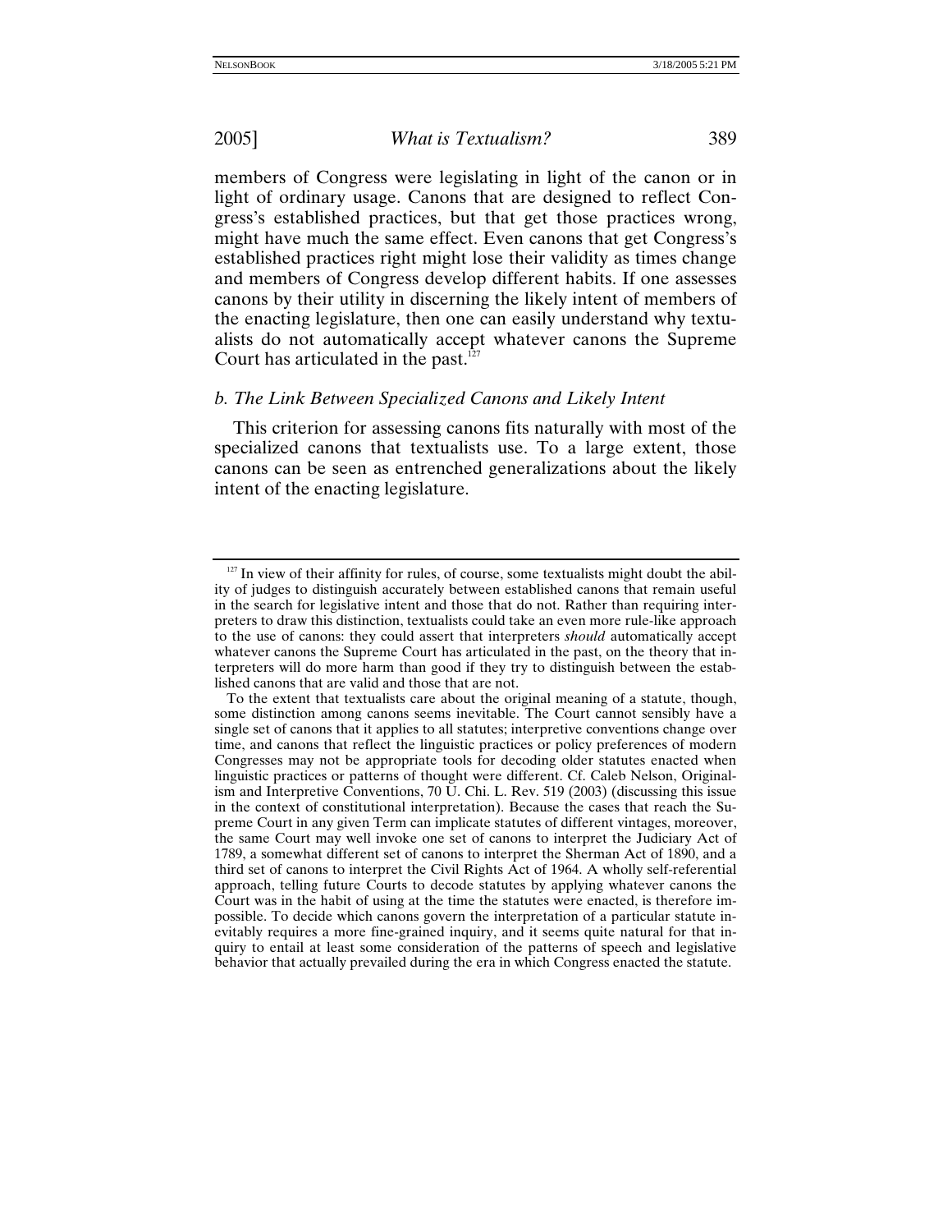members of Congress were legislating in light of the canon or in light of ordinary usage. Canons that are designed to reflect Congress's established practices, but that get those practices wrong, might have much the same effect. Even canons that get Congress's established practices right might lose their validity as times change and members of Congress develop different habits. If one assesses canons by their utility in discerning the likely intent of members of the enacting legislature, then one can easily understand why textualists do not automatically accept whatever canons the Supreme Court has articulated in the past.[127]

### *b. The Link Between Specialized Canons and Likely Intent*

This criterion for assessing canons fits naturally with most of the specialized canons that textualists use. To a large extent, those canons can be seen as entrenched generalizations about the likely intent of the enacting legislature.

---

[127] In view of their affinity for rules, of course, some textualists might doubt the ability of judges to distinguish accurately between established canons that remain useful in the search for legislative intent and those that do not. Rather than requiring interpreters to draw this distinction, textualists could take an even more rule-like approach to the use of canons: they could assert that interpreters *should* automatically accept whatever canons the Supreme Court has articulated in the past, on the theory that interpreters will do more harm than good if they try to distinguish between the established canons that are valid and those that are not.

To the extent that textualists care about the original meaning of a statute, though, some distinction among canons seems inevitable. The Court cannot sensibly have a single set of canons that it applies to all statutes; interpretive conventions change over time, and canons that reflect the linguistic practices or policy preferences of modern Congresses may not be appropriate tools for decoding older statutes enacted when linguistic practices or patterns of thought were different. Cf. Caleb Nelson, Originalism and Interpretive Conventions, 70 U. Chi. L. Rev. 519 (2003) (discussing this issue in the context of constitutional interpretation). Because the cases that reach the Supreme Court in any given Term can implicate statutes of different vintages, moreover, the same Court may well invoke one set of canons to interpret the Judiciary Act of 1789, a somewhat different set of canons to interpret the Sherman Act of 1890, and a third set of canons to interpret the Civil Rights Act of 1964. A wholly self-referential approach, telling future Courts to decode statutes by applying whatever canons the Court was in the habit of using at the time the statutes were enacted, is therefore impossible. To decide which canons govern the interpretation of a particular statute inevitably requires a more fine-grained inquiry, and it seems quite natural for that inquiry to entail at least some consideration of the patterns of speech and legislative behavior that actually prevailed during the era in which Congress enacted the statute.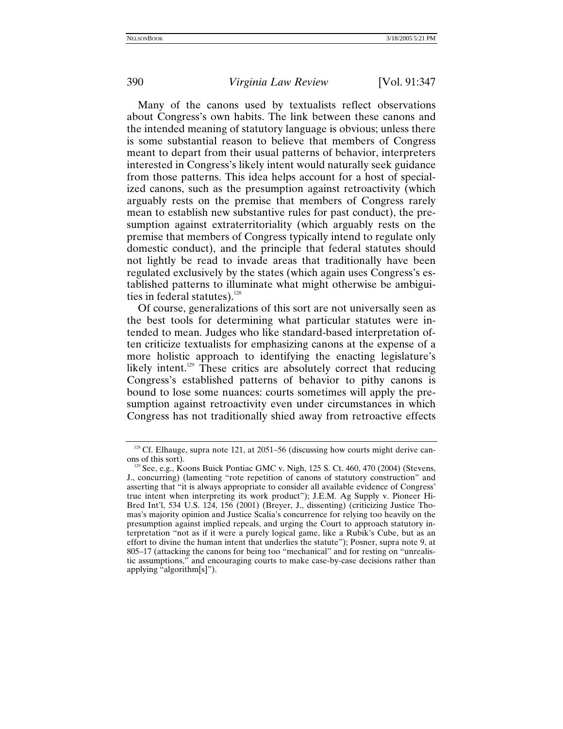Many of the canons used by textualists reflect observations about Congress's own habits. The link between these canons and the intended meaning of statutory language is obvious; unless there is some substantial reason to believe that members of Congress meant to depart from their usual patterns of behavior, interpreters interested in Congress's likely intent would naturally seek guidance from those patterns. This idea helps account for a host of specialized canons, such as the presumption against retroactivity (which arguably rests on the premise that members of Congress rarely mean to establish new substantive rules for past conduct), the presumption against extraterritoriality (which arguably rests on the premise that members of Congress typically intend to regulate only domestic conduct), and the principle that federal statutes should not lightly be read to invade areas that traditionally have been regulated exclusively by the states (which again uses Congress's established patterns to illuminate what might otherwise be ambiguities in federal statutes).[128]

Of course, generalizations of this sort are not universally seen as the best tools for determining what particular statutes were intended to mean. Judges who like standard-based interpretation often criticize textualists for emphasizing canons at the expense of a more holistic approach to identifying the enacting legislature's likely intent.[129] These critics are absolutely correct that reducing Congress's established patterns of behavior to pithy canons is bound to lose some nuances: courts sometimes will apply the presumption against retroactivity even under circumstances in which Congress has not traditionally shied away from retroactive effects

---

[128] Cf. Elhauge, supra note 121, at 2051–56 (discussing how courts might derive canons of this sort).

[129] See, e.g., Koons Buick Pontiac GMC v. Nigh, 125 S. Ct. 460, 470 (2004) (Stevens, J., concurring) (lamenting "rote repetition of canons of statutory construction" and asserting that "it is always appropriate to consider all available evidence of Congress' true intent when interpreting its work product"); J.E.M. Ag Supply v. Pioneer Hi-Bred Int'l, 534 U.S. 124, 156 (2001) (Breyer, J., dissenting) (criticizing Justice Thomas's majority opinion and Justice Scalia's concurrence for relying too heavily on the presumption against implied repeals, and urging the Court to approach statutory interpretation "not as if it were a purely logical game, like a Rubik's Cube, but as an effort to divine the human intent that underlies the statute"); Posner, supra note 9, at 805–17 (attacking the canons for being too "mechanical" and for resting on "unrealistic assumptions," and encouraging courts to make case-by-case decisions rather than applying "algorithm[s]").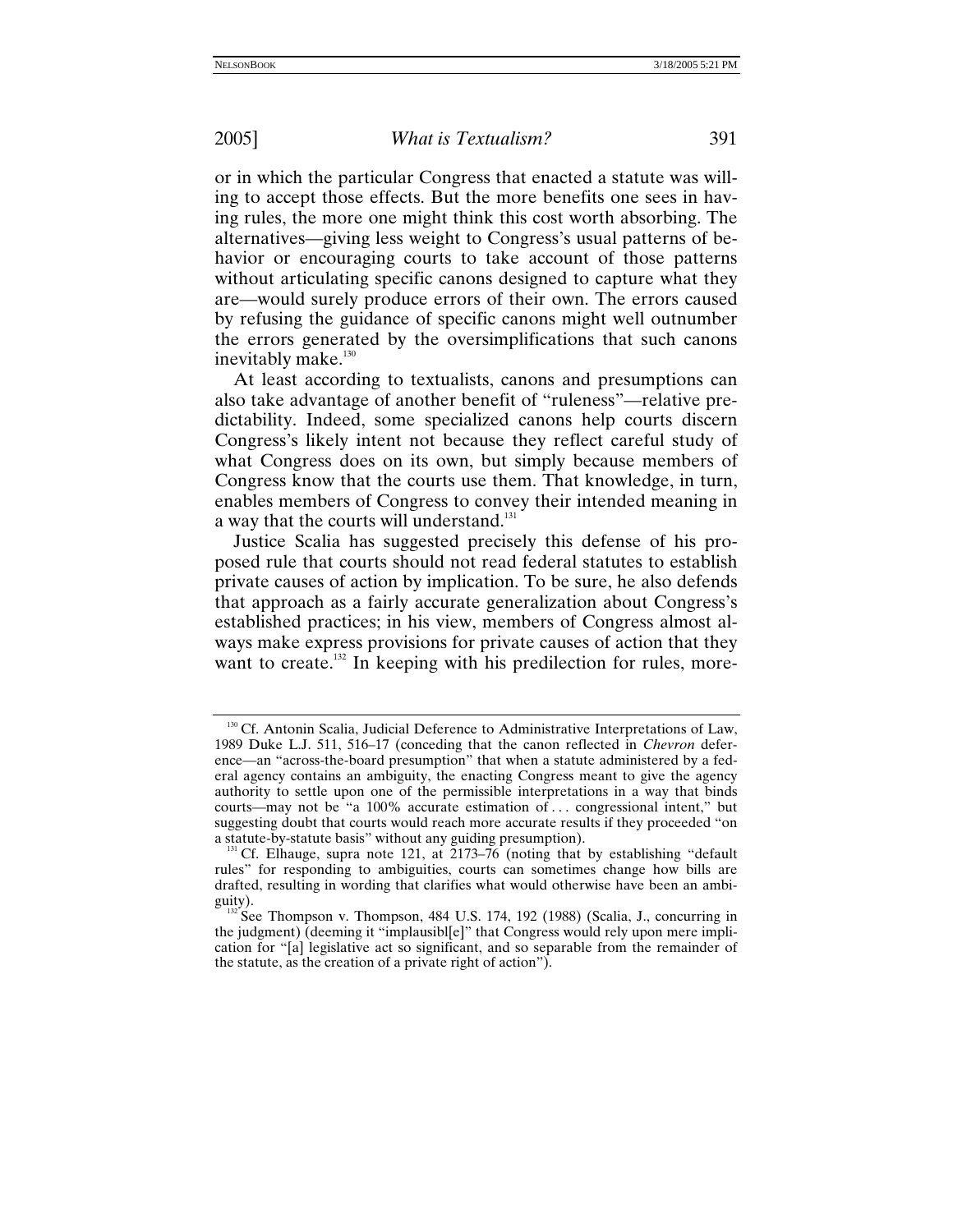or in which the particular Congress that enacted a statute was willing to accept those effects. But the more benefits one sees in having rules, the more one might think this cost worth absorbing. The alternatives—giving less weight to Congress's usual patterns of behavior or encouraging courts to take account of those patterns without articulating specific canons designed to capture what they are—would surely produce errors of their own. The errors caused by refusing the guidance of specific canons might well outnumber the errors generated by the oversimplifications that such canons inevitably make.[130]

At least according to textualists, canons and presumptions can also take advantage of another benefit of "ruleness"—relative predictability. Indeed, some specialized canons help courts discern Congress's likely intent not because they reflect careful study of what Congress does on its own, but simply because members of Congress know that the courts use them. That knowledge, in turn, enables members of Congress to convey their intended meaning in a way that the courts will understand.[131]

Justice Scalia has suggested precisely this defense of his proposed rule that courts should not read federal statutes to establish private causes of action by implication. To be sure, he also defends that approach as a fairly accurate generalization about Congress's established practices; in his view, members of Congress almost always make express provisions for private causes of action that they want to create.[132] In keeping with his predilection for rules, more-

---

[130] Cf. Antonin Scalia, Judicial Deference to Administrative Interpretations of Law, 1989 Duke L.J. 511, 516–17 (conceding that the canon reflected in *Chevron* deference—an "across-the-board presumption" that when a statute administered by a federal agency contains an ambiguity, the enacting Congress meant to give the agency authority to settle upon one of the permissible interpretations in a way that binds courts—may not be "a 100% accurate estimation of . . . congressional intent," but suggesting doubt that courts would reach more accurate results if they proceeded "on a statute-by-statute basis" without any guiding presumption).

[131] Cf. Elhauge, supra note 121, at 2173–76 (noting that by establishing "default rules" for responding to ambiguities, courts can sometimes change how bills are drafted, resulting in wording that clarifies what would otherwise have been an ambiguity).

[132] See Thompson v. Thompson, 484 U.S. 174, 192 (1988) (Scalia, J., concurring in the judgment) (deeming it "implausibl[e]" that Congress would rely upon mere implication for "[a] legislative act so significant, and so separable from the remainder of the statute, as the creation of a private right of action").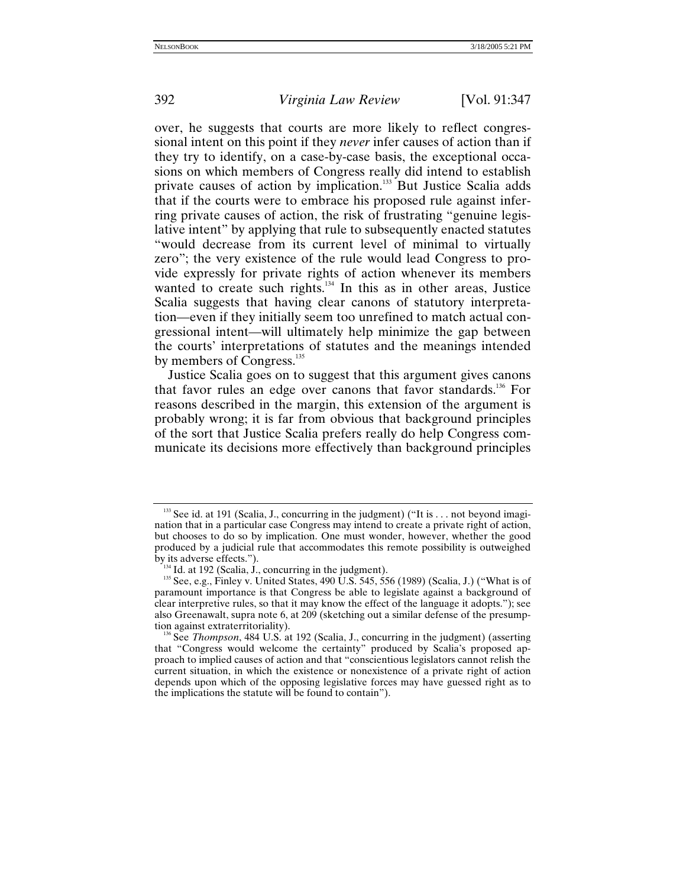over, he suggests that courts are more likely to reflect congressional intent on this point if they *never* infer causes of action than if they try to identify, on a case-by-case basis, the exceptional occasions on which members of Congress really did intend to establish private causes of action by implication.[133] But Justice Scalia adds that if the courts were to embrace his proposed rule against inferring private causes of action, the risk of frustrating "genuine legislative intent" by applying that rule to subsequently enacted statutes "would decrease from its current level of minimal to virtually zero"; the very existence of the rule would lead Congress to provide expressly for private rights of action whenever its members wanted to create such rights.[134] In this as in other areas, Justice Scalia suggests that having clear canons of statutory interpretation—even if they initially seem too unrefined to match actual congressional intent—will ultimately help minimize the gap between the courts' interpretations of statutes and the meanings intended by members of Congress.[135]

Justice Scalia goes on to suggest that this argument gives canons that favor rules an edge over canons that favor standards.[136] For reasons described in the margin, this extension of the argument is probably wrong; it is far from obvious that background principles of the sort that Justice Scalia prefers really do help Congress communicate its decisions more effectively than background principles

---

[133] See id. at 191 (Scalia, J., concurring in the judgment) ("It is . . . not beyond imagination that in a particular case Congress may intend to create a private right of action, but chooses to do so by implication. One must wonder, however, whether the good produced by a judicial rule that accommodates this remote possibility is outweighed by its adverse effects.").

[134] Id. at 192 (Scalia, J., concurring in the judgment).

[135] See, e.g., Finley v. United States, 490 U.S. 545, 556 (1989) (Scalia, J.) ("What is of paramount importance is that Congress be able to legislate against a background of clear interpretive rules, so that it may know the effect of the language it adopts."); see also Greenawalt, supra note 6, at 209 (sketching out a similar defense of the presumption against extraterritoriality).

[136] See *Thompson*, 484 U.S. at 192 (Scalia, J., concurring in the judgment) (asserting that "Congress would welcome the certainty" produced by Scalia's proposed approach to implied causes of action and that "conscientious legislators cannot relish the current situation, in which the existence or nonexistence of a private right of action depends upon which of the opposing legislative forces may have guessed right as to the implications the statute will be found to contain").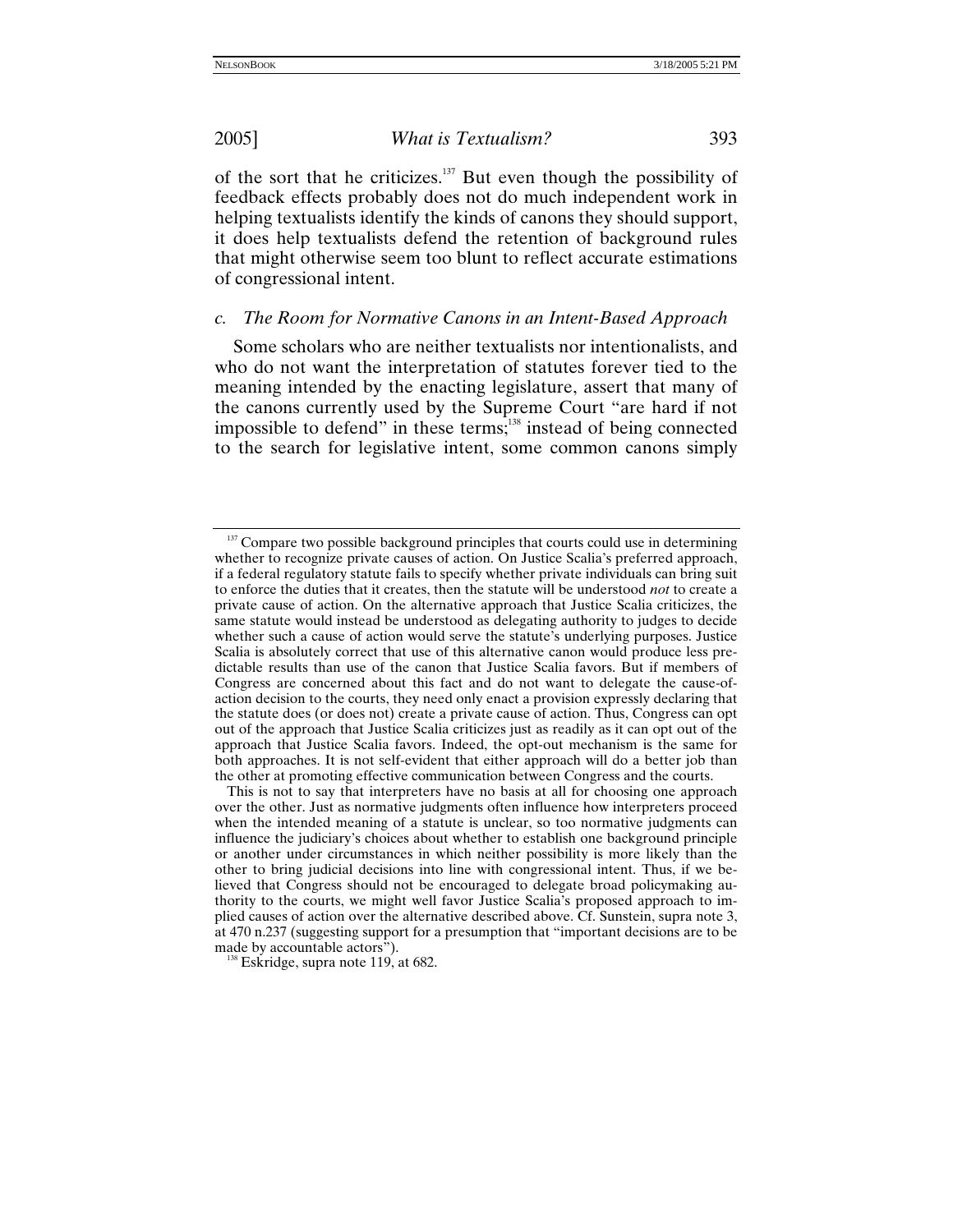of the sort that he criticizes.[137] But even though the possibility of feedback effects probably does not do much independent work in helping textualists identify the kinds of canons they should support, it does help textualists defend the retention of background rules that might otherwise seem too blunt to reflect accurate estimations of congressional intent.

### *c. The Room for Normative Canons in an Intent-Based Approach*

Some scholars who are neither textualists nor intentionalists, and who do not want the interpretation of statutes forever tied to the meaning intended by the enacting legislature, assert that many of the canons currently used by the Supreme Court "are hard if not impossible to defend" in these terms;[138] instead of being connected to the search for legislative intent, some common canons simply

---

[137] Compare two possible background principles that courts could use in determining whether to recognize private causes of action. On Justice Scalia's preferred approach, if a federal regulatory statute fails to specify whether private individuals can bring suit to enforce the duties that it creates, then the statute will be understood *not* to create a private cause of action. On the alternative approach that Justice Scalia criticizes, the same statute would instead be understood as delegating authority to judges to decide whether such a cause of action would serve the statute's underlying purposes. Justice Scalia is absolutely correct that use of this alternative canon would produce less predictable results than use of the canon that Justice Scalia favors. But if members of Congress are concerned about this fact and do not want to delegate the cause-of-action decision to the courts, they need only enact a provision expressly declaring that the statute does (or does not) create a private cause of action. Thus, Congress can opt out of the approach that Justice Scalia criticizes just as readily as it can opt out of the approach that Justice Scalia favors. Indeed, the opt-out mechanism is the same for both approaches. It is not self-evident that either approach will do a better job than the other at promoting effective communication between Congress and the courts.

This is not to say that interpreters have no basis at all for choosing one approach over the other. Just as normative judgments often influence how interpreters proceed when the intended meaning of a statute is unclear, so too normative judgments can influence the judiciary's choices about whether to establish one background principle or another under circumstances in which neither possibility is more likely than the other to bring judicial decisions into line with congressional intent. Thus, if we believed that Congress should not be encouraged to delegate broad policymaking authority to the courts, we might well favor Justice Scalia's proposed approach to implied causes of action over the alternative described above. Cf. Sunstein, supra note 3, at 470 n.237 (suggesting support for a presumption that "important decisions are to be made by accountable actors").

[138] Eskridge, supra note 119, at 682.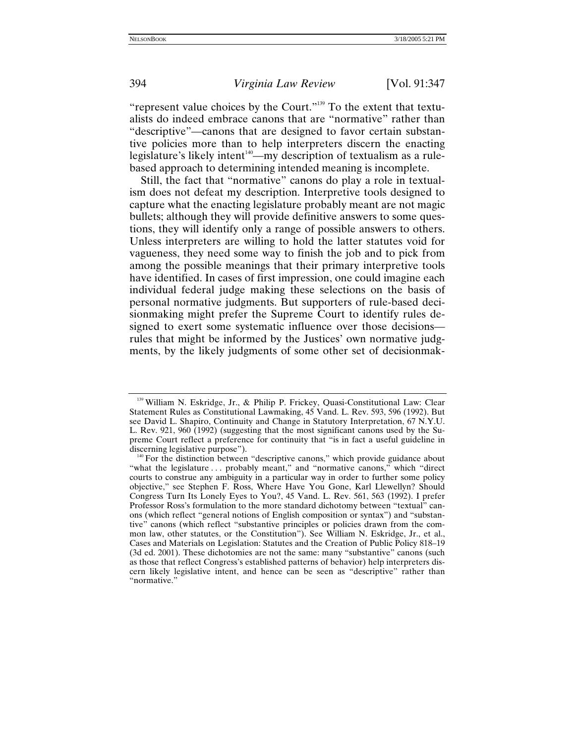"represent value choices by the Court."[139] To the extent that textualists do indeed embrace canons that are "normative" rather than "descriptive"—canons that are designed to favor certain substantive policies more than to help interpreters discern the enacting legislature's likely intent[140]—my description of textualism as a rule-based approach to determining intended meaning is incomplete.

Still, the fact that "normative" canons do play a role in textualism does not defeat my description. Interpretive tools designed to capture what the enacting legislature probably meant are not magic bullets; although they will provide definitive answers to some questions, they will identify only a range of possible answers to others. Unless interpreters are willing to hold the latter statutes void for vagueness, they need some way to finish the job and to pick from among the possible meanings that their primary interpretive tools have identified. In cases of first impression, one could imagine each individual federal judge making these selections on the basis of personal normative judgments. But supporters of rule-based decisionmaking might prefer the Supreme Court to identify rules designed to exert some systematic influence over those decisions—rules that might be informed by the Justices' own normative judgments, by the likely judgments of some other set of decisionmak-

---

[139] William N. Eskridge, Jr., & Philip P. Frickey, Quasi-Constitutional Law: Clear Statement Rules as Constitutional Lawmaking, 45 Vand. L. Rev. 593, 596 (1992). But see David L. Shapiro, Continuity and Change in Statutory Interpretation, 67 N.Y.U. L. Rev. 921, 960 (1992) (suggesting that the most significant canons used by the Supreme Court reflect a preference for continuity that "is in fact a useful guideline in discerning legislative purpose").

[140] For the distinction between "descriptive canons," which provide guidance about "what the legislature . . . probably meant," and "normative canons," which "direct courts to construe any ambiguity in a particular way in order to further some policy objective," see Stephen F. Ross, Where Have You Gone, Karl Llewellyn? Should Congress Turn Its Lonely Eyes to You?, 45 Vand. L. Rev. 561, 563 (1992). I prefer Professor Ross's formulation to the more standard dichotomy between "textual" canons (which reflect "general notions of English composition or syntax") and "substantive" canons (which reflect "substantive principles or policies drawn from the common law, other statutes, or the Constitution"). See William N. Eskridge, Jr., et al., Cases and Materials on Legislation: Statutes and the Creation of Public Policy 818–19 (3d ed. 2001). These dichotomies are not the same: many "substantive" canons (such as those that reflect Congress's established patterns of behavior) help interpreters discern likely legislative intent, and hence can be seen as "descriptive" rather than "normative."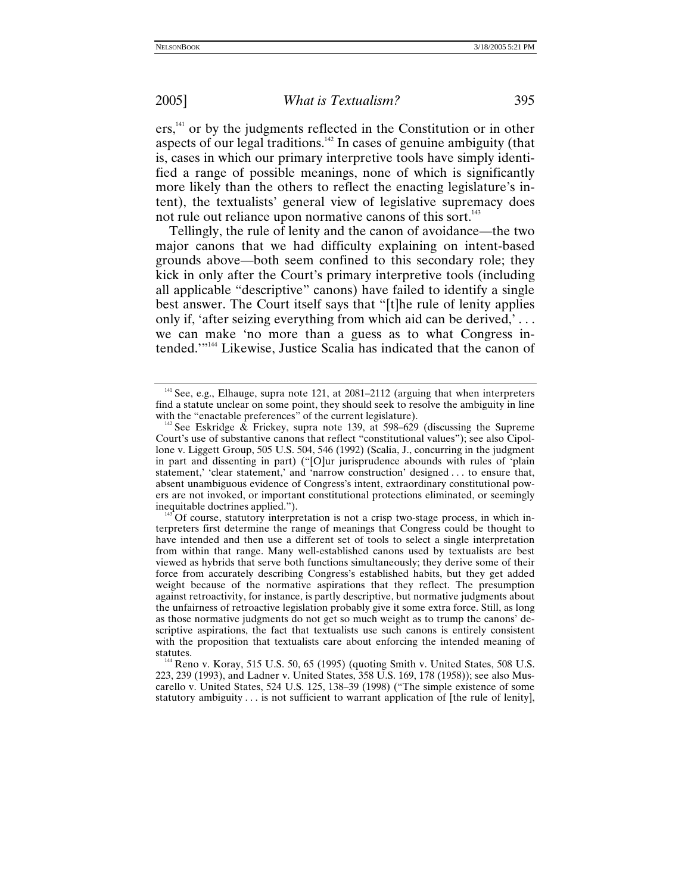ers,[141] or by the judgments reflected in the Constitution or in other aspects of our legal traditions.[142] In cases of genuine ambiguity (that is, cases in which our primary interpretive tools have simply identified a range of possible meanings, none of which is significantly more likely than the others to reflect the enacting legislature's intent), the textualists' general view of legislative supremacy does not rule out reliance upon normative canons of this sort.[143]

Tellingly, the rule of lenity and the canon of avoidance—the two major canons that we had difficulty explaining on intent-based grounds above—both seem confined to this secondary role; they kick in only after the Court's primary interpretive tools (including all applicable "descriptive" canons) have failed to identify a single best answer. The Court itself says that "[t]he rule of lenity applies only if, 'after seizing everything from which aid can be derived,' . . . we can make 'no more than a guess as to what Congress intended.'"[144] Likewise, Justice Scalia has indicated that the canon of

---

[141] See, e.g., Elhauge, supra note 121, at 2081–2112 (arguing that when interpreters find a statute unclear on some point, they should seek to resolve the ambiguity in line with the "enactable preferences" of the current legislature).

[142] See Eskridge & Frickey, supra note 139, at 598–629 (discussing the Supreme Court's use of substantive canons that reflect "constitutional values"); see also Cipollone v. Liggett Group, 505 U.S. 504, 546 (1992) (Scalia, J., concurring in the judgment in part and dissenting in part) ("[O]ur jurisprudence abounds with rules of 'plain statement,' 'clear statement,' and 'narrow construction' designed . . . to ensure that, absent unambiguous evidence of Congress's intent, extraordinary constitutional powers are not invoked, or important constitutional protections eliminated, or seemingly inequitable doctrines applied.").

[143] Of course, statutory interpretation is not a crisp two-stage process, in which interpreters first determine the range of meanings that Congress could be thought to have intended and then use a different set of tools to select a single interpretation from within that range. Many well-established canons used by textualists are best viewed as hybrids that serve both functions simultaneously; they derive some of their force from accurately describing Congress's established habits, but they get added weight because of the normative aspirations that they reflect. The presumption against retroactivity, for instance, is partly descriptive, but normative judgments about the unfairness of retroactive legislation probably give it some extra force. Still, as long as those normative judgments do not get so much weight as to trump the canons' descriptive aspirations, the fact that textualists use such canons is entirely consistent with the proposition that textualists care about enforcing the intended meaning of statutes.

[144] Reno v. Koray, 515 U.S. 50, 65 (1995) (quoting Smith v. United States, 508 U.S. 223, 239 (1993), and Ladner v. United States, 358 U.S. 169, 178 (1958)); see also Muscarello v. United States, 524 U.S. 125, 138–39 (1998) ("The simple existence of some statutory ambiguity . . . is not sufficient to warrant application of [the rule of lenity],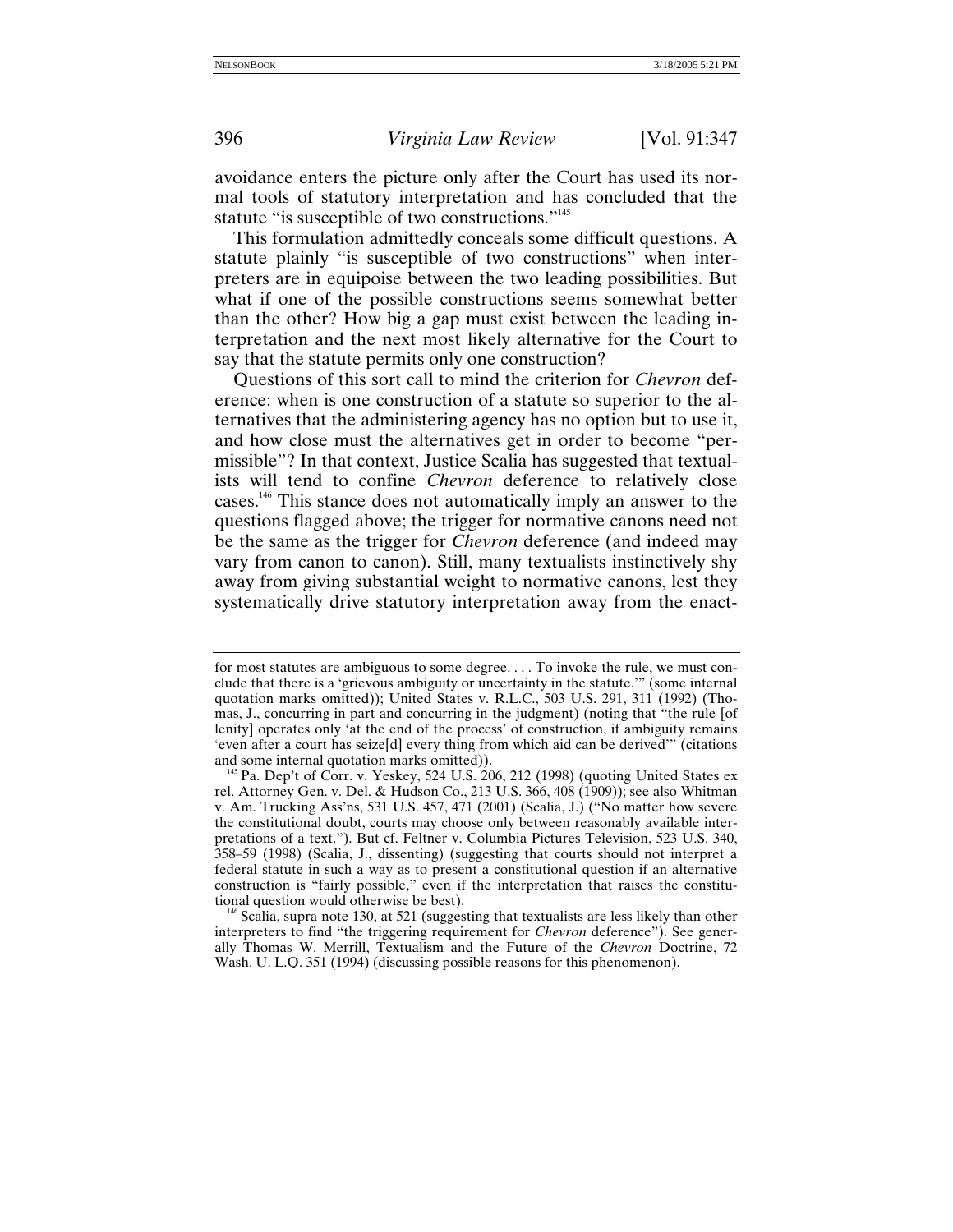avoidance enters the picture only after the Court has used its normal tools of statutory interpretation and has concluded that the statute "is susceptible of two constructions."[145]

This formulation admittedly conceals some difficult questions. A statute plainly "is susceptible of two constructions" when interpreters are in equipoise between the two leading possibilities. But what if one of the possible constructions seems somewhat better than the other? How big a gap must exist between the leading interpretation and the next most likely alternative for the Court to say that the statute permits only one construction?

Questions of this sort call to mind the criterion for *Chevron* deference: when is one construction of a statute so superior to the alternatives that the administering agency has no option but to use it, and how close must the alternatives get in order to become "permissible"? In that context, Justice Scalia has suggested that textualists will tend to confine *Chevron* deference to relatively close cases.[146] This stance does not automatically imply an answer to the questions flagged above; the trigger for normative canons need not be the same as the trigger for *Chevron* deference (and indeed may vary from canon to canon). Still, many textualists instinctively shy away from giving substantial weight to normative canons, lest they systematically drive statutory interpretation away from the enact-

---

for most statutes are ambiguous to some degree. . . . To invoke the rule, we must conclude that there is a 'grievous ambiguity or uncertainty in the statute.'" (some internal quotation marks omitted)); United States v. R.L.C., 503 U.S. 291, 311 (1992) (Thomas, J., concurring in part and concurring in the judgment) (noting that "the rule [of lenity] operates only 'at the end of the process' of construction, if ambiguity remains 'even after a court has seize[d] every thing from which aid can be derived'" (citations and some internal quotation marks omitted)).

[145] Pa. Dep't of Corr. v. Yeskey, 524 U.S. 206, 212 (1998) (quoting United States ex rel. Attorney Gen. v. Del. & Hudson Co., 213 U.S. 366, 408 (1909)); see also Whitman v. Am. Trucking Ass'ns, 531 U.S. 457, 471 (2001) (Scalia, J.) ("No matter how severe the constitutional doubt, courts may choose only between reasonably available interpretations of a text."). But cf. Feltner v. Columbia Pictures Television, 523 U.S. 340, 358–59 (1998) (Scalia, J., dissenting) (suggesting that courts should not interpret a federal statute in such a way as to present a constitutional question if an alternative construction is "fairly possible," even if the interpretation that raises the constitutional question would otherwise be best).

[146] Scalia, supra note 130, at 521 (suggesting that textualists are less likely than other interpreters to find "the triggering requirement for *Chevron* deference"). See generally Thomas W. Merrill, Textualism and the Future of the *Chevron* Doctrine, 72 Wash. U. L.Q. 351 (1994) (discussing possible reasons for this phenomenon).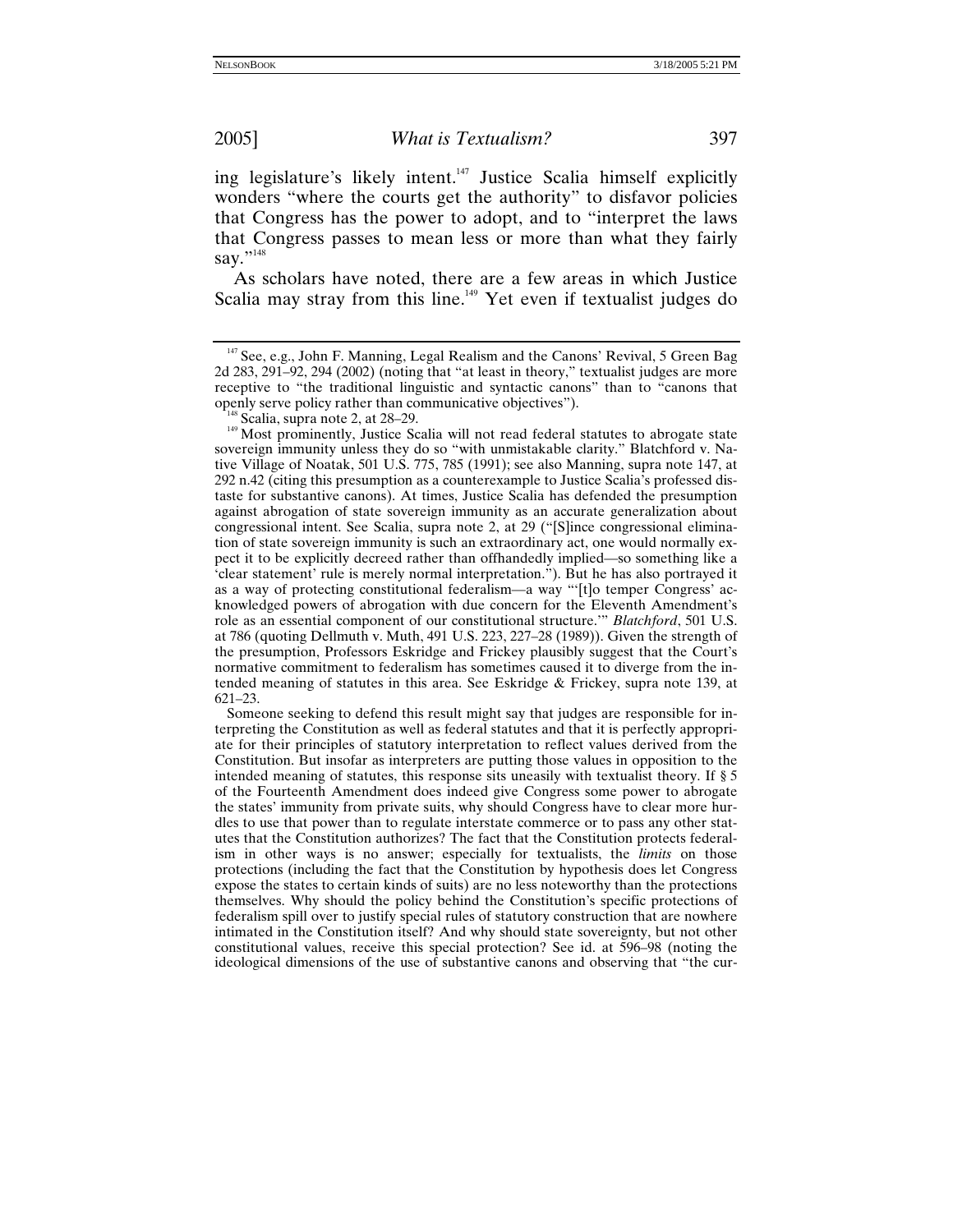ing legislature's likely intent.[147] Justice Scalia himself explicitly wonders "where the courts get the authority" to disfavor policies that Congress has the power to adopt, and to "interpret the laws that Congress passes to mean less or more than what they fairly say."[148]

As scholars have noted, there are a few areas in which Justice Scalia may stray from this line.[149] Yet even if textualist judges do

---

[147] See, e.g., John F. Manning, Legal Realism and the Canons' Revival, 5 Green Bag 2d 283, 291–92, 294 (2002) (noting that "at least in theory," textualist judges are more receptive to "the traditional linguistic and syntactic canons" than to "canons that openly serve policy rather than communicative objectives").

[148] Scalia, supra note 2, at 28–29.

[149] Most prominently, Justice Scalia will not read federal statutes to abrogate state sovereign immunity unless they do so "with unmistakable clarity." Blatchford v. Native Village of Noatak, 501 U.S. 775, 785 (1991); see also Manning, supra note 147, at 292 n.42 (citing this presumption as a counterexample to Justice Scalia's professed distaste for substantive canons). At times, Justice Scalia has defended the presumption against abrogation of state sovereign immunity as an accurate generalization about congressional intent. See Scalia, supra note 2, at 29 ("[S]ince congressional elimination of state sovereign immunity is such an extraordinary act, one would normally expect it to be explicitly decreed rather than offhandedly implied—so something like a 'clear statement' rule is merely normal interpretation."). But he has also portrayed it as a way of protecting constitutional federalism—a way "'[t]o temper Congress' acknowledged powers of abrogation with due concern for the Eleventh Amendment's role as an essential component of our constitutional structure.'" *Blatchford*, 501 U.S. at 786 (quoting Dellmuth v. Muth, 491 U.S. 223, 227–28 (1989)). Given the strength of the presumption, Professors Eskridge and Frickey plausibly suggest that the Court's normative commitment to federalism has sometimes caused it to diverge from the intended meaning of statutes in this area. See Eskridge & Frickey, supra note 139, at 621–23.

Someone seeking to defend this result might say that judges are responsible for interpreting the Constitution as well as federal statutes and that it is perfectly appropriate for their principles of statutory interpretation to reflect values derived from the Constitution. But insofar as interpreters are putting those values in opposition to the intended meaning of statutes, this response sits uneasily with textualist theory. If § 5 of the Fourteenth Amendment does indeed give Congress some power to abrogate the states' immunity from private suits, why should Congress have to clear more hurdles to use that power than to regulate interstate commerce or to pass any other statutes that the Constitution authorizes? The fact that the Constitution protects federalism in other ways is no answer; especially for textualists, the *limits* on those protections (including the fact that the Constitution by hypothesis does let Congress expose the states to certain kinds of suits) are no less noteworthy than the protections themselves. Why should the policy behind the Constitution's specific protections of federalism spill over to justify special rules of statutory construction that are nowhere intimated in the Constitution itself? And why should state sovereignty, but not other constitutional values, receive this special protection? See id. at 596–98 (noting the ideological dimensions of the use of substantive canons and observing that "the cur-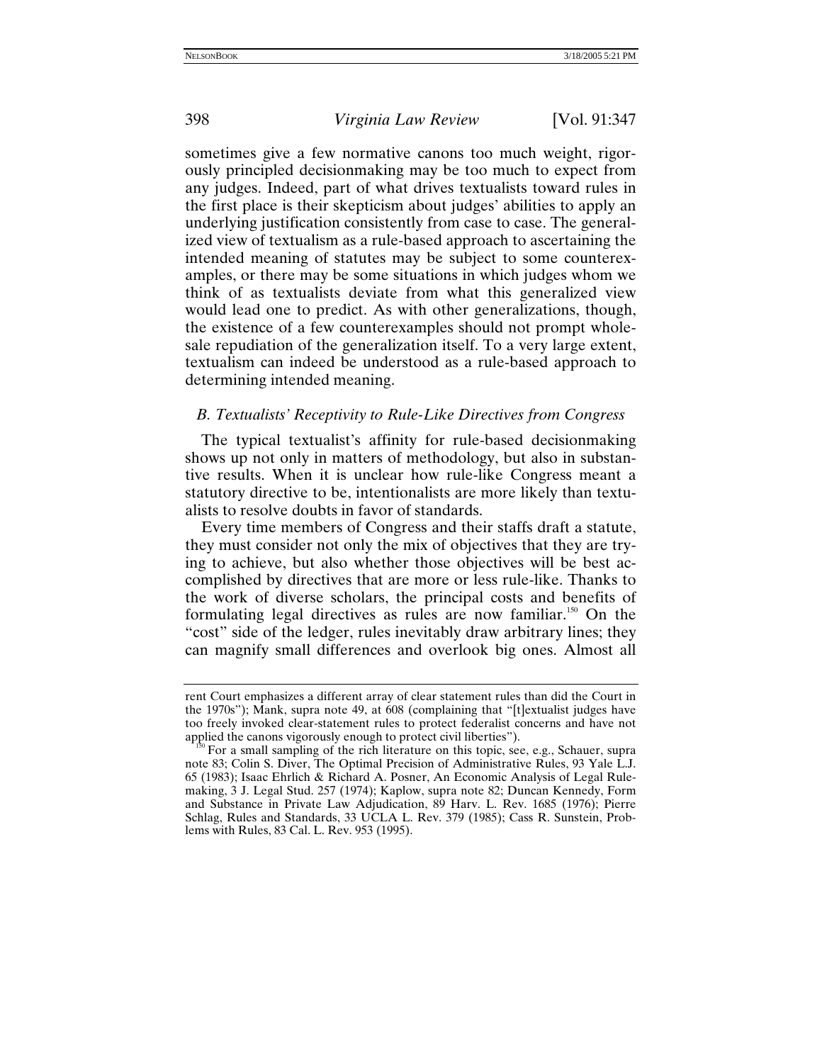sometimes give a few normative canons too much weight, rigorously principled decisionmaking may be too much to expect from any judges. Indeed, part of what drives textualists toward rules in the first place is their skepticism about judges' abilities to apply an underlying justification consistently from case to case. The generalized view of textualism as a rule-based approach to ascertaining the intended meaning of statutes may be subject to some counterexamples, or there may be some situations in which judges whom we think of as textualists deviate from what this generalized view would lead one to predict. As with other generalizations, though, the existence of a few counterexamples should not prompt wholesale repudiation of the generalization itself. To a very large extent, textualism can indeed be understood as a rule-based approach to determining intended meaning.

### *B. Textualists' Receptivity to Rule-Like Directives from Congress*

The typical textualist's affinity for rule-based decisionmaking shows up not only in matters of methodology, but also in substantive results. When it is unclear how rule-like Congress meant a statutory directive to be, intentionalists are more likely than textualists to resolve doubts in favor of standards.

Every time members of Congress and their staffs draft a statute, they must consider not only the mix of objectives that they are trying to achieve, but also whether those objectives will be best accomplished by directives that are more or less rule-like. Thanks to the work of diverse scholars, the principal costs and benefits of formulating legal directives as rules are now familiar.[150] On the "cost" side of the ledger, rules inevitably draw arbitrary lines; they can magnify small differences and overlook big ones. Almost all

---

rent Court emphasizes a different array of clear statement rules than did the Court in the 1970s"); Mank, supra note 49, at 608 (complaining that "[t]extualist judges have too freely invoked clear-statement rules to protect federalist concerns and have not applied the canons vigorously enough to protect civil liberties").

[150] For a small sampling of the rich literature on this topic, see, e.g., Schauer, supra note 83; Colin S. Diver, The Optimal Precision of Administrative Rules, 93 Yale L.J. 65 (1983); Isaac Ehrlich & Richard A. Posner, An Economic Analysis of Legal Rulemaking, 3 J. Legal Stud. 257 (1974); Kaplow, supra note 82; Duncan Kennedy, Form and Substance in Private Law Adjudication, 89 Harv. L. Rev. 1685 (1976); Pierre Schlag, Rules and Standards, 33 UCLA L. Rev. 379 (1985); Cass R. Sunstein, Problems with Rules, 83 Cal. L. Rev. 953 (1995).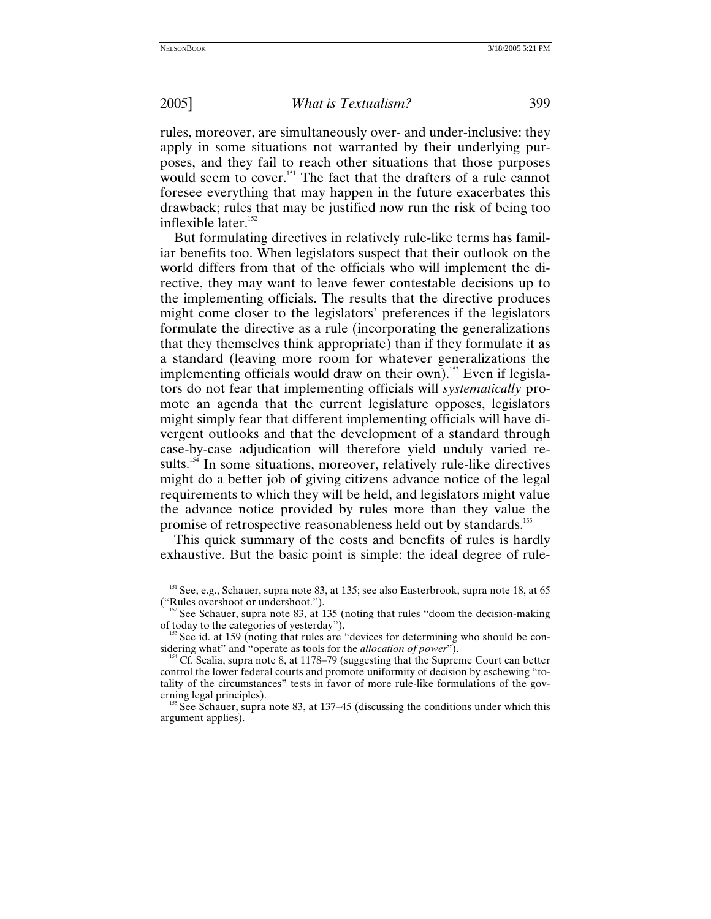rules, moreover, are simultaneously over- and under-inclusive: they apply in some situations not warranted by their underlying purposes, and they fail to reach other situations that those purposes would seem to cover.[151] The fact that the drafters of a rule cannot foresee everything that may happen in the future exacerbates this drawback; rules that may be justified now run the risk of being too inflexible later.[152]

But formulating directives in relatively rule-like terms has familiar benefits too. When legislators suspect that their outlook on the world differs from that of the officials who will implement the directive, they may want to leave fewer contestable decisions up to the implementing officials. The results that the directive produces might come closer to the legislators' preferences if the legislators formulate the directive as a rule (incorporating the generalizations that they themselves think appropriate) than if they formulate it as a standard (leaving more room for whatever generalizations the implementing officials would draw on their own).[153] Even if legislators do not fear that implementing officials will *systematically* promote an agenda that the current legislature opposes, legislators might simply fear that different implementing officials will have divergent outlooks and that the development of a standard through case-by-case adjudication will therefore yield unduly varied results.[154] In some situations, moreover, relatively rule-like directives might do a better job of giving citizens advance notice of the legal requirements to which they will be held, and legislators might value the advance notice provided by rules more than they value the promise of retrospective reasonableness held out by standards.[155]

This quick summary of the costs and benefits of rules is hardly exhaustive. But the basic point is simple: the ideal degree of rule-

[151] See, e.g., Schauer, supra note 83, at 135; see also Easterbrook, supra note 18, at 65 ("Rules overshoot or undershoot.").

[152] See Schauer, supra note 83, at 135 (noting that rules "doom the decision-making of today to the categories of yesterday").

[153] See id. at 159 (noting that rules are "devices for determining who should be considering what" and "operate as tools for the *allocation of power*").

[154] Cf. Scalia, supra note 8, at 1178–79 (suggesting that the Supreme Court can better control the lower federal courts and promote uniformity of decision by eschewing "totality of the circumstances" tests in favor of more rule-like formulations of the governing legal principles).

[155] See Schauer, supra note 83, at 137–45 (discussing the conditions under which this argument applies).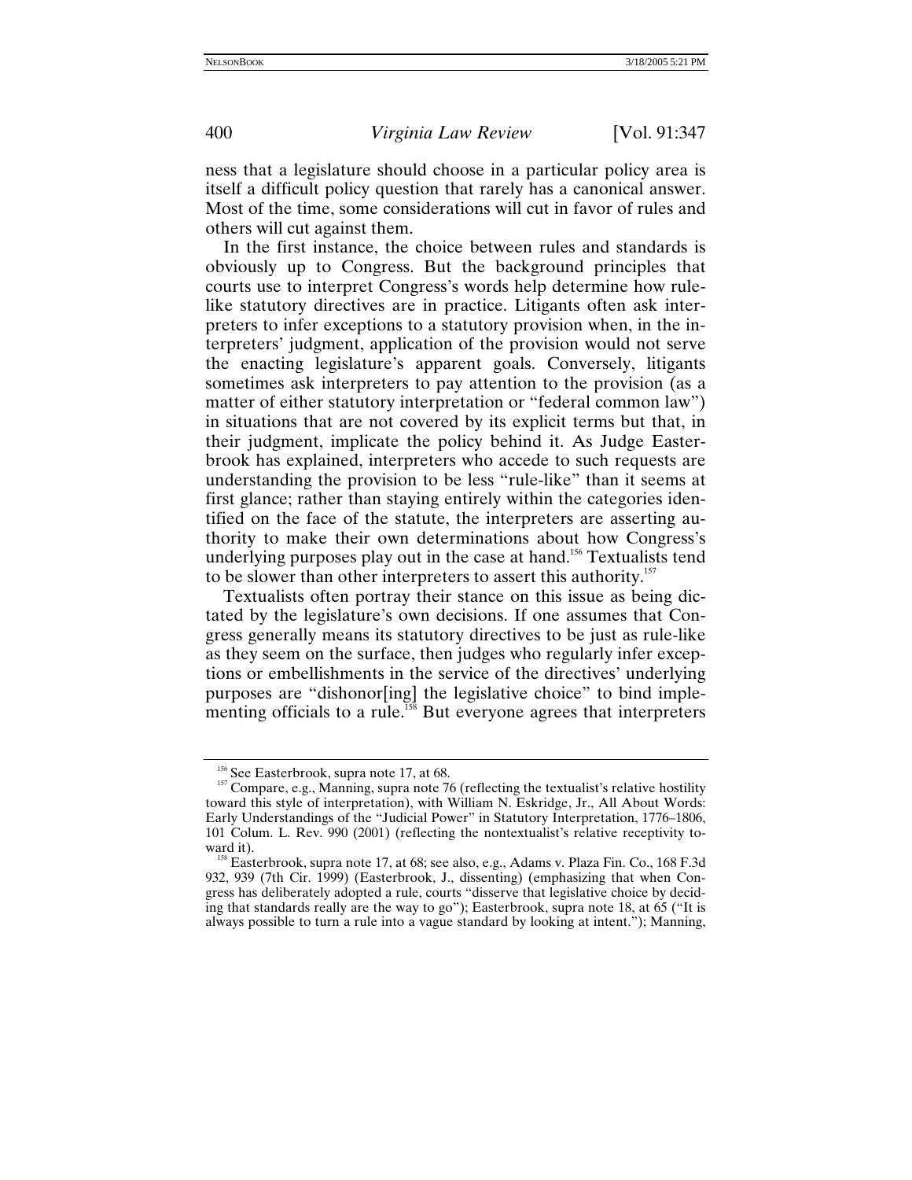ness that a legislature should choose in a particular policy area is itself a difficult policy question that rarely has a canonical answer. Most of the time, some considerations will cut in favor of rules and others will cut against them.

In the first instance, the choice between rules and standards is obviously up to Congress. But the background principles that courts use to interpret Congress's words help determine how rule-like statutory directives are in practice. Litigants often ask interpreters to infer exceptions to a statutory provision when, in the interpreters' judgment, application of the provision would not serve the enacting legislature's apparent goals. Conversely, litigants sometimes ask interpreters to pay attention to the provision (as a matter of either statutory interpretation or "federal common law") in situations that are not covered by its explicit terms but that, in their judgment, implicate the policy behind it. As Judge Easterbrook has explained, interpreters who accede to such requests are understanding the provision to be less "rule-like" than it seems at first glance; rather than staying entirely within the categories identified on the face of the statute, the interpreters are asserting authority to make their own determinations about how Congress's underlying purposes play out in the case at hand.[156] Textualists tend to be slower than other interpreters to assert this authority.[157]

Textualists often portray their stance on this issue as being dictated by the legislature's own decisions. If one assumes that Congress generally means its statutory directives to be just as rule-like as they seem on the surface, then judges who regularly infer exceptions or embellishments in the service of the directives' underlying purposes are "dishonor[ing] the legislative choice" to bind implementing officials to a rule.[158] But everyone agrees that interpreters

---

[156] See Easterbrook, supra note 17, at 68.

[157] Compare, e.g., Manning, supra note 76 (reflecting the textualist's relative hostility toward this style of interpretation), with William N. Eskridge, Jr., All About Words: Early Understandings of the "Judicial Power" in Statutory Interpretation, 1776–1806, 101 Colum. L. Rev. 990 (2001) (reflecting the nontextualist's relative receptivity toward it).

[158] Easterbrook, supra note 17, at 68; see also, e.g., Adams v. Plaza Fin. Co., 168 F.3d 932, 939 (7th Cir. 1999) (Easterbrook, J., dissenting) (emphasizing that when Congress has deliberately adopted a rule, courts "disserve that legislative choice by deciding that standards really are the way to go"); Easterbrook, supra note 18, at 65 ("It is always possible to turn a rule into a vague standard by looking at intent."); Manning,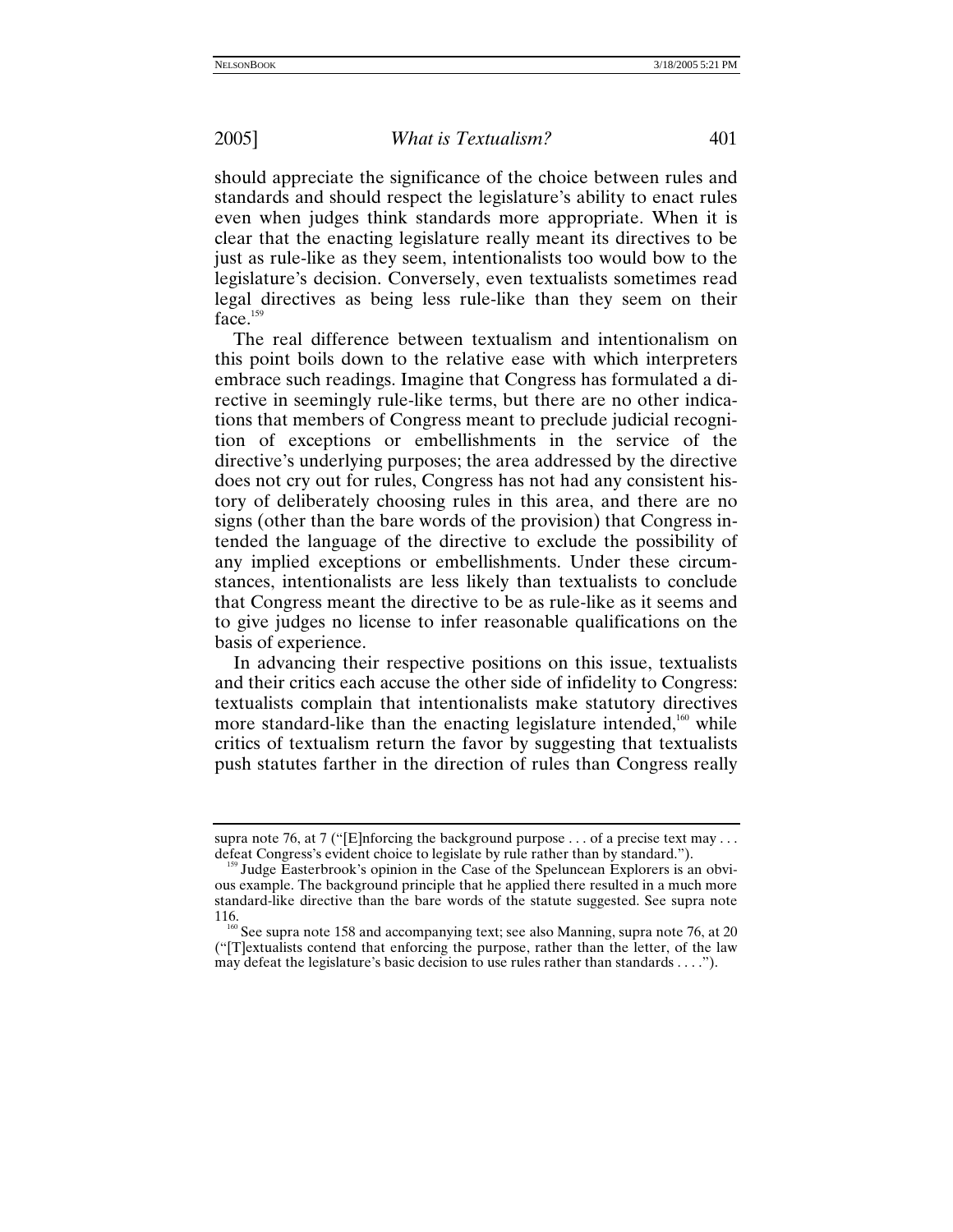should appreciate the significance of the choice between rules and standards and should respect the legislature's ability to enact rules even when judges think standards more appropriate. When it is clear that the enacting legislature really meant its directives to be just as rule-like as they seem, intentionalists too would bow to the legislature's decision. Conversely, even textualists sometimes read legal directives as being less rule-like than they seem on their face.[159]

The real difference between textualism and intentionalism on this point boils down to the relative ease with which interpreters embrace such readings. Imagine that Congress has formulated a directive in seemingly rule-like terms, but there are no other indications that members of Congress meant to preclude judicial recognition of exceptions or embellishments in the service of the directive's underlying purposes; the area addressed by the directive does not cry out for rules, Congress has not had any consistent history of deliberately choosing rules in this area, and there are no signs (other than the bare words of the provision) that Congress intended the language of the directive to exclude the possibility of any implied exceptions or embellishments. Under these circumstances, intentionalists are less likely than textualists to conclude that Congress meant the directive to be as rule-like as it seems and to give judges no license to infer reasonable qualifications on the basis of experience.

In advancing their respective positions on this issue, textualists and their critics each accuse the other side of infidelity to Congress: textualists complain that intentionalists make statutory directives more standard-like than the enacting legislature intended,[160] while critics of textualism return the favor by suggesting that textualists push statutes farther in the direction of rules than Congress really

---

supra note 76, at 7 ("[E]nforcing the background purpose . . . of a precise text may . . . defeat Congress's evident choice to legislate by rule rather than by standard.").

[159] Judge Easterbrook's opinion in the Case of the Speluncean Explorers is an obvious example. The background principle that he applied there resulted in a much more standard-like directive than the bare words of the statute suggested. See supra note 116.

[160] See supra note 158 and accompanying text; see also Manning, supra note 76, at 20 ("[T]extualists contend that enforcing the purpose, rather than the letter, of the law may defeat the legislature's basic decision to use rules rather than standards . . . .").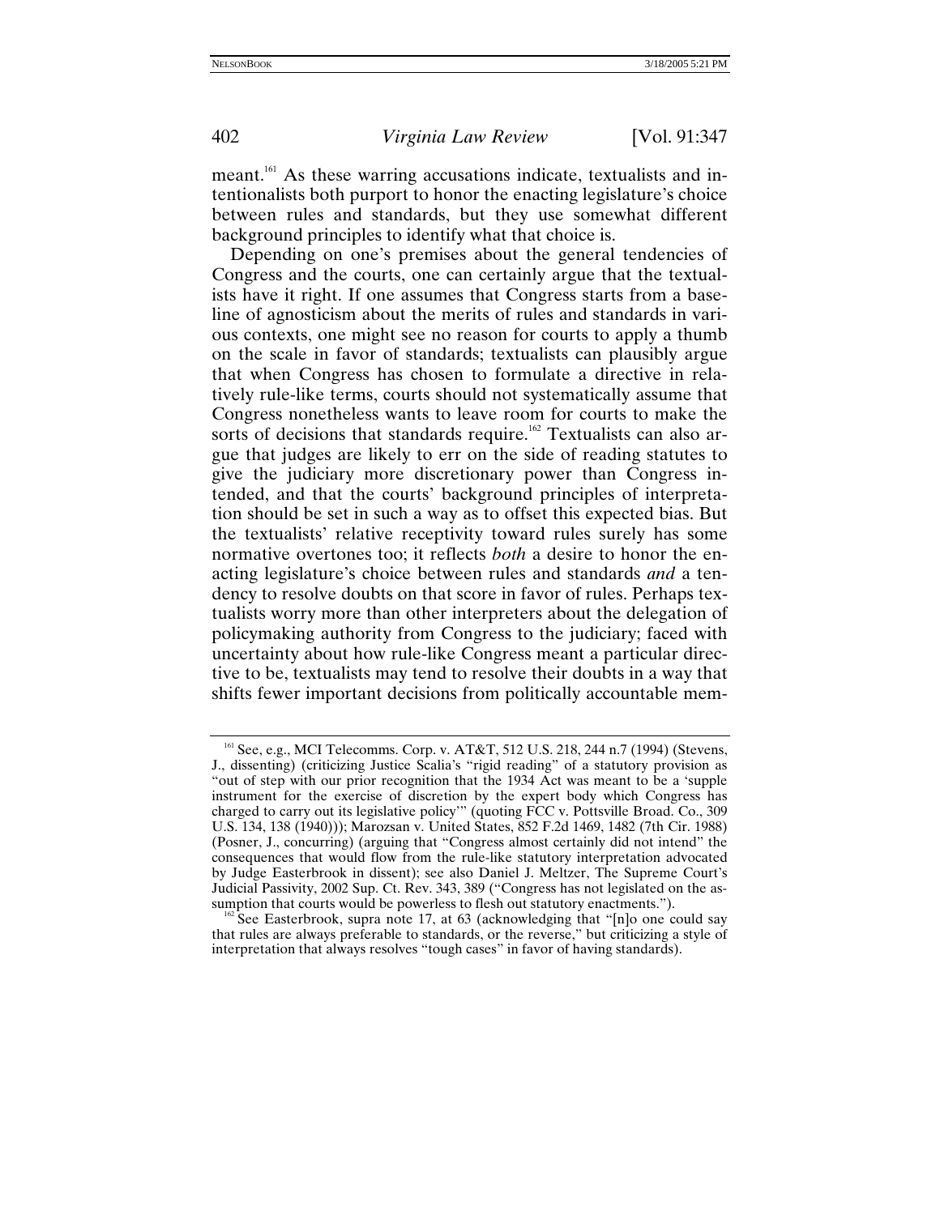meant.[161] As these warring accusations indicate, textualists and intentionalists both purport to honor the enacting legislature's choice between rules and standards, but they use somewhat different background principles to identify what that choice is.

Depending on one's premises about the general tendencies of Congress and the courts, one can certainly argue that the textualists have it right. If one assumes that Congress starts from a baseline of agnosticism about the merits of rules and standards in various contexts, one might see no reason for courts to apply a thumb on the scale in favor of standards; textualists can plausibly argue that when Congress has chosen to formulate a directive in relatively rule-like terms, courts should not systematically assume that Congress nonetheless wants to leave room for courts to make the sorts of decisions that standards require.[162] Textualists can also argue that judges are likely to err on the side of reading statutes to give the judiciary more discretionary power than Congress intended, and that the courts' background principles of interpretation should be set in such a way as to offset this expected bias. But the textualists' relative receptivity toward rules surely has some normative overtones too; it reflects *both* a desire to honor the enacting legislature's choice between rules and standards *and* a tendency to resolve doubts on that score in favor of rules. Perhaps textualists worry more than other interpreters about the delegation of policymaking authority from Congress to the judiciary; faced with uncertainty about how rule-like Congress meant a particular directive to be, textualists may tend to resolve their doubts in a way that shifts fewer important decisions from politically accountable mem-

[161] See, e.g., MCI Telecomms. Corp. v. AT&T, 512 U.S. 218, 244 n.7 (1994) (Stevens, J., dissenting) (criticizing Justice Scalia's "rigid reading" of a statutory provision as "out of step with our prior recognition that the 1934 Act was meant to be a 'supple instrument for the exercise of discretion by the expert body which Congress has charged to carry out its legislative policy'" (quoting FCC v. Pottsville Broad. Co., 309 U.S. 134, 138 (1940))); Marozsan v. United States, 852 F.2d 1469, 1482 (7th Cir. 1988) (Posner, J., concurring) (arguing that "Congress almost certainly did not intend" the consequences that would flow from the rule-like statutory interpretation advocated by Judge Easterbrook in dissent); see also Daniel J. Meltzer, The Supreme Court's Judicial Passivity, 2002 Sup. Ct. Rev. 343, 389 ("Congress has not legislated on the assumption that courts would be powerless to flesh out statutory enactments.").

[162] See Easterbrook, supra note 17, at 63 (acknowledging that "[n]o one could say that rules are always preferable to standards, or the reverse," but criticizing a style of interpretation that always resolves "tough cases" in favor of having standards).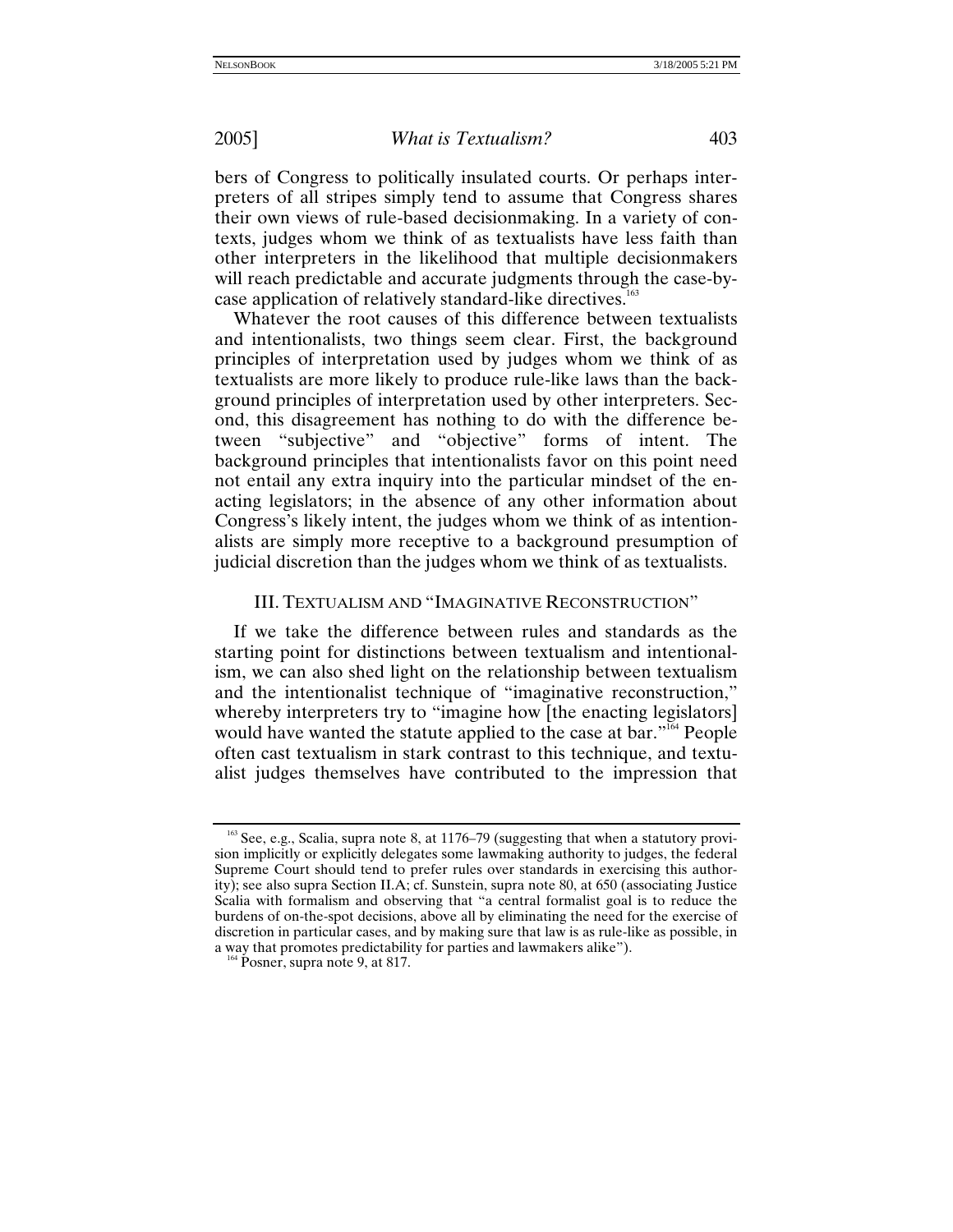bers of Congress to politically insulated courts. Or perhaps interpreters of all stripes simply tend to assume that Congress shares their own views of rule-based decisionmaking. In a variety of contexts, judges whom we think of as textualists have less faith than other interpreters in the likelihood that multiple decisionmakers will reach predictable and accurate judgments through the case-by-case application of relatively standard-like directives.[163]

Whatever the root causes of this difference between textualists and intentionalists, two things seem clear. First, the background principles of interpretation used by judges whom we think of as textualists are more likely to produce rule-like laws than the background principles of interpretation used by other interpreters. Second, this disagreement has nothing to do with the difference between "subjective" and "objective" forms of intent. The background principles that intentionalists favor on this point need not entail any extra inquiry into the particular mindset of the enacting legislators; in the absence of any other information about Congress's likely intent, the judges whom we think of as intentionalists are simply more receptive to a background presumption of judicial discretion than the judges whom we think of as textualists.

## III. TEXTUALISM AND "IMAGINATIVE RECONSTRUCTION"

If we take the difference between rules and standards as the starting point for distinctions between textualism and intentionalism, we can also shed light on the relationship between textualism and the intentionalist technique of "imaginative reconstruction," whereby interpreters try to "imagine how [the enacting legislators] would have wanted the statute applied to the case at bar."[164] People often cast textualism in stark contrast to this technique, and textualist judges themselves have contributed to the impression that

---

[163] See, e.g., Scalia, supra note 8, at 1176–79 (suggesting that when a statutory provision implicitly or explicitly delegates some lawmaking authority to judges, the federal Supreme Court should tend to prefer rules over standards in exercising this authority); see also supra Section II.A; cf. Sunstein, supra note 80, at 650 (associating Justice Scalia with formalism and observing that "a central formalist goal is to reduce the burdens of on-the-spot decisions, above all by eliminating the need for the exercise of discretion in particular cases, and by making sure that law is as rule-like as possible, in a way that promotes predictability for parties and lawmakers alike").

[164] Posner, supra note 9, at 817.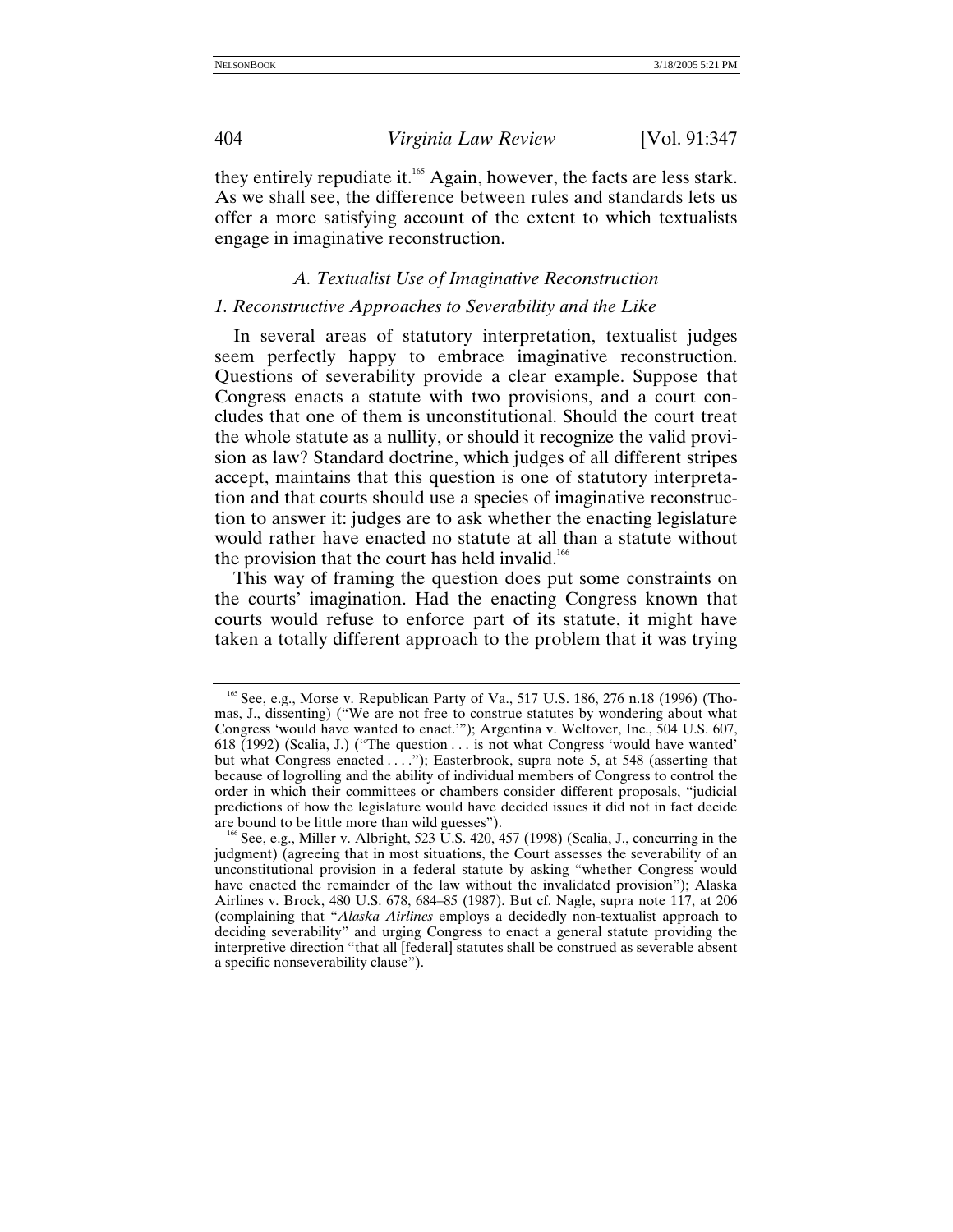they entirely repudiate it.[165] Again, however, the facts are less stark. As we shall see, the difference between rules and standards lets us offer a more satisfying account of the extent to which textualists engage in imaginative reconstruction.

### *A. Textualist Use of Imaginative Reconstruction*

#### *1. Reconstructive Approaches to Severability and the Like*

In several areas of statutory interpretation, textualist judges seem perfectly happy to embrace imaginative reconstruction. Questions of severability provide a clear example. Suppose that Congress enacts a statute with two provisions, and a court concludes that one of them is unconstitutional. Should the court treat the whole statute as a nullity, or should it recognize the valid provision as law? Standard doctrine, which judges of all different stripes accept, maintains that this question is one of statutory interpretation and that courts should use a species of imaginative reconstruction to answer it: judges are to ask whether the enacting legislature would rather have enacted no statute at all than a statute without the provision that the court has held invalid.[166]

This way of framing the question does put some constraints on the courts' imagination. Had the enacting Congress known that courts would refuse to enforce part of its statute, it might have taken a totally different approach to the problem that it was trying

---

[165] See, e.g., Morse v. Republican Party of Va., 517 U.S. 186, 276 n.18 (1996) (Thomas, J., dissenting) ("We are not free to construe statutes by wondering about what Congress 'would have wanted to enact.'"); Argentina v. Weltover, Inc., 504 U.S. 607, 618 (1992) (Scalia, J.) ("The question . . . is not what Congress 'would have wanted' but what Congress enacted . . . ."); Easterbrook, supra note 5, at 548 (asserting that because of logrolling and the ability of individual members of Congress to control the order in which their committees or chambers consider different proposals, "judicial predictions of how the legislature would have decided issues it did not in fact decide are bound to be little more than wild guesses").

[166] See, e.g., Miller v. Albright, 523 U.S. 420, 457 (1998) (Scalia, J., concurring in the judgment) (agreeing that in most situations, the Court assesses the severability of an unconstitutional provision in a federal statute by asking "whether Congress would have enacted the remainder of the law without the invalidated provision"); Alaska Airlines v. Brock, 480 U.S. 678, 684–85 (1987). But cf. Nagle, supra note 117, at 206 (complaining that "*Alaska Airlines* employs a decidedly non-textualist approach to deciding severability" and urging Congress to enact a general statute providing the interpretive direction "that all [federal] statutes shall be construed as severable absent a specific nonseverability clause").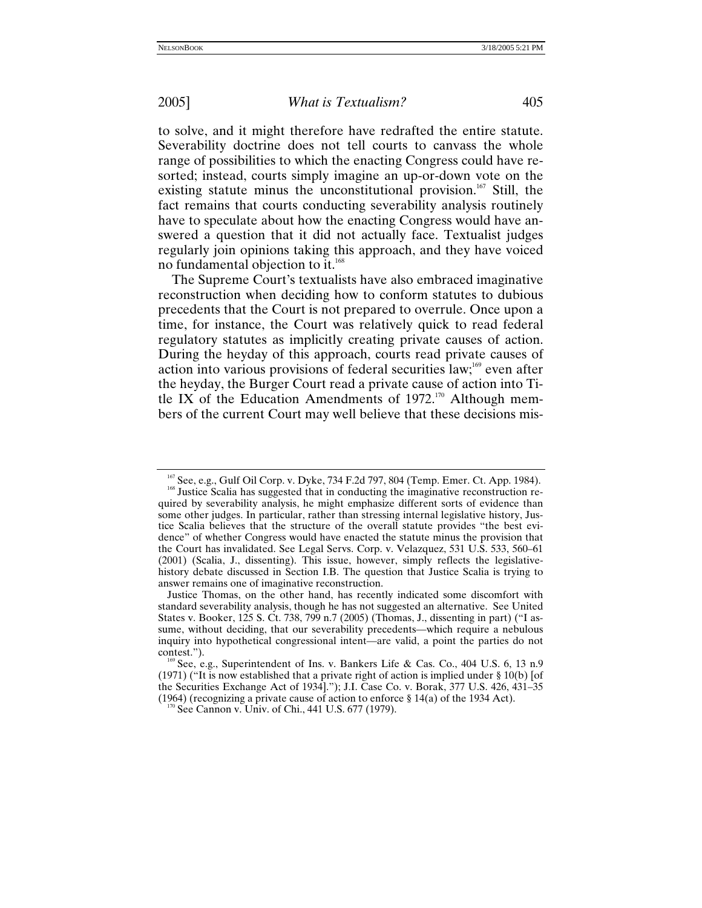to solve, and it might therefore have redrafted the entire statute. Severability doctrine does not tell courts to canvass the whole range of possibilities to which the enacting Congress could have resorted; instead, courts simply imagine an up-or-down vote on the existing statute minus the unconstitutional provision.[167] Still, the fact remains that courts conducting severability analysis routinely have to speculate about how the enacting Congress would have answered a question that it did not actually face. Textualist judges regularly join opinions taking this approach, and they have voiced no fundamental objection to it.[168]

The Supreme Court's textualists have also embraced imaginative reconstruction when deciding how to conform statutes to dubious precedents that the Court is not prepared to overrule. Once upon a time, for instance, the Court was relatively quick to read federal regulatory statutes as implicitly creating private causes of action. During the heyday of this approach, courts read private causes of action into various provisions of federal securities law;[169] even after the heyday, the Burger Court read a private cause of action into Title IX of the Education Amendments of 1972.[170] Although members of the current Court may well believe that these decisions mis-

---

[167] See, e.g., Gulf Oil Corp. v. Dyke, 734 F.2d 797, 804 (Temp. Emer. Ct. App. 1984).

[168] Justice Scalia has suggested that in conducting the imaginative reconstruction required by severability analysis, he might emphasize different sorts of evidence than some other judges. In particular, rather than stressing internal legislative history, Justice Scalia believes that the structure of the overall statute provides "the best evidence" of whether Congress would have enacted the statute minus the provision that the Court has invalidated. See Legal Servs. Corp. v. Velazquez, 531 U.S. 533, 560–61 (2001) (Scalia, J., dissenting). This issue, however, simply reflects the legislative-history debate discussed in Section I.B. The question that Justice Scalia is trying to answer remains one of imaginative reconstruction.

Justice Thomas, on the other hand, has recently indicated some discomfort with standard severability analysis, though he has not suggested an alternative. See United States v. Booker, 125 S. Ct. 738, 799 n.7 (2005) (Thomas, J., dissenting in part) ("I assume, without deciding, that our severability precedents—which require a nebulous inquiry into hypothetical congressional intent—are valid, a point the parties do not contest.").

[169] See, e.g., Superintendent of Ins. v. Bankers Life & Cas. Co., 404 U.S. 6, 13 n.9 (1971) ("It is now established that a private right of action is implied under § 10(b) [of the Securities Exchange Act of 1934]."); J.I. Case Co. v. Borak, 377 U.S. 426, 431–35 (1964) (recognizing a private cause of action to enforce § 14(a) of the 1934 Act).

[170] See Cannon v. Univ. of Chi., 441 U.S. 677 (1979).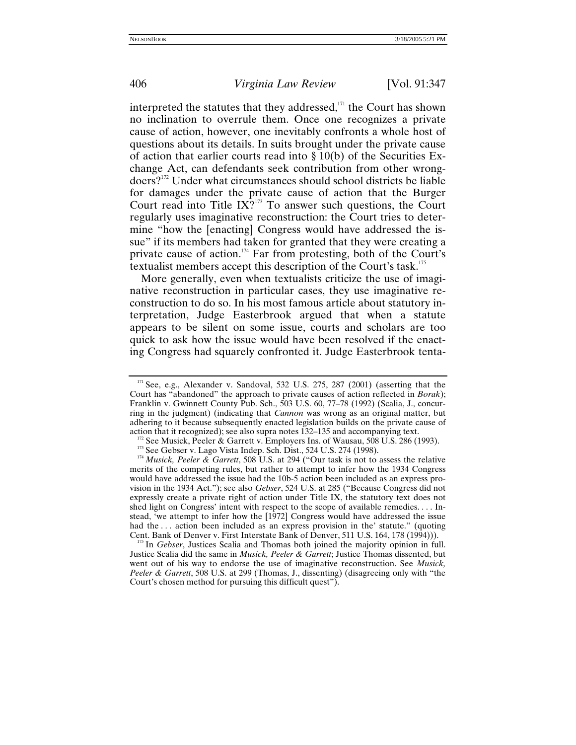interpreted the statutes that they addressed,[171] the Court has shown no inclination to overrule them. Once one recognizes a private cause of action, however, one inevitably confronts a whole host of questions about its details. In suits brought under the private cause of action that earlier courts read into § 10(b) of the Securities Exchange Act, can defendants seek contribution from other wrongdoers?[172] Under what circumstances should school districts be liable for damages under the private cause of action that the Burger Court read into Title IX?[173] To answer such questions, the Court regularly uses imaginative reconstruction: the Court tries to determine "how the [enacting] Congress would have addressed the issue" if its members had taken for granted that they were creating a private cause of action.[174] Far from protesting, both of the Court's textualist members accept this description of the Court's task.[175]

More generally, even when textualists criticize the use of imaginative reconstruction in particular cases, they use imaginative reconstruction to do so. In his most famous article about statutory interpretation, Judge Easterbrook argued that when a statute appears to be silent on some issue, courts and scholars are too quick to ask how the issue would have been resolved if the enacting Congress had squarely confronted it. Judge Easterbrook tenta-

---

[171] See, e.g., Alexander v. Sandoval, 532 U.S. 275, 287 (2001) (asserting that the Court has "abandoned" the approach to private causes of action reflected in *Borak*); Franklin v. Gwinnett County Pub. Sch., 503 U.S. 60, 77–78 (1992) (Scalia, J., concurring in the judgment) (indicating that *Cannon* was wrong as an original matter, but adhering to it because subsequently enacted legislation builds on the private cause of action that it recognized); see also supra notes 132–135 and accompanying text.

[172] See Musick, Peeler & Garrett v. Employers Ins. of Wausau, 508 U.S. 286 (1993).

[173] See Gebser v. Lago Vista Indep. Sch. Dist., 524 U.S. 274 (1998).

[174] *Musick, Peeler & Garrett*, 508 U.S. at 294 ("Our task is not to assess the relative merits of the competing rules, but rather to attempt to infer how the 1934 Congress would have addressed the issue had the 10b-5 action been included as an express provision in the 1934 Act."); see also *Gebser*, 524 U.S. at 285 ("Because Congress did not expressly create a private right of action under Title IX, the statutory text does not shed light on Congress' intent with respect to the scope of available remedies. . . . Instead, 'we attempt to infer how the [1972] Congress would have addressed the issue had the . . . action been included as an express provision in the' statute." (quoting Cent. Bank of Denver v. First Interstate Bank of Denver, 511 U.S. 164, 178 (1994))).

[175] In *Gebser*, Justices Scalia and Thomas both joined the majority opinion in full. Justice Scalia did the same in *Musick, Peeler & Garrett*; Justice Thomas dissented, but went out of his way to endorse the use of imaginative reconstruction. See *Musick, Peeler & Garrett*, 508 U.S. at 299 (Thomas, J., dissenting) (disagreeing only with "the Court's chosen method for pursuing this difficult quest").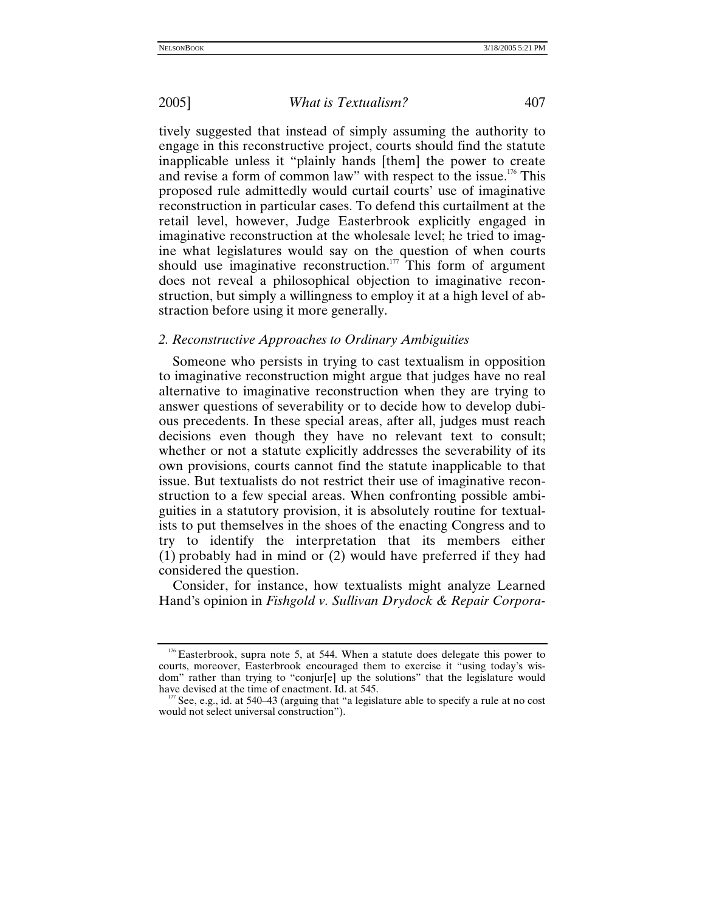tively suggested that instead of simply assuming the authority to engage in this reconstructive project, courts should find the statute inapplicable unless it "plainly hands [them] the power to create and revise a form of common law" with respect to the issue.[176] This proposed rule admittedly would curtail courts' use of imaginative reconstruction in particular cases. To defend this curtailment at the retail level, however, Judge Easterbrook explicitly engaged in imaginative reconstruction at the wholesale level; he tried to imagine what legislatures would say on the question of when courts should use imaginative reconstruction.[177] This form of argument does not reveal a philosophical objection to imaginative reconstruction, but simply a willingness to employ it at a high level of abstraction before using it more generally.

### *2. Reconstructive Approaches to Ordinary Ambiguities*

Someone who persists in trying to cast textualism in opposition to imaginative reconstruction might argue that judges have no real alternative to imaginative reconstruction when they are trying to answer questions of severability or to decide how to develop dubious precedents. In these special areas, after all, judges must reach decisions even though they have no relevant text to consult; whether or not a statute explicitly addresses the severability of its own provisions, courts cannot find the statute inapplicable to that issue. But textualists do not restrict their use of imaginative reconstruction to a few special areas. When confronting possible ambiguities in a statutory provision, it is absolutely routine for textualists to put themselves in the shoes of the enacting Congress and to try to identify the interpretation that its members either (1) probably had in mind or (2) would have preferred if they had considered the question.

Consider, for instance, how textualists might analyze Learned Hand's opinion in *Fishgold v. Sullivan Drydock & Repair Corpora-*

---

[176] Easterbrook, supra note 5, at 544. When a statute does delegate this power to courts, moreover, Easterbrook encouraged them to exercise it "using today's wisdom" rather than trying to "conjur[e] up the solutions" that the legislature would have devised at the time of enactment. Id. at 545.

[177] See, e.g., id. at 540–43 (arguing that "a legislature able to specify a rule at no cost would not select universal construction").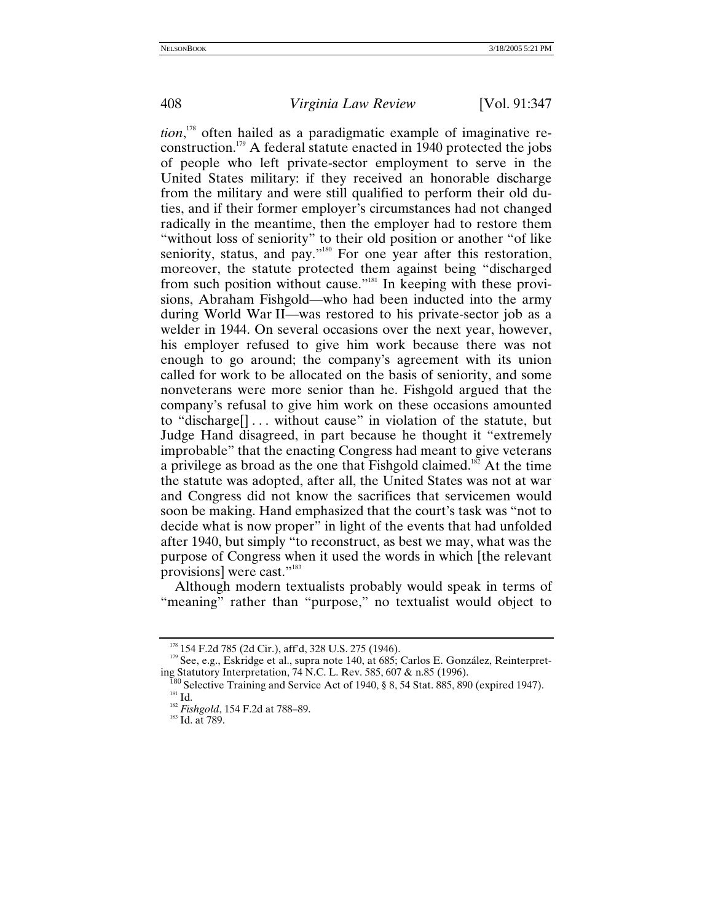*tion*,[178] often hailed as a paradigmatic example of imaginative reconstruction.[179] A federal statute enacted in 1940 protected the jobs of people who left private-sector employment to serve in the United States military: if they received an honorable discharge from the military and were still qualified to perform their old duties, and if their former employer's circumstances had not changed radically in the meantime, then the employer had to restore them "without loss of seniority" to their old position or another "of like seniority, status, and pay."[180] For one year after this restoration, moreover, the statute protected them against being "discharged from such position without cause."[181] In keeping with these provisions, Abraham Fishgold—who had been inducted into the army during World War II—was restored to his private-sector job as a welder in 1944. On several occasions over the next year, however, his employer refused to give him work because there was not enough to go around; the company's agreement with its union called for work to be allocated on the basis of seniority, and some nonveterans were more senior than he. Fishgold argued that the company's refusal to give him work on these occasions amounted to "discharge[] . . . without cause" in violation of the statute, but Judge Hand disagreed, in part because he thought it "extremely improbable" that the enacting Congress had meant to give veterans a privilege as broad as the one that Fishgold claimed.[182] At the time the statute was adopted, after all, the United States was not at war and Congress did not know the sacrifices that servicemen would soon be making. Hand emphasized that the court's task was "not to decide what is now proper" in light of the events that had unfolded after 1940, but simply "to reconstruct, as best we may, what was the purpose of Congress when it used the words in which [the relevant provisions] were cast."[183]

Although modern textualists probably would speak in terms of "meaning" rather than "purpose," no textualist would object to

---

[178] 154 F.2d 785 (2d Cir.), aff'd, 328 U.S. 275 (1946).

[179] See, e.g., Eskridge et al., supra note 140, at 685; Carlos E. González, Reinterpreting Statutory Interpretation, 74 N.C. L. Rev. 585, 607 & n.85 (1996).

[180] Selective Training and Service Act of 1940, § 8, 54 Stat. 885, 890 (expired 1947).

[181] Id.

[182] *Fishgold*, 154 F.2d at 788–89.

[183] Id. at 789.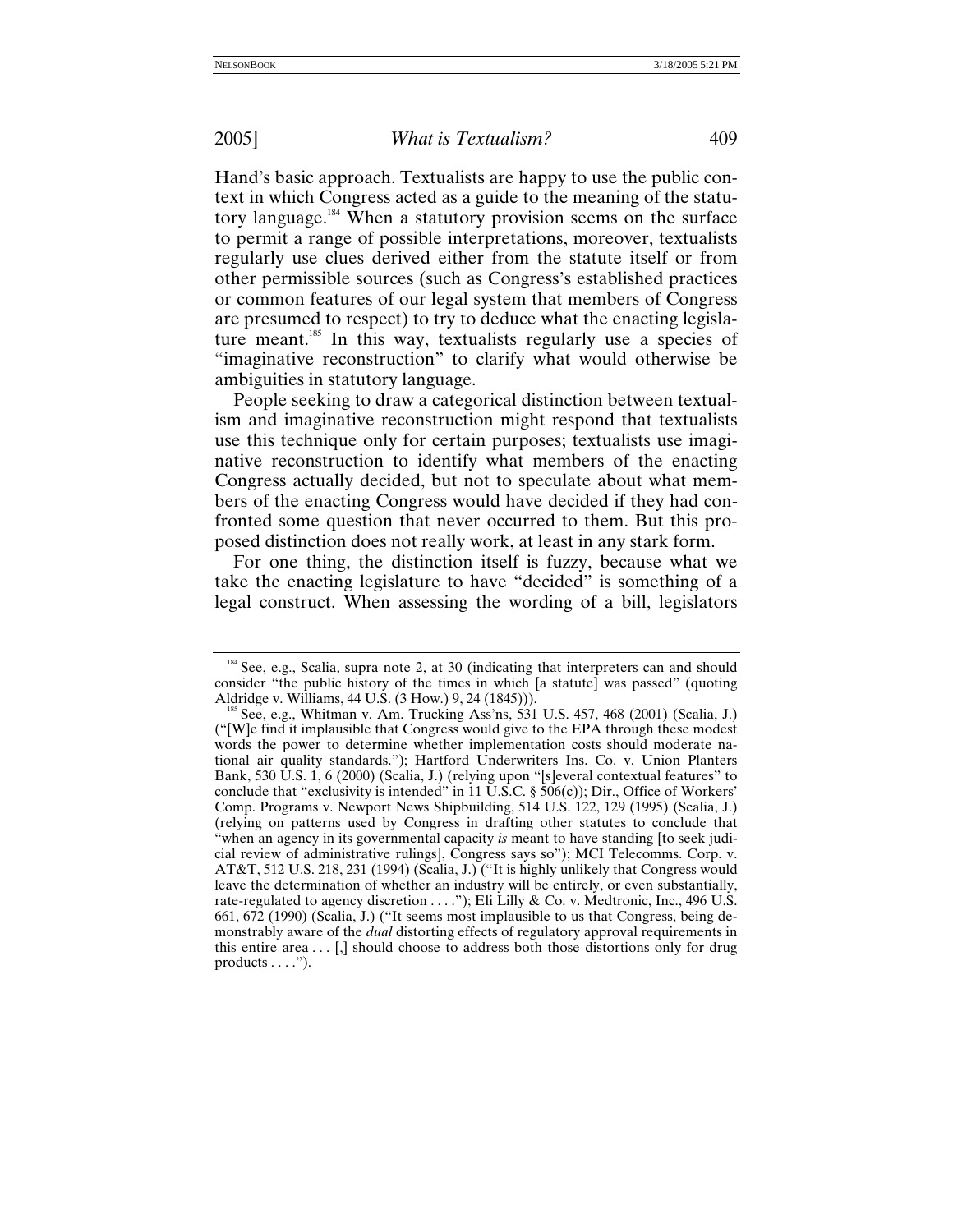Hand's basic approach. Textualists are happy to use the public context in which Congress acted as a guide to the meaning of the statutory language.[184] When a statutory provision seems on the surface to permit a range of possible interpretations, moreover, textualists regularly use clues derived either from the statute itself or from other permissible sources (such as Congress's established practices or common features of our legal system that members of Congress are presumed to respect) to try to deduce what the enacting legislature meant.[185] In this way, textualists regularly use a species of "imaginative reconstruction" to clarify what would otherwise be ambiguities in statutory language.

People seeking to draw a categorical distinction between textualism and imaginative reconstruction might respond that textualists use this technique only for certain purposes; textualists use imaginative reconstruction to identify what members of the enacting Congress actually decided, but not to speculate about what members of the enacting Congress would have decided if they had confronted some question that never occurred to them. But this proposed distinction does not really work, at least in any stark form.

For one thing, the distinction itself is fuzzy, because what we take the enacting legislature to have "decided" is something of a legal construct. When assessing the wording of a bill, legislators

---

[184] See, e.g., Scalia, supra note 2, at 30 (indicating that interpreters can and should consider "the public history of the times in which [a statute] was passed" (quoting Aldridge v. Williams, 44 U.S. (3 How.) 9, 24 (1845))).

[185] See, e.g., Whitman v. Am. Trucking Ass'ns, 531 U.S. 457, 468 (2001) (Scalia, J.) ("[W]e find it implausible that Congress would give to the EPA through these modest words the power to determine whether implementation costs should moderate national air quality standards."); Hartford Underwriters Ins. Co. v. Union Planters Bank, 530 U.S. 1, 6 (2000) (Scalia, J.) (relying upon "[s]everal contextual features" to conclude that "exclusivity is intended" in 11 U.S.C. § 506(c)); Dir., Office of Workers' Comp. Programs v. Newport News Shipbuilding, 514 U.S. 122, 129 (1995) (Scalia, J.) (relying on patterns used by Congress in drafting other statutes to conclude that "when an agency in its governmental capacity *is* meant to have standing [to seek judicial review of administrative rulings], Congress says so"); MCI Telecomms. Corp. v. AT&T, 512 U.S. 218, 231 (1994) (Scalia, J.) ("It is highly unlikely that Congress would leave the determination of whether an industry will be entirely, or even substantially, rate-regulated to agency discretion . . . ."); Eli Lilly & Co. v. Medtronic, Inc., 496 U.S. 661, 672 (1990) (Scalia, J.) ("It seems most implausible to us that Congress, being demonstrably aware of the *dual* distorting effects of regulatory approval requirements in this entire area . . . [,] should choose to address both those distortions only for drug products . . . .").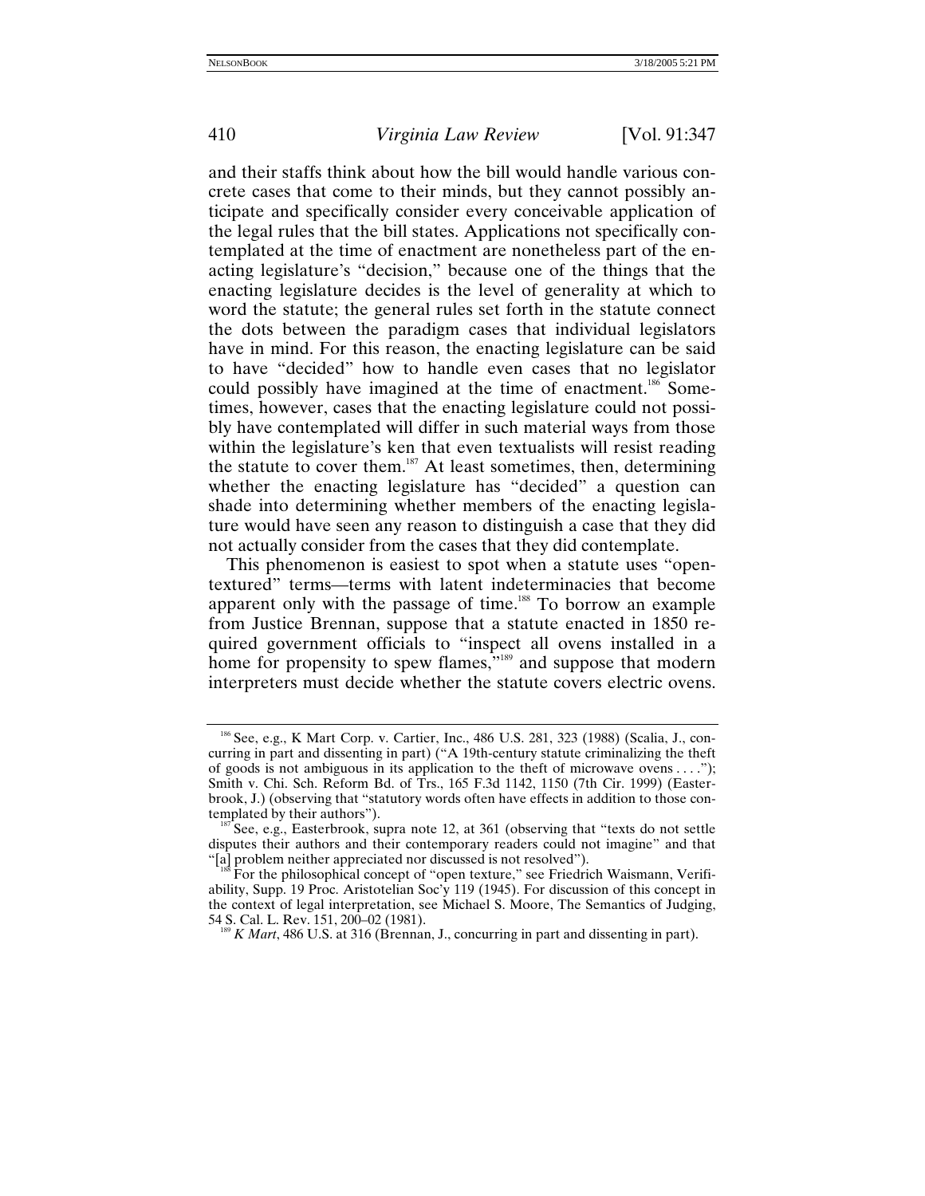and their staffs think about how the bill would handle various concrete cases that come to their minds, but they cannot possibly anticipate and specifically consider every conceivable application of the legal rules that the bill states. Applications not specifically contemplated at the time of enactment are nonetheless part of the enacting legislature's "decision," because one of the things that the enacting legislature decides is the level of generality at which to word the statute; the general rules set forth in the statute connect the dots between the paradigm cases that individual legislators have in mind. For this reason, the enacting legislature can be said to have "decided" how to handle even cases that no legislator could possibly have imagined at the time of enactment.[186] Sometimes, however, cases that the enacting legislature could not possibly have contemplated will differ in such material ways from those within the legislature's ken that even textualists will resist reading the statute to cover them.[187] At least sometimes, then, determining whether the enacting legislature has "decided" a question can shade into determining whether members of the enacting legislature would have seen any reason to distinguish a case that they did not actually consider from the cases that they did contemplate.

This phenomenon is easiest to spot when a statute uses "open-textured" terms—terms with latent indeterminacies that become apparent only with the passage of time.[188] To borrow an example from Justice Brennan, suppose that a statute enacted in 1850 required government officials to "inspect all ovens installed in a home for propensity to spew flames,"[189] and suppose that modern interpreters must decide whether the statute covers electric ovens.

---

[186] See, e.g., K Mart Corp. v. Cartier, Inc., 486 U.S. 281, 323 (1988) (Scalia, J., concurring in part and dissenting in part) ("A 19th-century statute criminalizing the theft of goods is not ambiguous in its application to the theft of microwave ovens . . . ."); Smith v. Chi. Sch. Reform Bd. of Trs., 165 F.3d 1142, 1150 (7th Cir. 1999) (Easterbrook, J.) (observing that "statutory words often have effects in addition to those contemplated by their authors").

[187] See, e.g., Easterbrook, supra note 12, at 361 (observing that "texts do not settle disputes their authors and their contemporary readers could not imagine" and that "[a] problem neither appreciated nor discussed is not resolved").

[188] For the philosophical concept of "open texture," see Friedrich Waismann, Verifiability, Supp. 19 Proc. Aristotelian Soc'y 119 (1945). For discussion of this concept in the context of legal interpretation, see Michael S. Moore, The Semantics of Judging, 54 S. Cal. L. Rev. 151, 200–02 (1981).

[189] *K Mart*, 486 U.S. at 316 (Brennan, J., concurring in part and dissenting in part).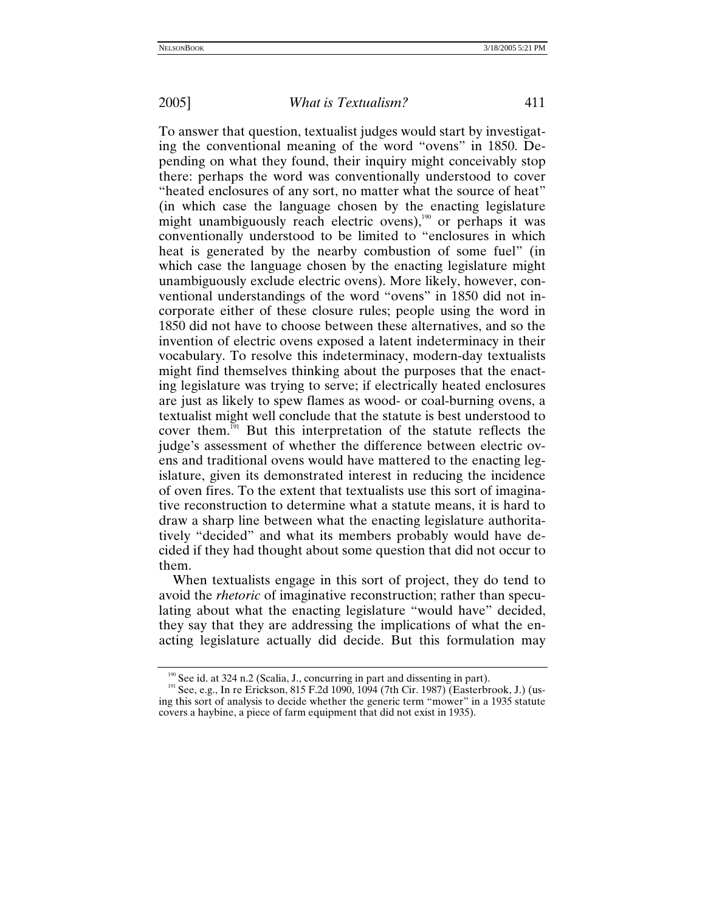To answer that question, textualist judges would start by investigating the conventional meaning of the word "ovens" in 1850. Depending on what they found, their inquiry might conceivably stop there: perhaps the word was conventionally understood to cover "heated enclosures of any sort, no matter what the source of heat" (in which case the language chosen by the enacting legislature might unambiguously reach electric ovens),[190] or perhaps it was conventionally understood to be limited to "enclosures in which heat is generated by the nearby combustion of some fuel" (in which case the language chosen by the enacting legislature might unambiguously exclude electric ovens). More likely, however, conventional understandings of the word "ovens" in 1850 did not incorporate either of these closure rules; people using the word in 1850 did not have to choose between these alternatives, and so the invention of electric ovens exposed a latent indeterminacy in their vocabulary. To resolve this indeterminacy, modern-day textualists might find themselves thinking about the purposes that the enacting legislature was trying to serve; if electrically heated enclosures are just as likely to spew flames as wood- or coal-burning ovens, a textualist might well conclude that the statute is best understood to cover them.[191] But this interpretation of the statute reflects the judge's assessment of whether the difference between electric ovens and traditional ovens would have mattered to the enacting legislature, given its demonstrated interest in reducing the incidence of oven fires. To the extent that textualists use this sort of imaginative reconstruction to determine what a statute means, it is hard to draw a sharp line between what the enacting legislature authoritatively "decided" and what its members probably would have decided if they had thought about some question that did not occur to them.

When textualists engage in this sort of project, they do tend to avoid the *rhetoric* of imaginative reconstruction; rather than speculating about what the enacting legislature "would have" decided, they say that they are addressing the implications of what the enacting legislature actually did decide. But this formulation may

---

[190] See id. at 324 n.2 (Scalia, J., concurring in part and dissenting in part).

[191] See, e.g., In re Erickson, 815 F.2d 1090, 1094 (7th Cir. 1987) (Easterbrook, J.) (using this sort of analysis to decide whether the generic term "mower" in a 1935 statute covers a haybine, a piece of farm equipment that did not exist in 1935).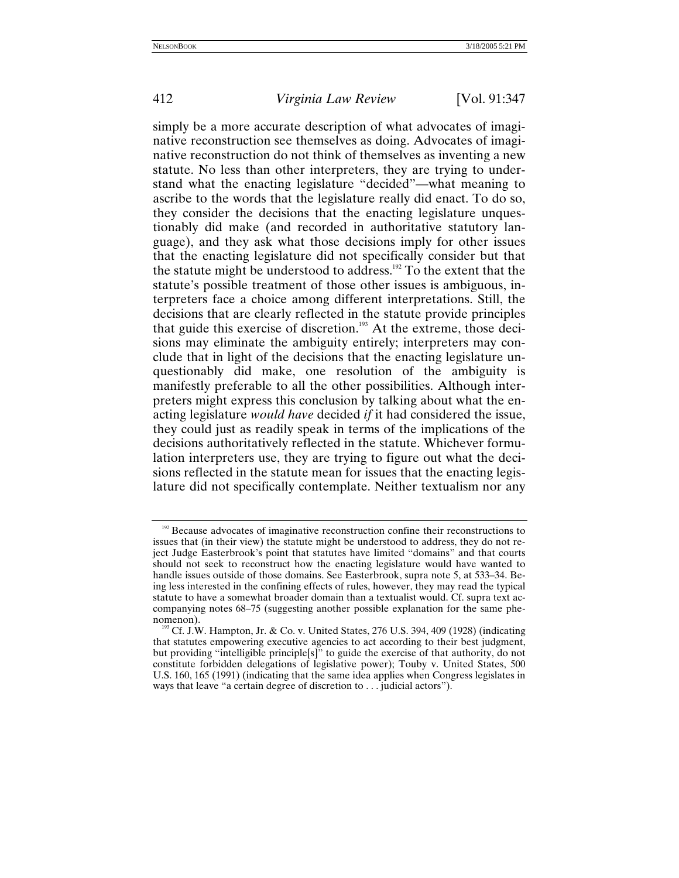simply be a more accurate description of what advocates of imaginative reconstruction see themselves as doing. Advocates of imaginative reconstruction do not think of themselves as inventing a new statute. No less than other interpreters, they are trying to understand what the enacting legislature "decided"—what meaning to ascribe to the words that the legislature really did enact. To do so, they consider the decisions that the enacting legislature unquestionably did make (and recorded in authoritative statutory language), and they ask what those decisions imply for other issues that the enacting legislature did not specifically consider but that the statute might be understood to address.[192] To the extent that the statute's possible treatment of those other issues is ambiguous, interpreters face a choice among different interpretations. Still, the decisions that are clearly reflected in the statute provide principles that guide this exercise of discretion.[193] At the extreme, those decisions may eliminate the ambiguity entirely; interpreters may conclude that in light of the decisions that the enacting legislature unquestionably did make, one resolution of the ambiguity is manifestly preferable to all the other possibilities. Although interpreters might express this conclusion by talking about what the enacting legislature *would have* decided *if* it had considered the issue, they could just as readily speak in terms of the implications of the decisions authoritatively reflected in the statute. Whichever formulation interpreters use, they are trying to figure out what the decisions reflected in the statute mean for issues that the enacting legislature did not specifically contemplate. Neither textualism nor any

---

[192] Because advocates of imaginative reconstruction confine their reconstructions to issues that (in their view) the statute might be understood to address, they do not reject Judge Easterbrook's point that statutes have limited "domains" and that courts should not seek to reconstruct how the enacting legislature would have wanted to handle issues outside of those domains. See Easterbrook, supra note 5, at 533–34. Being less interested in the confining effects of rules, however, they may read the typical statute to have a somewhat broader domain than a textualist would. Cf. supra text accompanying notes 68–75 (suggesting another possible explanation for the same phenomenon).

[193] Cf. J.W. Hampton, Jr. & Co. v. United States, 276 U.S. 394, 409 (1928) (indicating that statutes empowering executive agencies to act according to their best judgment, but providing "intelligible principle[s]" to guide the exercise of that authority, do not constitute forbidden delegations of legislative power); Touby v. United States, 500 U.S. 160, 165 (1991) (indicating that the same idea applies when Congress legislates in ways that leave "a certain degree of discretion to . . . judicial actors").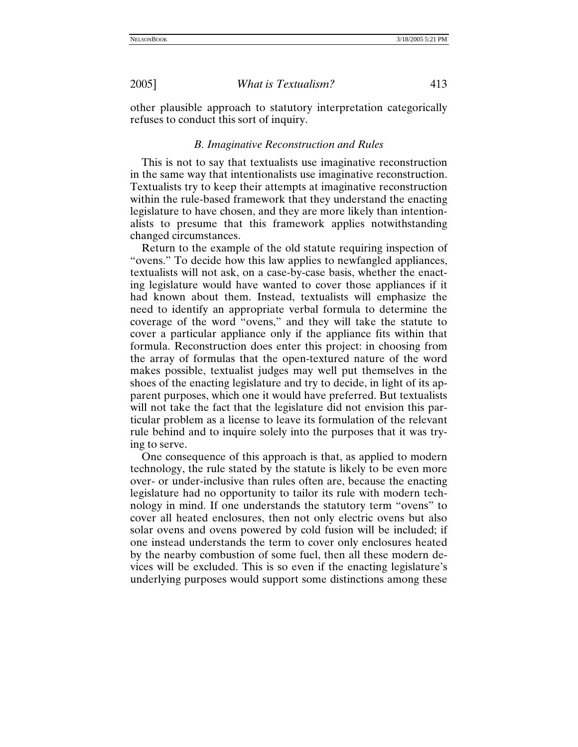other plausible approach to statutory interpretation categorically refuses to conduct this sort of inquiry.

### *B. Imaginative Reconstruction and Rules*

This is not to say that textualists use imaginative reconstruction in the same way that intentionalists use imaginative reconstruction. Textualists try to keep their attempts at imaginative reconstruction within the rule-based framework that they understand the enacting legislature to have chosen, and they are more likely than intentionalists to presume that this framework applies notwithstanding changed circumstances.

Return to the example of the old statute requiring inspection of "ovens." To decide how this law applies to newfangled appliances, textualists will not ask, on a case-by-case basis, whether the enacting legislature would have wanted to cover those appliances if it had known about them. Instead, textualists will emphasize the need to identify an appropriate verbal formula to determine the coverage of the word "ovens," and they will take the statute to cover a particular appliance only if the appliance fits within that formula. Reconstruction does enter this project: in choosing from the array of formulas that the open-textured nature of the word makes possible, textualist judges may well put themselves in the shoes of the enacting legislature and try to decide, in light of its apparent purposes, which one it would have preferred. But textualists will not take the fact that the legislature did not envision this particular problem as a license to leave its formulation of the relevant rule behind and to inquire solely into the purposes that it was trying to serve.

One consequence of this approach is that, as applied to modern technology, the rule stated by the statute is likely to be even more over- or under-inclusive than rules often are, because the enacting legislature had no opportunity to tailor its rule with modern technology in mind. If one understands the statutory term "ovens" to cover all heated enclosures, then not only electric ovens but also solar ovens and ovens powered by cold fusion will be included; if one instead understands the term to cover only enclosures heated by the nearby combustion of some fuel, then all these modern devices will be excluded. This is so even if the enacting legislature's underlying purposes would support some distinctions among these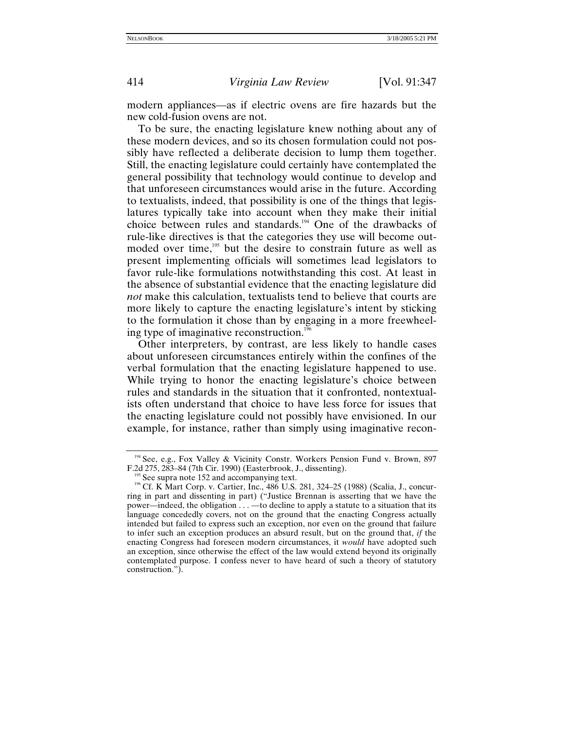modern appliances—as if electric ovens are fire hazards but the new cold-fusion ovens are not.

To be sure, the enacting legislature knew nothing about any of these modern devices, and so its chosen formulation could not possibly have reflected a deliberate decision to lump them together. Still, the enacting legislature could certainly have contemplated the general possibility that technology would continue to develop and that unforeseen circumstances would arise in the future. According to textualists, indeed, that possibility is one of the things that legislatures typically take into account when they make their initial choice between rules and standards.[194] One of the drawbacks of rule-like directives is that the categories they use will become outmoded over time,[195] but the desire to constrain future as well as present implementing officials will sometimes lead legislators to favor rule-like formulations notwithstanding this cost. At least in the absence of substantial evidence that the enacting legislature did *not* make this calculation, textualists tend to believe that courts are more likely to capture the enacting legislature's intent by sticking to the formulation it chose than by engaging in a more freewheeling type of imaginative reconstruction.[196]

Other interpreters, by contrast, are less likely to handle cases about unforeseen circumstances entirely within the confines of the verbal formulation that the enacting legislature happened to use. While trying to honor the enacting legislature's choice between rules and standards in the situation that it confronted, nontextualists often understand that choice to have less force for issues that the enacting legislature could not possibly have envisioned. In our example, for instance, rather than simply using imaginative recon-

[194] See, e.g., Fox Valley & Vicinity Constr. Workers Pension Fund v. Brown, 897 F.2d 275, 283–84 (7th Cir. 1990) (Easterbrook, J., dissenting).

[195] See supra note 152 and accompanying text.

[196] Cf. K Mart Corp. v. Cartier, Inc., 486 U.S. 281, 324–25 (1988) (Scalia, J., concurring in part and dissenting in part) ("Justice Brennan is asserting that we have the power—indeed, the obligation . . . —to decline to apply a statute to a situation that its language concededly covers, not on the ground that the enacting Congress actually intended but failed to express such an exception, nor even on the ground that failure to infer such an exception produces an absurd result, but on the ground that, *if* the enacting Congress had foreseen modern circumstances, it *would* have adopted such an exception, since otherwise the effect of the law would extend beyond its originally contemplated purpose. I confess never to have heard of such a theory of statutory construction.").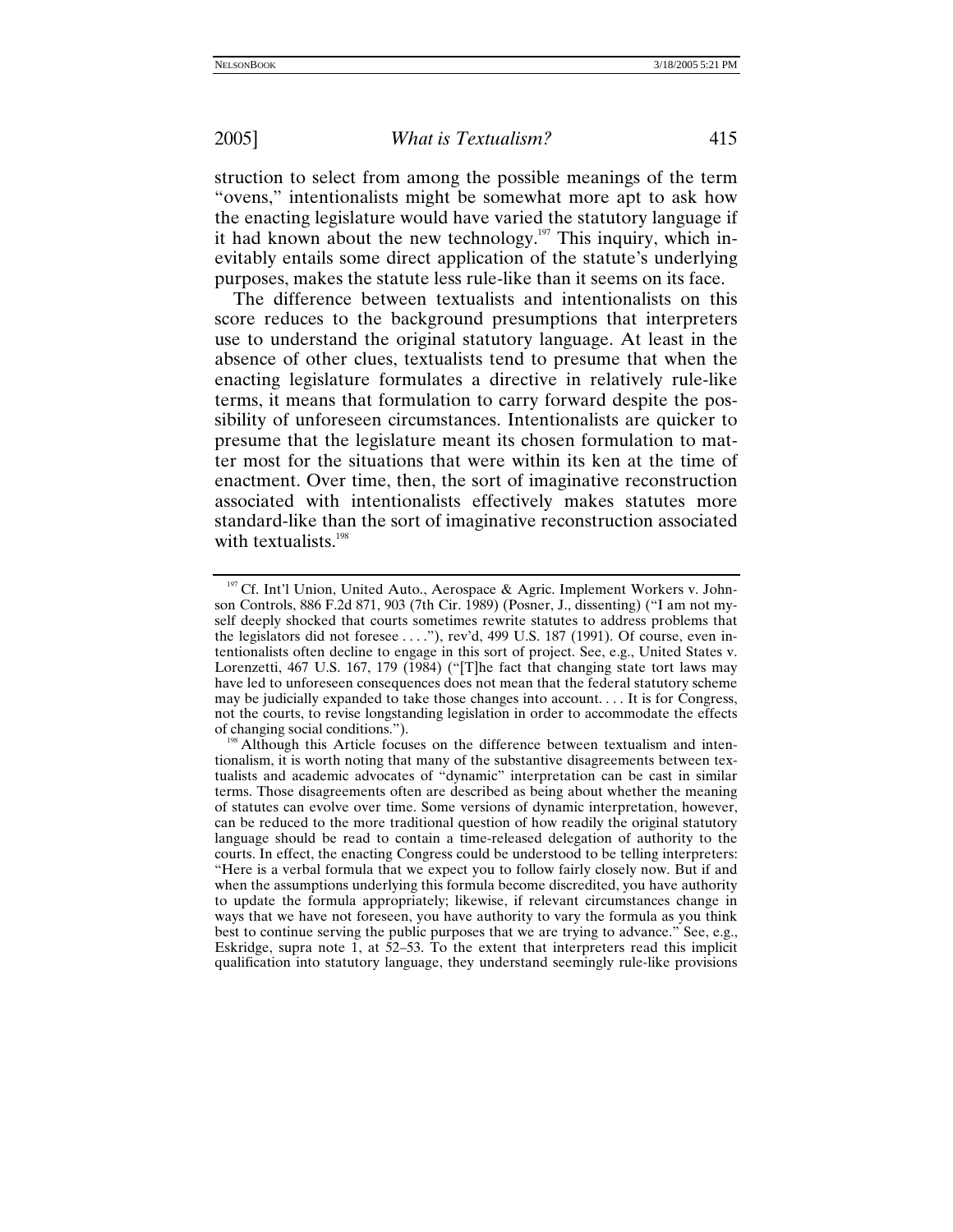struction to select from among the possible meanings of the term "ovens," intentionalists might be somewhat more apt to ask how the enacting legislature would have varied the statutory language if it had known about the new technology.[197] This inquiry, which inevitably entails some direct application of the statute's underlying purposes, makes the statute less rule-like than it seems on its face.

The difference between textualists and intentionalists on this score reduces to the background presumptions that interpreters use to understand the original statutory language. At least in the absence of other clues, textualists tend to presume that when the enacting legislature formulates a directive in relatively rule-like terms, it means that formulation to carry forward despite the possibility of unforeseen circumstances. Intentionalists are quicker to presume that the legislature meant its chosen formulation to matter most for the situations that were within its ken at the time of enactment. Over time, then, the sort of imaginative reconstruction associated with intentionalists effectively makes statutes more standard-like than the sort of imaginative reconstruction associated with textualists.[198]

---

[197] Cf. Int'l Union, United Auto., Aerospace & Agric. Implement Workers v. Johnson Controls, 886 F.2d 871, 903 (7th Cir. 1989) (Posner, J., dissenting) ("I am not myself deeply shocked that courts sometimes rewrite statutes to address problems that the legislators did not foresee . . . ."), rev'd, 499 U.S. 187 (1991). Of course, even intentionalists often decline to engage in this sort of project. See, e.g., United States v. Lorenzetti, 467 U.S. 167, 179 (1984) ("[T]he fact that changing state tort laws may have led to unforeseen consequences does not mean that the federal statutory scheme may be judicially expanded to take those changes into account. . . . It is for Congress, not the courts, to revise longstanding legislation in order to accommodate the effects of changing social conditions.").

[198] Although this Article focuses on the difference between textualism and intentionalism, it is worth noting that many of the substantive disagreements between textualists and academic advocates of "dynamic" interpretation can be cast in similar terms. Those disagreements often are described as being about whether the meaning of statutes can evolve over time. Some versions of dynamic interpretation, however, can be reduced to the more traditional question of how readily the original statutory language should be read to contain a time-released delegation of authority to the courts. In effect, the enacting Congress could be understood to be telling interpreters: "Here is a verbal formula that we expect you to follow fairly closely now. But if and when the assumptions underlying this formula become discredited, you have authority to update the formula appropriately; likewise, if relevant circumstances change in ways that we have not foreseen, you have authority to vary the formula as you think best to continue serving the public purposes that we are trying to advance." See, e.g., Eskridge, supra note 1, at 52–53. To the extent that interpreters read this implicit qualification into statutory language, they understand seemingly rule-like provisions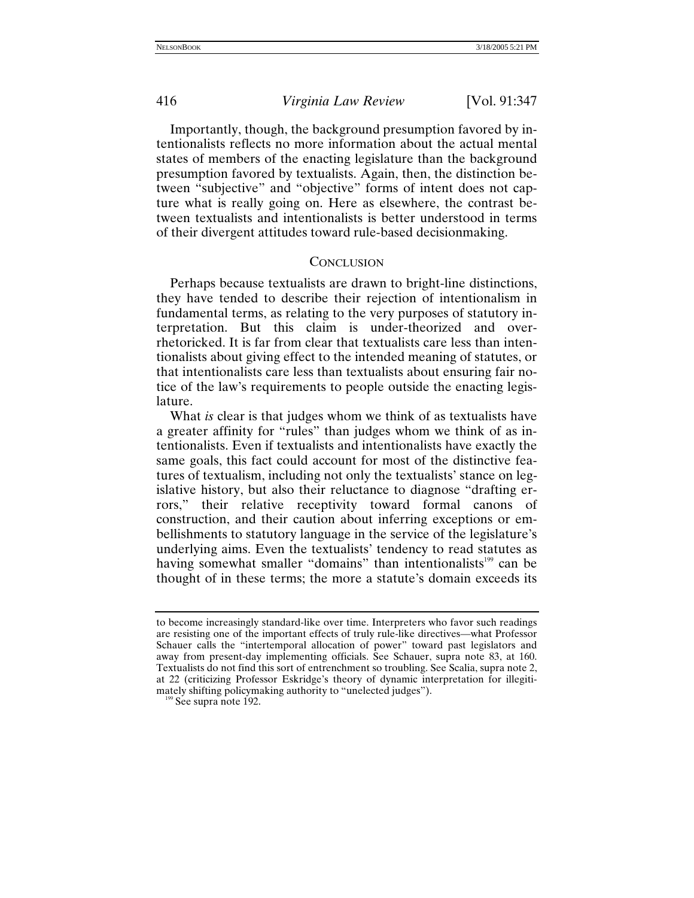Importantly, though, the background presumption favored by intentionalists reflects no more information about the actual mental states of members of the enacting legislature than the background presumption favored by textualists. Again, then, the distinction between "subjective" and "objective" forms of intent does not capture what is really going on. Here as elsewhere, the contrast between textualists and intentionalists is better understood in terms of their divergent attitudes toward rule-based decisionmaking.

## CONCLUSION

Perhaps because textualists are drawn to bright-line distinctions, they have tended to describe their rejection of intentionalism in fundamental terms, as relating to the very purposes of statutory interpretation. But this claim is under-theorized and over-rhetoricked. It is far from clear that textualists care less than intentionalists about giving effect to the intended meaning of statutes, or that intentionalists care less than textualists about ensuring fair notice of the law's requirements to people outside the enacting legislature.

What *is* clear is that judges whom we think of as textualists have a greater affinity for "rules" than judges whom we think of as intentionalists. Even if textualists and intentionalists have exactly the same goals, this fact could account for most of the distinctive features of textualism, including not only the textualists' stance on legislative history, but also their reluctance to diagnose "drafting errors," their relative receptivity toward formal canons of construction, and their caution about inferring exceptions or embellishments to statutory language in the service of the legislature's underlying aims. Even the textualists' tendency to read statutes as having somewhat smaller "domains" than intentionalists[199] can be thought of in these terms; the more a statute's domain exceeds its

---

to become increasingly standard-like over time. Interpreters who favor such readings are resisting one of the important effects of truly rule-like directives—what Professor Schauer calls the "intertemporal allocation of power" toward past legislators and away from present-day implementing officials. See Schauer, supra note 83, at 160. Textualists do not find this sort of entrenchment so troubling. See Scalia, supra note 2, at 22 (criticizing Professor Eskridge's theory of dynamic interpretation for illegitimately shifting policymaking authority to "unelected judges").

[199] See supra note 192.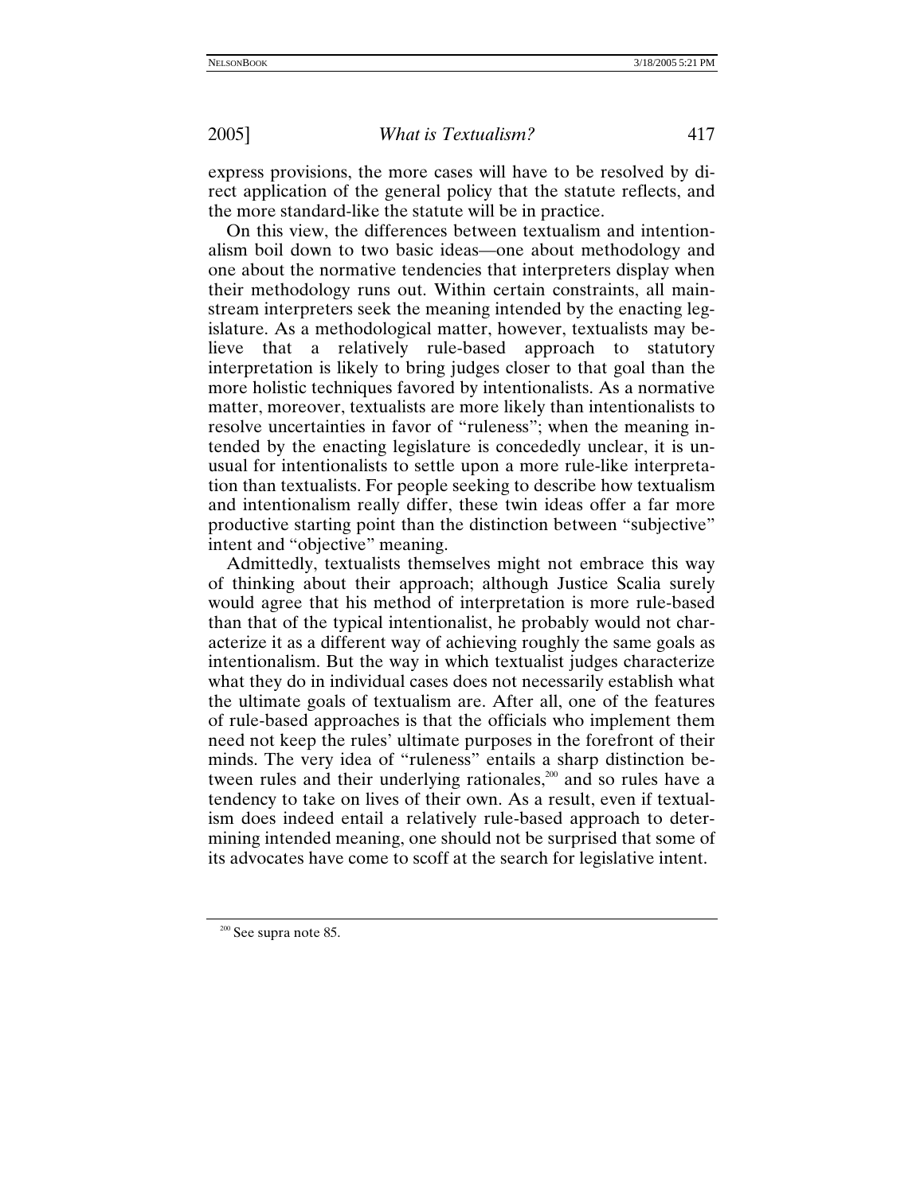express provisions, the more cases will have to be resolved by direct application of the general policy that the statute reflects, and the more standard-like the statute will be in practice.

On this view, the differences between textualism and intentionalism boil down to two basic ideas—one about methodology and one about the normative tendencies that interpreters display when their methodology runs out. Within certain constraints, all mainstream interpreters seek the meaning intended by the enacting legislature. As a methodological matter, however, textualists may believe that a relatively rule-based approach to statutory interpretation is likely to bring judges closer to that goal than the more holistic techniques favored by intentionalists. As a normative matter, moreover, textualists are more likely than intentionalists to resolve uncertainties in favor of "ruleness"; when the meaning intended by the enacting legislature is concededly unclear, it is unusual for intentionalists to settle upon a more rule-like interpretation than textualists. For people seeking to describe how textualism and intentionalism really differ, these twin ideas offer a far more productive starting point than the distinction between "subjective" intent and "objective" meaning.

Admittedly, textualists themselves might not embrace this way of thinking about their approach; although Justice Scalia surely would agree that his method of interpretation is more rule-based than that of the typical intentionalist, he probably would not characterize it as a different way of achieving roughly the same goals as intentionalism. But the way in which textualist judges characterize what they do in individual cases does not necessarily establish what the ultimate goals of textualism are. After all, one of the features of rule-based approaches is that the officials who implement them need not keep the rules' ultimate purposes in the forefront of their minds. The very idea of "ruleness" entails a sharp distinction between rules and their underlying rationales,[200] and so rules have a tendency to take on lives of their own. As a result, even if textualism does indeed entail a relatively rule-based approach to determining intended meaning, one should not be surprised that some of its advocates have come to scoff at the search for legislative intent.

[200] See supra note 85.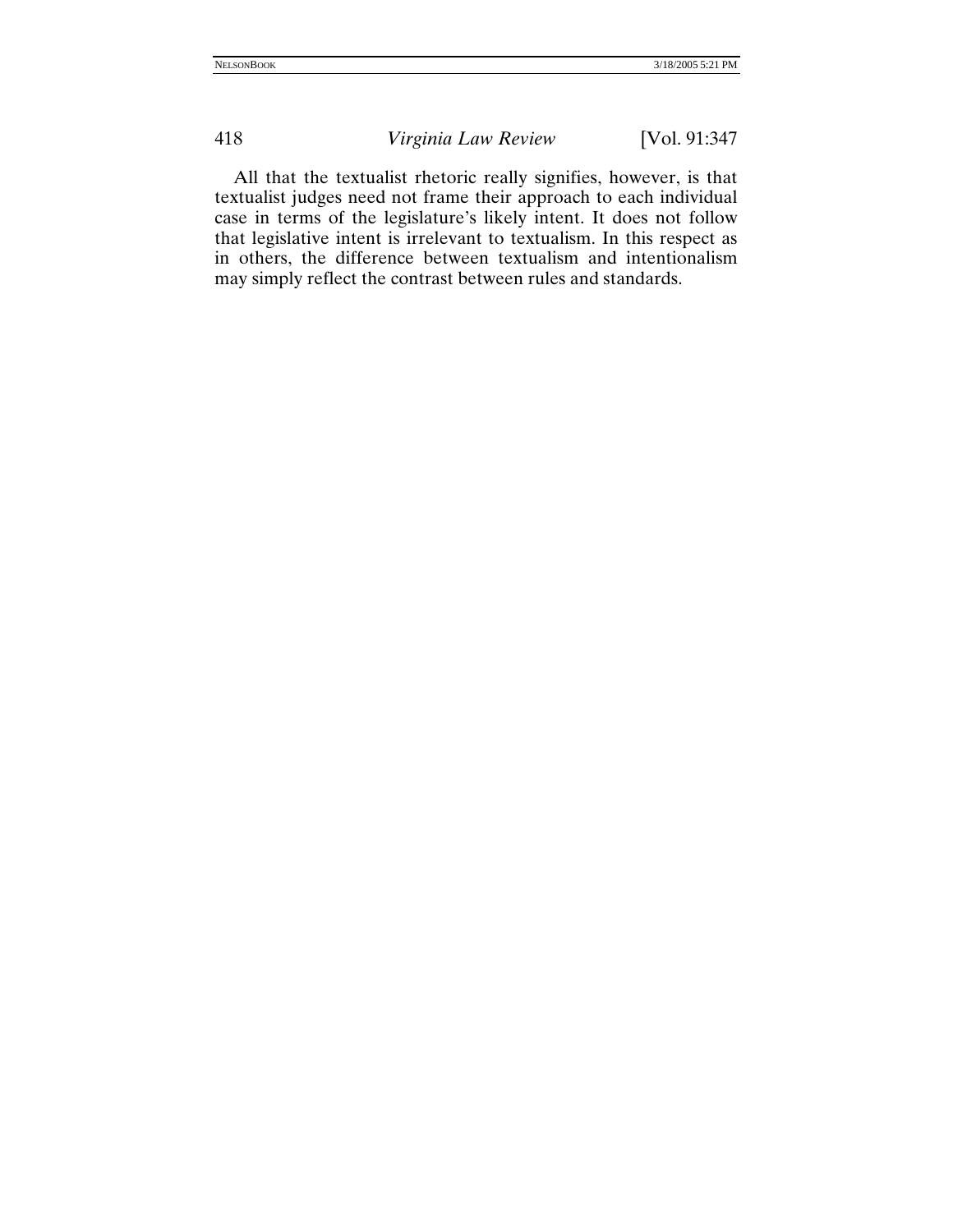All that the textualist rhetoric really signifies, however, is that textualist judges need not frame their approach to each individual case in terms of the legislature's likely intent. It does not follow that legislative intent is irrelevant to textualism. In this respect as in others, the difference between textualism and intentionalism may simply reflect the contrast between rules and standards.